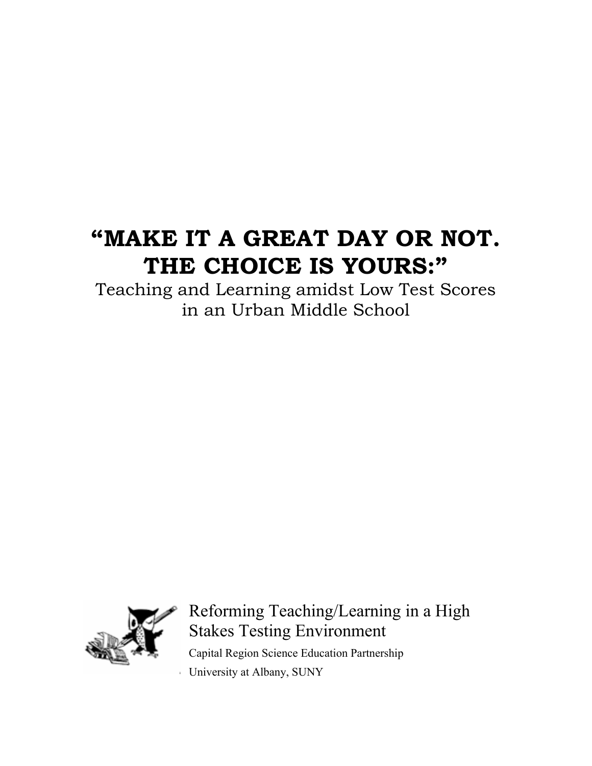# "MAKE IT A GREAT DAY OR NOT. THE CHOICE IS YOURS:"

Teaching and Learning amidst Low Test Scores in an Urban Middle School

Reforming Teaching/Learning in a High Stakes Testing Environment

Capital Region Science Education Partnership

University at Albany, SUNY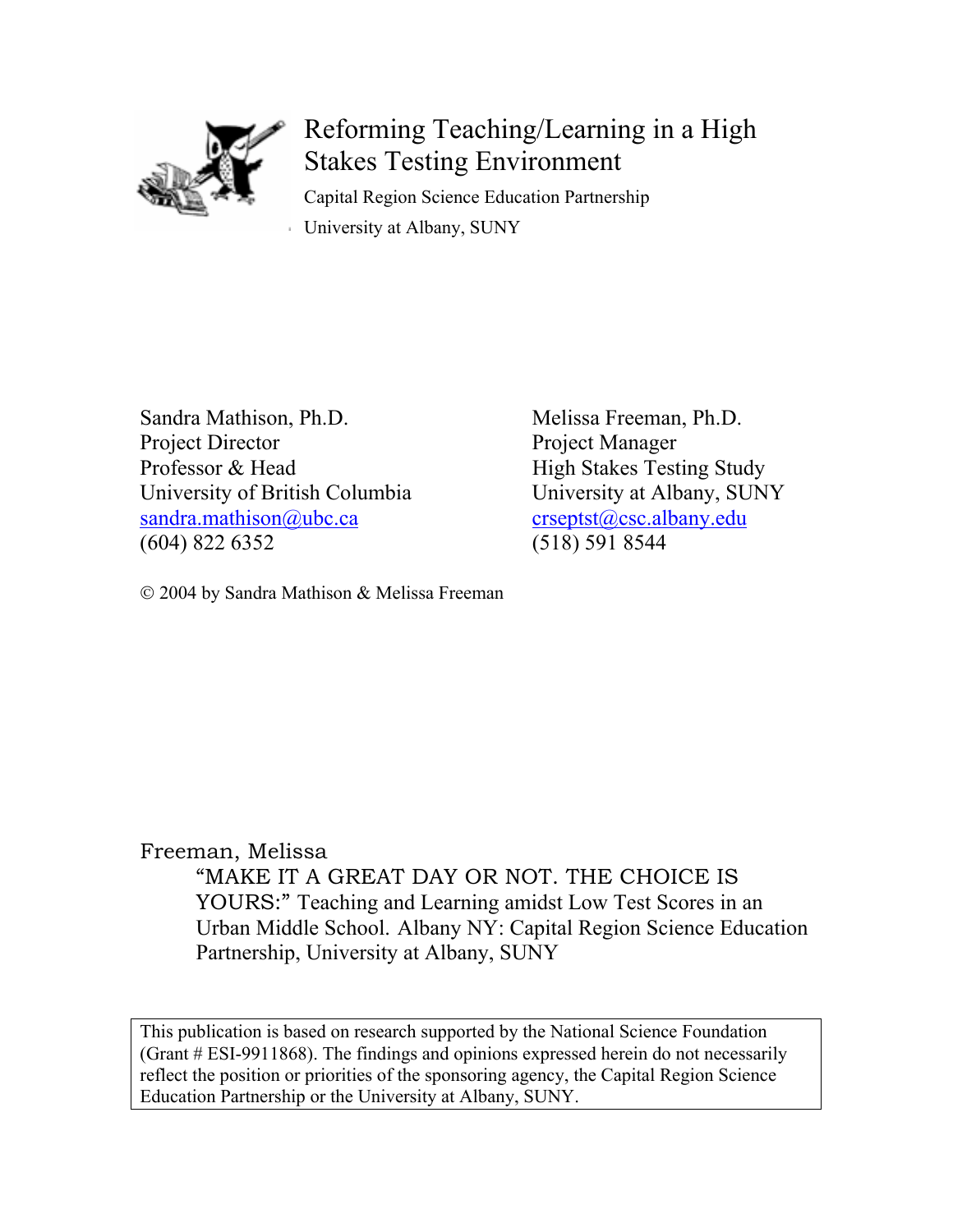# Reforming Teaching/Learning in a High Stakes Testing Environment

Capital Region Science Education Partnership

University at Albany, SUNY

Sandra Mathison, Ph.D.
Project Director
Professor & Head
University of British Columbia
sandra.mathison@ubc.ca
(604) 822 6352

Melissa Freeman, Ph.D.
Project Manager
High Stakes Testing Study
University at Albany, SUNY
crseptst@csc.albany.edu
(518) 591 8544

© 2004 by Sandra Mathison & Melissa Freeman

Freeman, Melissa

"MAKE IT A GREAT DAY OR NOT. THE CHOICE IS YOURS:" Teaching and Learning amidst Low Test Scores in an Urban Middle School. Albany NY: Capital Region Science Education Partnership, University at Albany, SUNY

This publication is based on research supported by the National Science Foundation (Grant # ESI-9911868). The findings and opinions expressed herein do not necessarily reflect the position or priorities of the sponsoring agency, the Capital Region Science Education Partnership or the University at Albany, SUNY.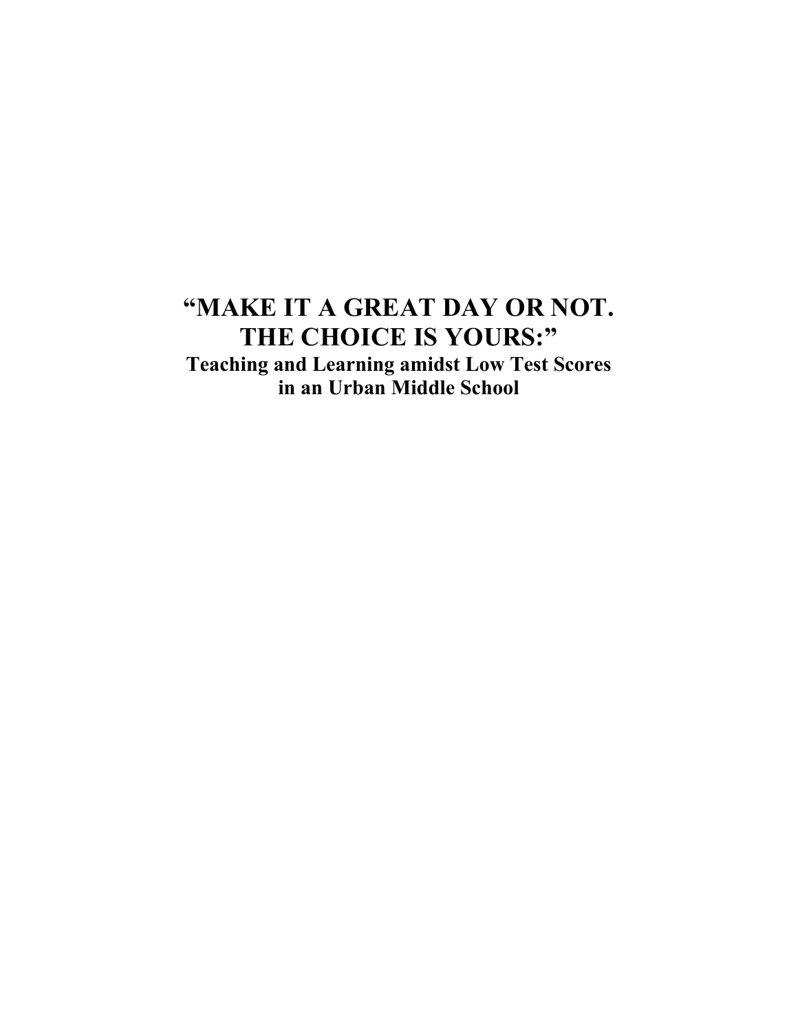# "MAKE IT A GREAT DAY OR NOT. THE CHOICE IS YOURS:"

## Teaching and Learning amidst Low Test Scores in an Urban Middle School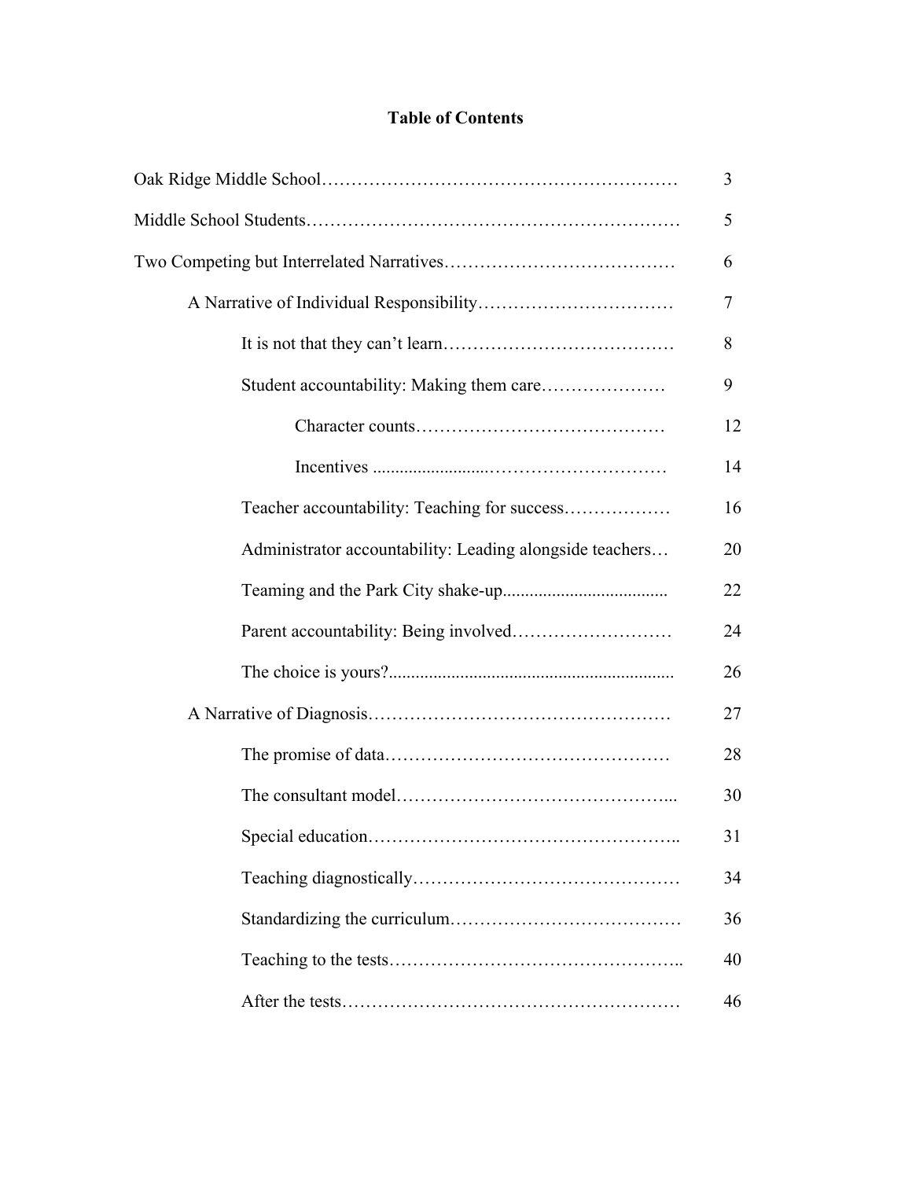# Table of Contents

Oak Ridge Middle School…………………………………………………… 3

Middle School Students……………………………………………………. 5

Two Competing but Interrelated Narratives………………………………… 6

- A Narrative of Individual Responsibility…………………………… 7
  - It is not that they can't learn………………………………… 8
  - Student accountability: Making them care………………… 9
    - Character counts…………………………………… 12
    - Incentives ..........................………………………… 14
  - Teacher accountability: Teaching for success……………… 16
  - Administrator accountability: Leading alongside teachers… 20
  - Teaming and the Park City shake-up.................................... 22
  - Parent accountability: Being involved……………………… 24
  - The choice is yours?............................................................... 26
- A Narrative of Diagnosis…………………………………………… 27
  - The promise of data………………………………………… 28
  - The consultant model……………………………………... 30
  - Special education………………………………………….. 31
  - Teaching diagnostically…………………………………… 34
  - Standardizing the curriculum……………………………… 36
  - Teaching to the tests……………………………………….. 40
  - After the tests……………………………………………… 46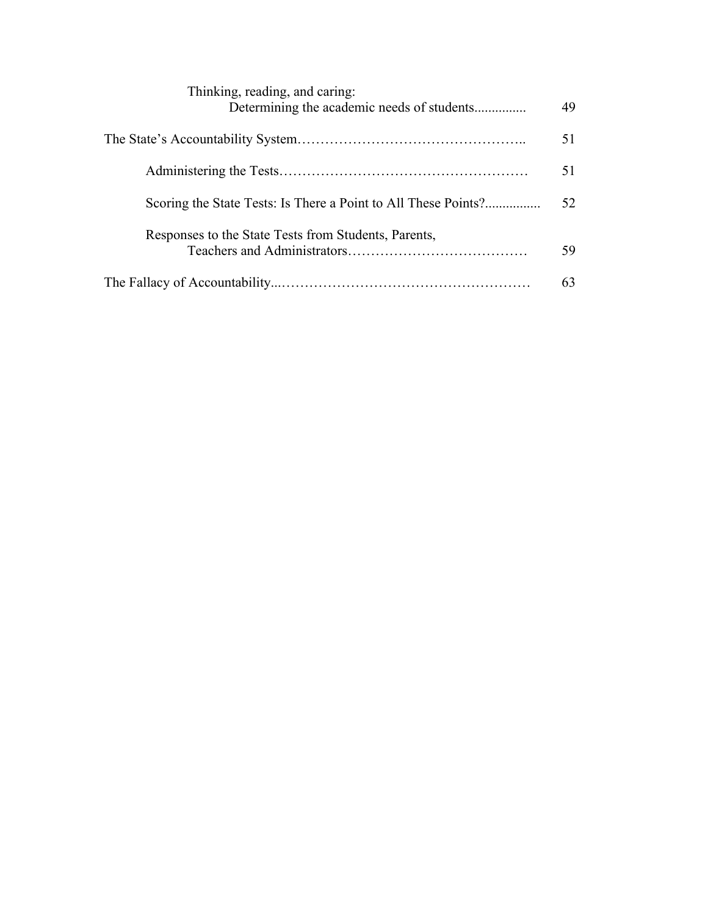Thinking, reading, and caring:
Determining the academic needs of students............... 49

The State's Accountability System……………………………………….. 51

Administering the Tests……………………………………………… 51

Scoring the State Tests: Is There a Point to All These Points?................ 52

Responses to the State Tests from Students, Parents,
Teachers and Administrators………………………………… 59

The Fallacy of Accountability...……………………………………………… 63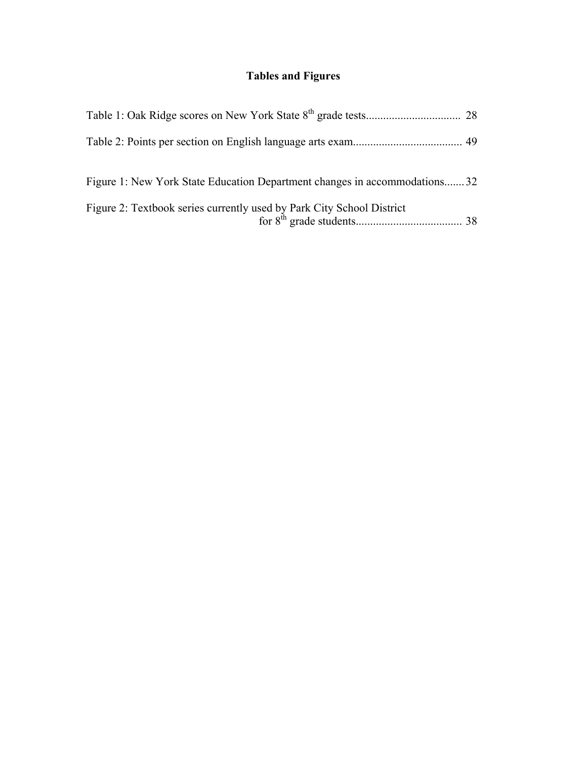# Tables and Figures

Table 1: Oak Ridge scores on New York State 8th grade tests................................. 28

Table 2: Points per section on English language arts exam...................................... 49

Figure 1: New York State Education Department changes in accommodations....... 32

Figure 2: Textbook series currently used by Park City School District for 8th grade students..................................... 38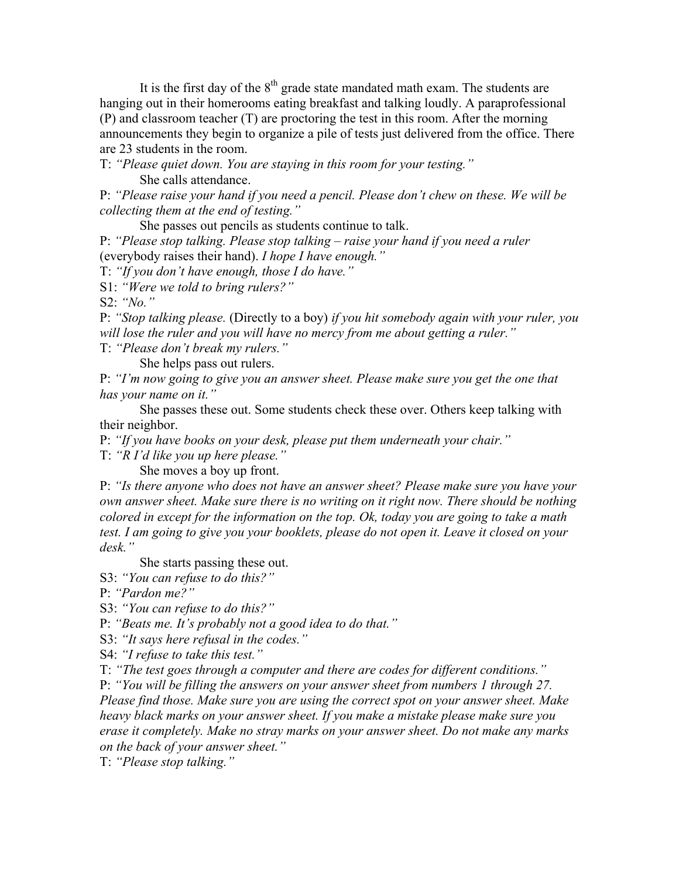It is the first day of the 8th grade state mandated math exam. The students are hanging out in their homerooms eating breakfast and talking loudly. A paraprofessional (P) and classroom teacher (T) are proctoring the test in this room. After the morning announcements they begin to organize a pile of tests just delivered from the office. There are 23 students in the room.

T: *"Please quiet down. You are staying in this room for your testing."*

She calls attendance.

P: *"Please raise your hand if you need a pencil. Please don't chew on these. We will be collecting them at the end of testing."*

She passes out pencils as students continue to talk.

P: *"Please stop talking. Please stop talking – raise your hand if you need a ruler* (everybody raises their hand). *I hope I have enough."*

T: *"If you don't have enough, those I do have."*

S1: *"Were we told to bring rulers?"*

S2: *"No."*

P: *"Stop talking please.* (Directly to a boy) *if you hit somebody again with your ruler, you will lose the ruler and you will have no mercy from me about getting a ruler."*

T: *"Please don't break my rulers."*

She helps pass out rulers.

P: *"I'm now going to give you an answer sheet. Please make sure you get the one that has your name on it."*

She passes these out. Some students check these over. Others keep talking with their neighbor.

P: *"If you have books on your desk, please put them underneath your chair."*

T: *"R I'd like you up here please."*

She moves a boy up front.

P: *"Is there anyone who does not have an answer sheet? Please make sure you have your own answer sheet. Make sure there is no writing on it right now. There should be nothing colored in except for the information on the top. Ok, today you are going to take a math test. I am going to give you your booklets, please do not open it. Leave it closed on your desk."*

She starts passing these out.

S3: *"You can refuse to do this?"*

P: *"Pardon me?"*

S3: *"You can refuse to do this?"*

P: *"Beats me. It's probably not a good idea to do that."*

S3: *"It says here refusal in the codes."*

S4: *"I refuse to take this test."*

T: *"The test goes through a computer and there are codes for different conditions."*

P: *"You will be filling the answers on your answer sheet from numbers 1 through 27. Please find those. Make sure you are using the correct spot on your answer sheet. Make heavy black marks on your answer sheet. If you make a mistake please make sure you erase it completely. Make no stray marks on your answer sheet. Do not make any marks on the back of your answer sheet."*

T: *"Please stop talking."*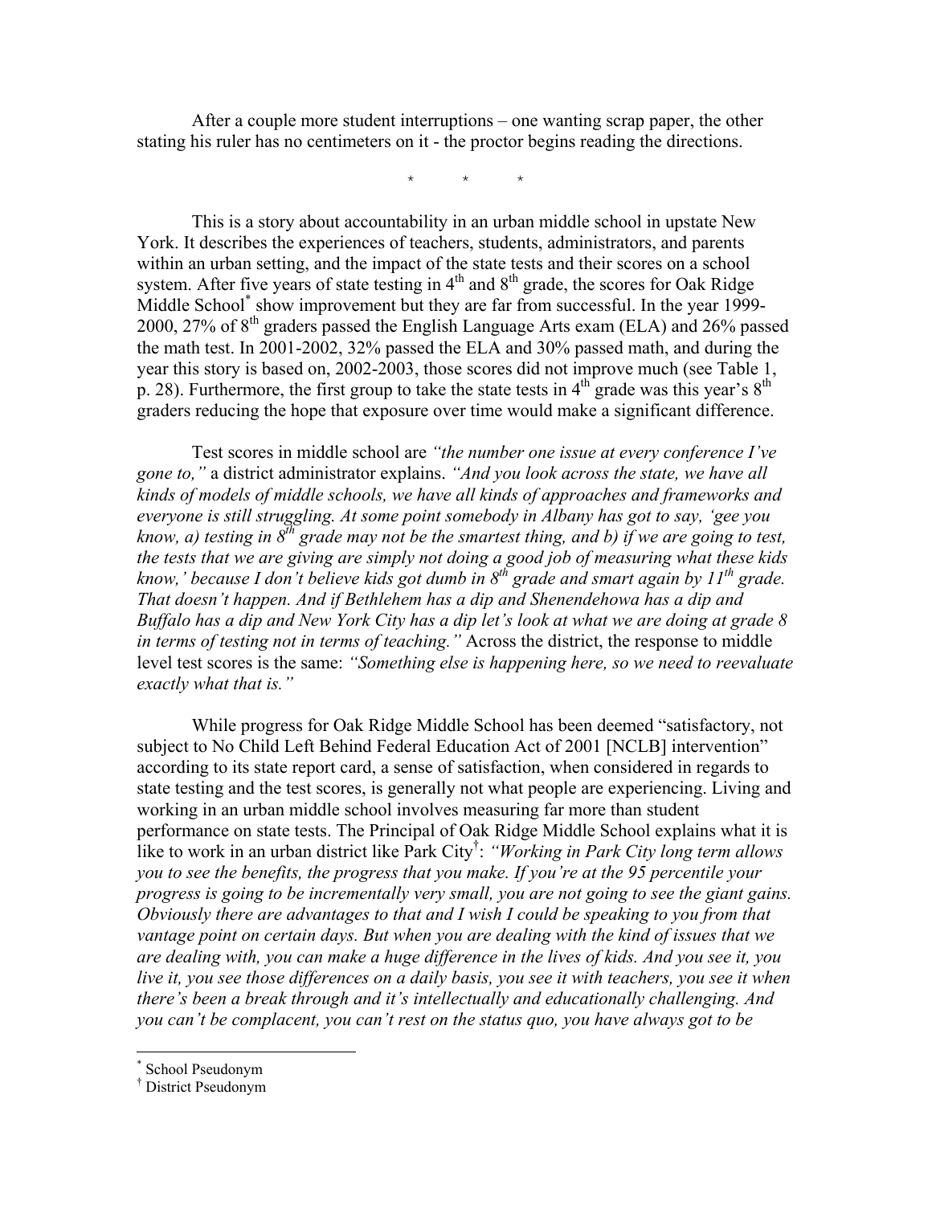After a couple more student interruptions – one wanting scrap paper, the other stating his ruler has no centimeters on it - the proctor begins reading the directions.

\* \* \*

This is a story about accountability in an urban middle school in upstate New York. It describes the experiences of teachers, students, administrators, and parents within an urban setting, and the impact of the state tests and their scores on a school system. After five years of state testing in 4th and 8th grade, the scores for Oak Ridge Middle School[*] show improvement but they are far from successful. In the year 1999-2000, 27% of 8th graders passed the English Language Arts exam (ELA) and 26% passed the math test. In 2001-2002, 32% passed the ELA and 30% passed math, and during the year this story is based on, 2002-2003, those scores did not improve much (see Table 1, p. 28). Furthermore, the first group to take the state tests in 4th grade was this year's 8th graders reducing the hope that exposure over time would make a significant difference.

Test scores in middle school are *"the number one issue at every conference I've gone to,"* a district administrator explains. *"And you look across the state, we have all kinds of models of middle schools, we have all kinds of approaches and frameworks and everyone is still struggling. At some point somebody in Albany has got to say, 'gee you know, a) testing in 8th grade may not be the smartest thing, and b) if we are going to test, the tests that we are giving are simply not doing a good job of measuring what these kids know,' because I don't believe kids got dumb in 8th grade and smart again by 11th grade. That doesn't happen. And if Bethlehem has a dip and Shenendehowa has a dip and Buffalo has a dip and New York City has a dip let's look at what we are doing at grade 8 in terms of testing not in terms of teaching."* Across the district, the response to middle level test scores is the same: *"Something else is happening here, so we need to reevaluate exactly what that is."*

While progress for Oak Ridge Middle School has been deemed "satisfactory, not subject to No Child Left Behind Federal Education Act of 2001 [NCLB] intervention" according to its state report card, a sense of satisfaction, when considered in regards to state testing and the test scores, is generally not what people are experiencing. Living and working in an urban middle school involves measuring far more than student performance on state tests. The Principal of Oak Ridge Middle School explains what it is like to work in an urban district like Park City[†]: *"Working in Park City long term allows you to see the benefits, the progress that you make. If you're at the 95 percentile your progress is going to be incrementally very small, you are not going to see the giant gains. Obviously there are advantages to that and I wish I could be speaking to you from that vantage point on certain days. But when you are dealing with the kind of issues that we are dealing with, you can make a huge difference in the lives of kids. And you see it, you live it, you see those differences on a daily basis, you see it with teachers, you see it when there's been a break through and it's intellectually and educationally challenging. And you can't be complacent, you can't rest on the status quo, you have always got to be*

---

[*] School Pseudonym

[†] District Pseudonym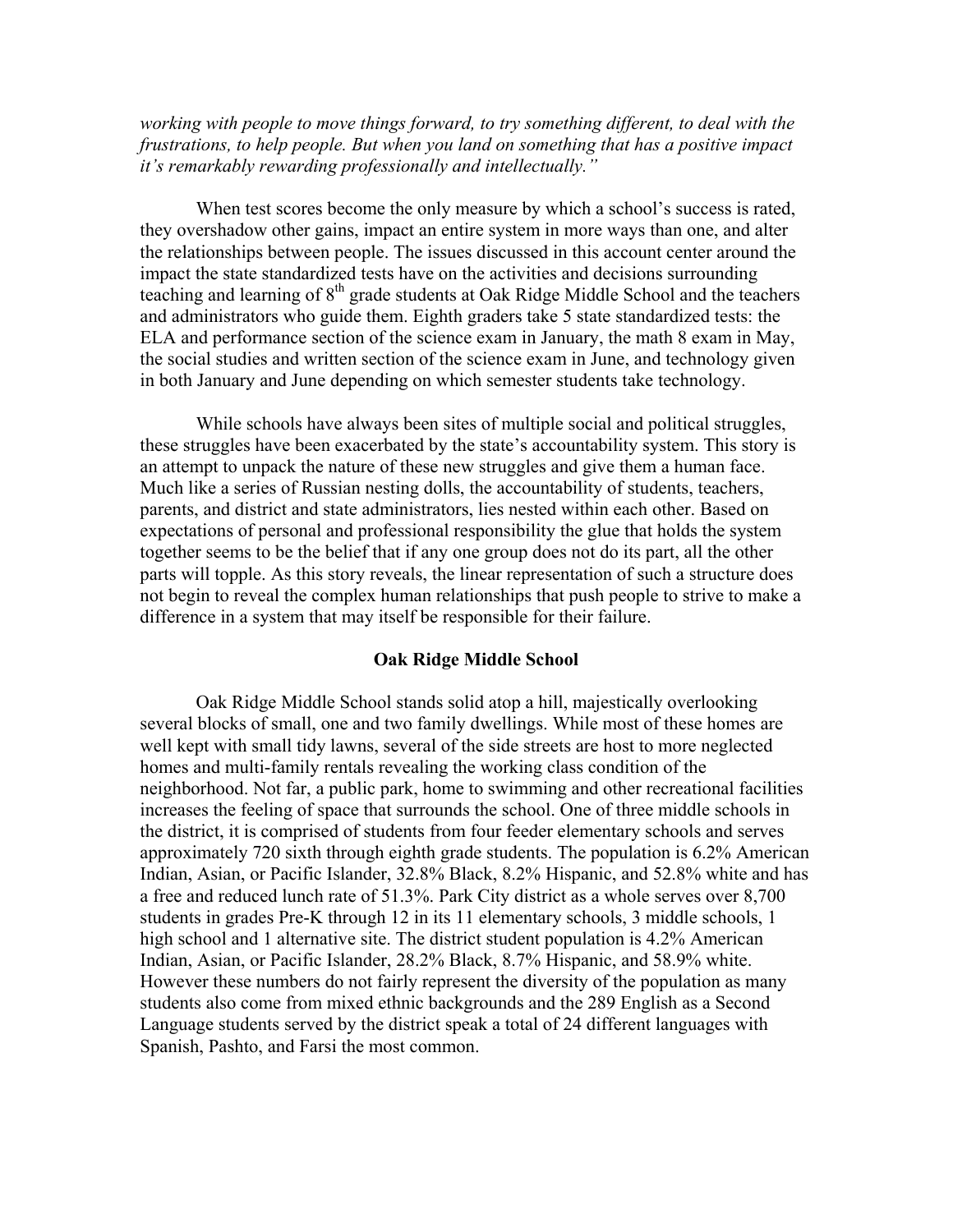*working with people to move things forward, to try something different, to deal with the frustrations, to help people. But when you land on something that has a positive impact it's remarkably rewarding professionally and intellectually."*

When test scores become the only measure by which a school's success is rated, they overshadow other gains, impact an entire system in more ways than one, and alter the relationships between people. The issues discussed in this account center around the impact the state standardized tests have on the activities and decisions surrounding teaching and learning of 8th grade students at Oak Ridge Middle School and the teachers and administrators who guide them. Eighth graders take 5 state standardized tests: the ELA and performance section of the science exam in January, the math 8 exam in May, the social studies and written section of the science exam in June, and technology given in both January and June depending on which semester students take technology.

While schools have always been sites of multiple social and political struggles, these struggles have been exacerbated by the state's accountability system. This story is an attempt to unpack the nature of these new struggles and give them a human face. Much like a series of Russian nesting dolls, the accountability of students, teachers, parents, and district and state administrators, lies nested within each other. Based on expectations of personal and professional responsibility the glue that holds the system together seems to be the belief that if any one group does not do its part, all the other parts will topple. As this story reveals, the linear representation of such a structure does not begin to reveal the complex human relationships that push people to strive to make a difference in a system that may itself be responsible for their failure.

## Oak Ridge Middle School

Oak Ridge Middle School stands solid atop a hill, majestically overlooking several blocks of small, one and two family dwellings. While most of these homes are well kept with small tidy lawns, several of the side streets are host to more neglected homes and multi-family rentals revealing the working class condition of the neighborhood. Not far, a public park, home to swimming and other recreational facilities increases the feeling of space that surrounds the school. One of three middle schools in the district, it is comprised of students from four feeder elementary schools and serves approximately 720 sixth through eighth grade students. The population is 6.2% American Indian, Asian, or Pacific Islander, 32.8% Black, 8.2% Hispanic, and 52.8% white and has a free and reduced lunch rate of 51.3%. Park City district as a whole serves over 8,700 students in grades Pre-K through 12 in its 11 elementary schools, 3 middle schools, 1 high school and 1 alternative site. The district student population is 4.2% American Indian, Asian, or Pacific Islander, 28.2% Black, 8.7% Hispanic, and 58.9% white. However these numbers do not fairly represent the diversity of the population as many students also come from mixed ethnic backgrounds and the 289 English as a Second Language students served by the district speak a total of 24 different languages with Spanish, Pashto, and Farsi the most common.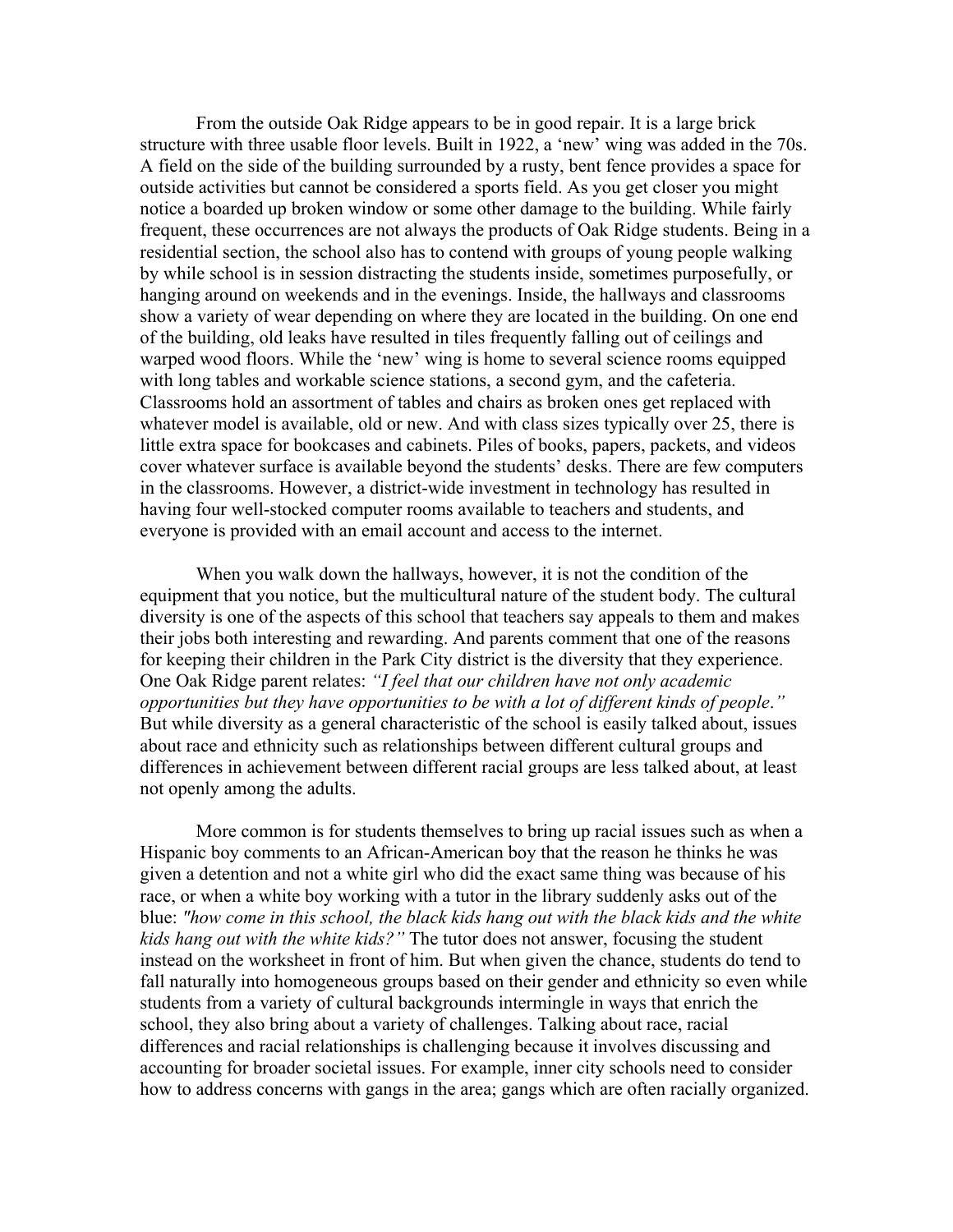From the outside Oak Ridge appears to be in good repair. It is a large brick structure with three usable floor levels. Built in 1922, a 'new' wing was added in the 70s. A field on the side of the building surrounded by a rusty, bent fence provides a space for outside activities but cannot be considered a sports field. As you get closer you might notice a boarded up broken window or some other damage to the building. While fairly frequent, these occurrences are not always the products of Oak Ridge students. Being in a residential section, the school also has to contend with groups of young people walking by while school is in session distracting the students inside, sometimes purposefully, or hanging around on weekends and in the evenings. Inside, the hallways and classrooms show a variety of wear depending on where they are located in the building. On one end of the building, old leaks have resulted in tiles frequently falling out of ceilings and warped wood floors. While the 'new' wing is home to several science rooms equipped with long tables and workable science stations, a second gym, and the cafeteria. Classrooms hold an assortment of tables and chairs as broken ones get replaced with whatever model is available, old or new. And with class sizes typically over 25, there is little extra space for bookcases and cabinets. Piles of books, papers, packets, and videos cover whatever surface is available beyond the students' desks. There are few computers in the classrooms. However, a district-wide investment in technology has resulted in having four well-stocked computer rooms available to teachers and students, and everyone is provided with an email account and access to the internet.

When you walk down the hallways, however, it is not the condition of the equipment that you notice, but the multicultural nature of the student body. The cultural diversity is one of the aspects of this school that teachers say appeals to them and makes their jobs both interesting and rewarding. And parents comment that one of the reasons for keeping their children in the Park City district is the diversity that they experience. One Oak Ridge parent relates: *"I feel that our children have not only academic opportunities but they have opportunities to be with a lot of different kinds of people."* But while diversity as a general characteristic of the school is easily talked about, issues about race and ethnicity such as relationships between different cultural groups and differences in achievement between different racial groups are less talked about, at least not openly among the adults.

More common is for students themselves to bring up racial issues such as when a Hispanic boy comments to an African-American boy that the reason he thinks he was given a detention and not a white girl who did the exact same thing was because of his race, or when a white boy working with a tutor in the library suddenly asks out of the blue: *"how come in this school, the black kids hang out with the black kids and the white kids hang out with the white kids?"* The tutor does not answer, focusing the student instead on the worksheet in front of him. But when given the chance, students do tend to fall naturally into homogeneous groups based on their gender and ethnicity so even while students from a variety of cultural backgrounds intermingle in ways that enrich the school, they also bring about a variety of challenges. Talking about race, racial differences and racial relationships is challenging because it involves discussing and accounting for broader societal issues. For example, inner city schools need to consider how to address concerns with gangs in the area; gangs which are often racially organized.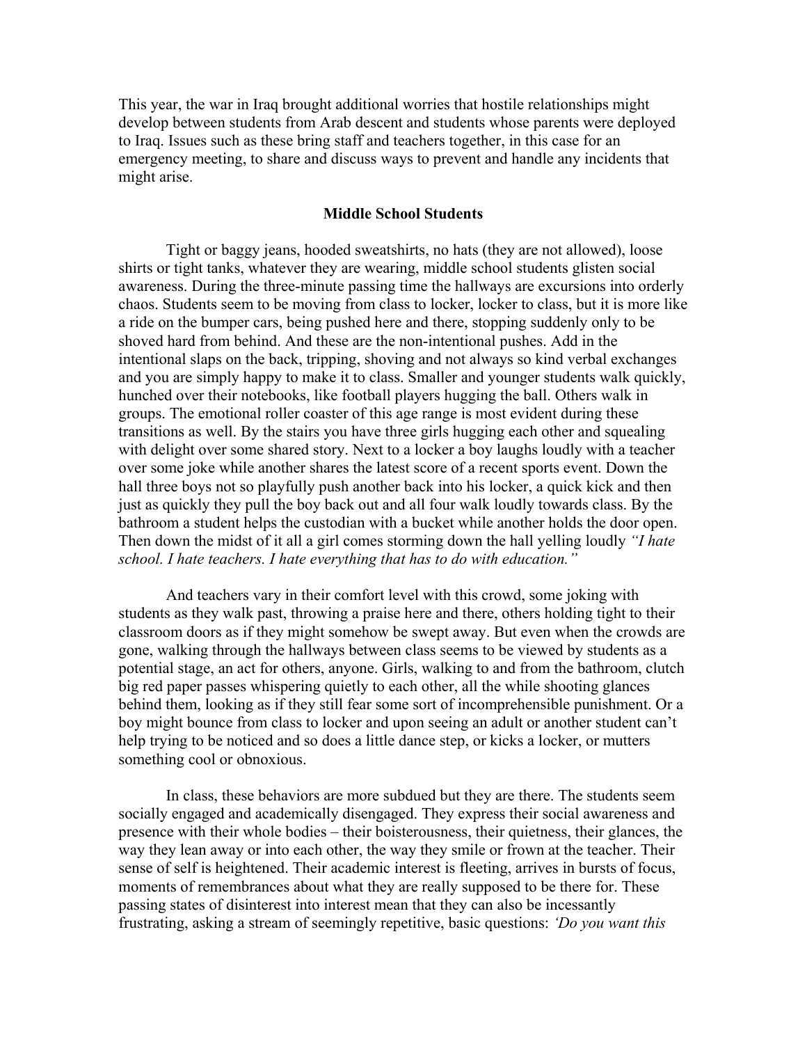This year, the war in Iraq brought additional worries that hostile relationships might develop between students from Arab descent and students whose parents were deployed to Iraq. Issues such as these bring staff and teachers together, in this case for an emergency meeting, to share and discuss ways to prevent and handle any incidents that might arise.

## Middle School Students

Tight or baggy jeans, hooded sweatshirts, no hats (they are not allowed), loose shirts or tight tanks, whatever they are wearing, middle school students glisten social awareness. During the three-minute passing time the hallways are excursions into orderly chaos. Students seem to be moving from class to locker, locker to class, but it is more like a ride on the bumper cars, being pushed here and there, stopping suddenly only to be shoved hard from behind. And these are the non-intentional pushes. Add in the intentional slaps on the back, tripping, shoving and not always so kind verbal exchanges and you are simply happy to make it to class. Smaller and younger students walk quickly, hunched over their notebooks, like football players hugging the ball. Others walk in groups. The emotional roller coaster of this age range is most evident during these transitions as well. By the stairs you have three girls hugging each other and squealing with delight over some shared story. Next to a locker a boy laughs loudly with a teacher over some joke while another shares the latest score of a recent sports event. Down the hall three boys not so playfully push another back into his locker, a quick kick and then just as quickly they pull the boy back out and all four walk loudly towards class. By the bathroom a student helps the custodian with a bucket while another holds the door open. Then down the midst of it all a girl comes storming down the hall yelling loudly *"I hate school. I hate teachers. I hate everything that has to do with education."*

And teachers vary in their comfort level with this crowd, some joking with students as they walk past, throwing a praise here and there, others holding tight to their classroom doors as if they might somehow be swept away. But even when the crowds are gone, walking through the hallways between class seems to be viewed by students as a potential stage, an act for others, anyone. Girls, walking to and from the bathroom, clutch big red paper passes whispering quietly to each other, all the while shooting glances behind them, looking as if they still fear some sort of incomprehensible punishment. Or a boy might bounce from class to locker and upon seeing an adult or another student can't help trying to be noticed and so does a little dance step, or kicks a locker, or mutters something cool or obnoxious.

In class, these behaviors are more subdued but they are there. The students seem socially engaged and academically disengaged. They express their social awareness and presence with their whole bodies – their boisterousness, their quietness, their glances, the way they lean away or into each other, the way they smile or frown at the teacher. Their sense of self is heightened. Their academic interest is fleeting, arrives in bursts of focus, moments of remembrances about what they are really supposed to be there for. These passing states of disinterest into interest mean that they can also be incessantly frustrating, asking a stream of seemingly repetitive, basic questions: *'Do you want this*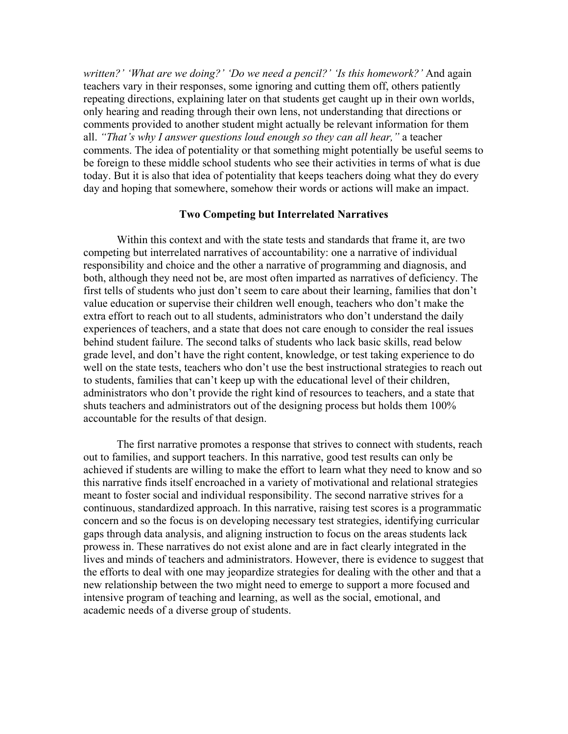*written?' 'What are we doing?' 'Do we need a pencil?' 'Is this homework?'* And again teachers vary in their responses, some ignoring and cutting them off, others patiently repeating directions, explaining later on that students get caught up in their own worlds, only hearing and reading through their own lens, not understanding that directions or comments provided to another student might actually be relevant information for them all. *"That's why I answer questions loud enough so they can all hear,"* a teacher comments. The idea of potentiality or that something might potentially be useful seems to be foreign to these middle school students who see their activities in terms of what is due today. But it is also that idea of potentiality that keeps teachers doing what they do every day and hoping that somewhere, somehow their words or actions will make an impact.

## Two Competing but Interrelated Narratives

Within this context and with the state tests and standards that frame it, are two competing but interrelated narratives of accountability: one a narrative of individual responsibility and choice and the other a narrative of programming and diagnosis, and both, although they need not be, are most often imparted as narratives of deficiency. The first tells of students who just don't seem to care about their learning, families that don't value education or supervise their children well enough, teachers who don't make the extra effort to reach out to all students, administrators who don't understand the daily experiences of teachers, and a state that does not care enough to consider the real issues behind student failure. The second talks of students who lack basic skills, read below grade level, and don't have the right content, knowledge, or test taking experience to do well on the state tests, teachers who don't use the best instructional strategies to reach out to students, families that can't keep up with the educational level of their children, administrators who don't provide the right kind of resources to teachers, and a state that shuts teachers and administrators out of the designing process but holds them 100% accountable for the results of that design.

The first narrative promotes a response that strives to connect with students, reach out to families, and support teachers. In this narrative, good test results can only be achieved if students are willing to make the effort to learn what they need to know and so this narrative finds itself encroached in a variety of motivational and relational strategies meant to foster social and individual responsibility. The second narrative strives for a continuous, standardized approach. In this narrative, raising test scores is a programmatic concern and so the focus is on developing necessary test strategies, identifying curricular gaps through data analysis, and aligning instruction to focus on the areas students lack prowess in. These narratives do not exist alone and are in fact clearly integrated in the lives and minds of teachers and administrators. However, there is evidence to suggest that the efforts to deal with one may jeopardize strategies for dealing with the other and that a new relationship between the two might need to emerge to support a more focused and intensive program of teaching and learning, as well as the social, emotional, and academic needs of a diverse group of students.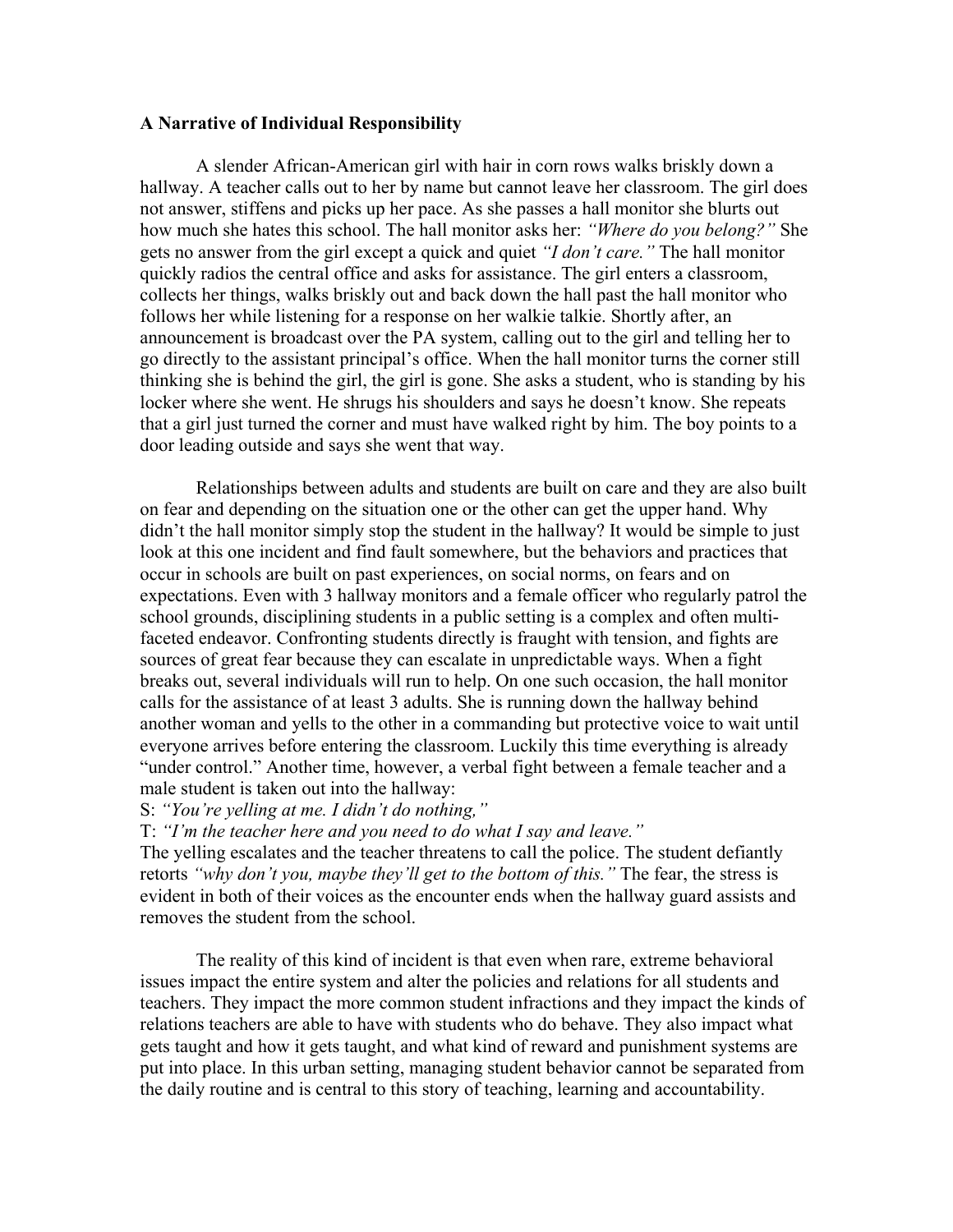**A Narrative of Individual Responsibility**

A slender African-American girl with hair in corn rows walks briskly down a hallway. A teacher calls out to her by name but cannot leave her classroom. The girl does not answer, stiffens and picks up her pace. As she passes a hall monitor she blurts out how much she hates this school. The hall monitor asks her: *"Where do you belong?"* She gets no answer from the girl except a quick and quiet *"I don't care."* The hall monitor quickly radios the central office and asks for assistance. The girl enters a classroom, collects her things, walks briskly out and back down the hall past the hall monitor who follows her while listening for a response on her walkie talkie. Shortly after, an announcement is broadcast over the PA system, calling out to the girl and telling her to go directly to the assistant principal's office. When the hall monitor turns the corner still thinking she is behind the girl, the girl is gone. She asks a student, who is standing by his locker where she went. He shrugs his shoulders and says he doesn't know. She repeats that a girl just turned the corner and must have walked right by him. The boy points to a door leading outside and says she went that way.

Relationships between adults and students are built on care and they are also built on fear and depending on the situation one or the other can get the upper hand. Why didn't the hall monitor simply stop the student in the hallway? It would be simple to just look at this one incident and find fault somewhere, but the behaviors and practices that occur in schools are built on past experiences, on social norms, on fears and on expectations. Even with 3 hallway monitors and a female officer who regularly patrol the school grounds, disciplining students in a public setting is a complex and often multi-faceted endeavor. Confronting students directly is fraught with tension, and fights are sources of great fear because they can escalate in unpredictable ways. When a fight breaks out, several individuals will run to help. On one such occasion, the hall monitor calls for the assistance of at least 3 adults. She is running down the hallway behind another woman and yells to the other in a commanding but protective voice to wait until everyone arrives before entering the classroom. Luckily this time everything is already "under control." Another time, however, a verbal fight between a female teacher and a male student is taken out into the hallway:

S: *"You're yelling at me. I didn't do nothing,"*

T: *"I'm the teacher here and you need to do what I say and leave."*

The yelling escalates and the teacher threatens to call the police. The student defiantly retorts *"why don't you, maybe they'll get to the bottom of this."* The fear, the stress is evident in both of their voices as the encounter ends when the hallway guard assists and removes the student from the school.

The reality of this kind of incident is that even when rare, extreme behavioral issues impact the entire system and alter the policies and relations for all students and teachers. They impact the more common student infractions and they impact the kinds of relations teachers are able to have with students who do behave. They also impact what gets taught and how it gets taught, and what kind of reward and punishment systems are put into place. In this urban setting, managing student behavior cannot be separated from the daily routine and is central to this story of teaching, learning and accountability.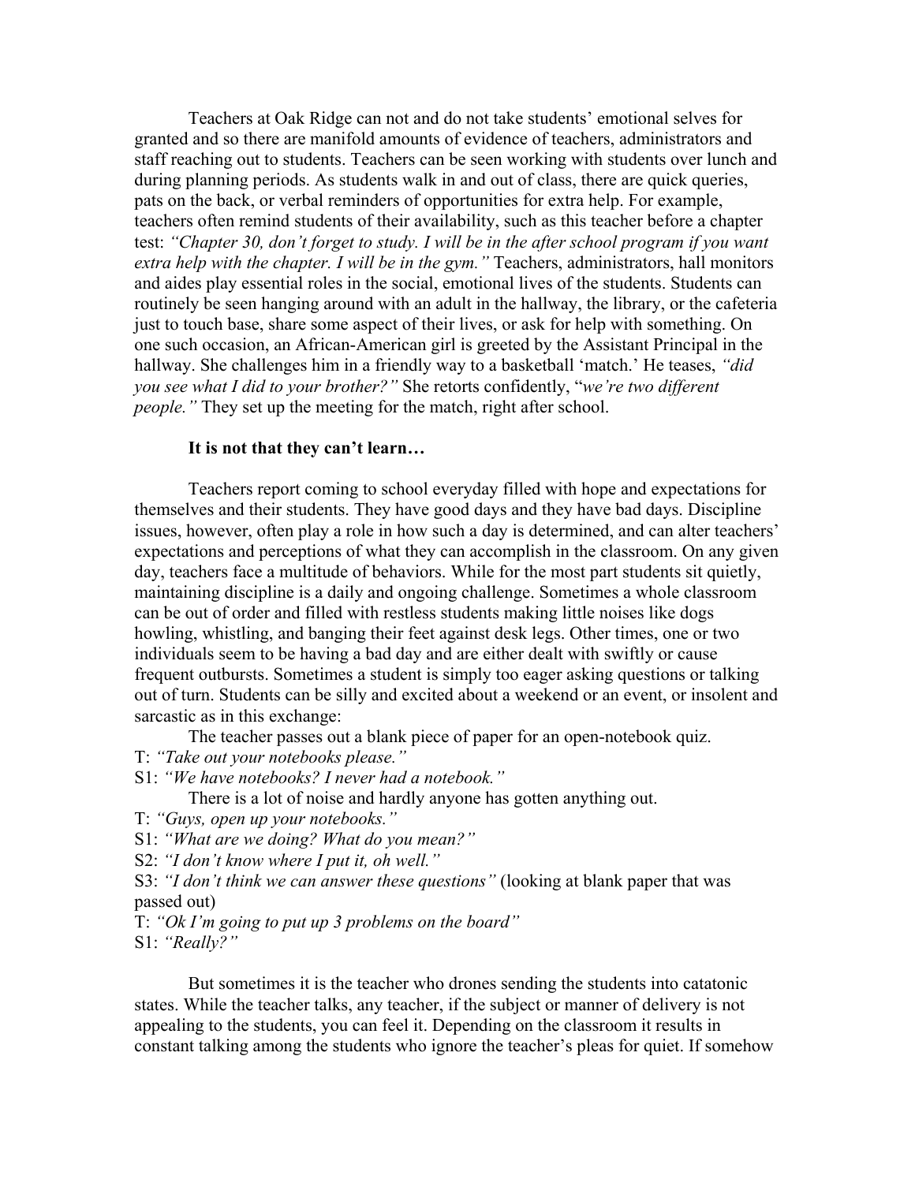Teachers at Oak Ridge can not and do not take students' emotional selves for granted and so there are manifold amounts of evidence of teachers, administrators and staff reaching out to students. Teachers can be seen working with students over lunch and during planning periods. As students walk in and out of class, there are quick queries, pats on the back, or verbal reminders of opportunities for extra help. For example, teachers often remind students of their availability, such as this teacher before a chapter test: *"Chapter 30, don't forget to study. I will be in the after school program if you want extra help with the chapter. I will be in the gym."* Teachers, administrators, hall monitors and aides play essential roles in the social, emotional lives of the students. Students can routinely be seen hanging around with an adult in the hallway, the library, or the cafeteria just to touch base, share some aspect of their lives, or ask for help with something. On one such occasion, an African-American girl is greeted by the Assistant Principal in the hallway. She challenges him in a friendly way to a basketball 'match.' He teases, *"did you see what I did to your brother?"* She retorts confidently, "*we're two different people."* They set up the meeting for the match, right after school.

**It is not that they can't learn…**

Teachers report coming to school everyday filled with hope and expectations for themselves and their students. They have good days and they have bad days. Discipline issues, however, often play a role in how such a day is determined, and can alter teachers' expectations and perceptions of what they can accomplish in the classroom. On any given day, teachers face a multitude of behaviors. While for the most part students sit quietly, maintaining discipline is a daily and ongoing challenge. Sometimes a whole classroom can be out of order and filled with restless students making little noises like dogs howling, whistling, and banging their feet against desk legs. Other times, one or two individuals seem to be having a bad day and are either dealt with swiftly or cause frequent outbursts. Sometimes a student is simply too eager asking questions or talking out of turn. Students can be silly and excited about a weekend or an event, or insolent and sarcastic as in this exchange:

The teacher passes out a blank piece of paper for an open-notebook quiz.

T: *"Take out your notebooks please."*

S1: *"We have notebooks? I never had a notebook."*

There is a lot of noise and hardly anyone has gotten anything out.

T: *"Guys, open up your notebooks."*

S1: *"What are we doing? What do you mean?"*

S2: *"I don't know where I put it, oh well."*

S3: *"I don't think we can answer these questions"* (looking at blank paper that was passed out)

T: *"Ok I'm going to put up 3 problems on the board"*

S1: *"Really?"*

But sometimes it is the teacher who drones sending the students into catatonic states. While the teacher talks, any teacher, if the subject or manner of delivery is not appealing to the students, you can feel it. Depending on the classroom it results in constant talking among the students who ignore the teacher's pleas for quiet. If somehow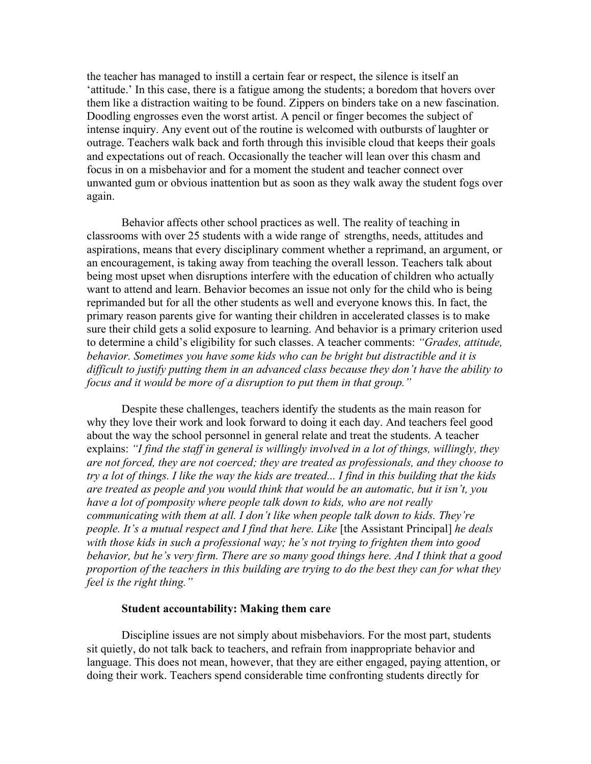the teacher has managed to instill a certain fear or respect, the silence is itself an 'attitude.' In this case, there is a fatigue among the students; a boredom that hovers over them like a distraction waiting to be found. Zippers on binders take on a new fascination. Doodling engrosses even the worst artist. A pencil or finger becomes the subject of intense inquiry. Any event out of the routine is welcomed with outbursts of laughter or outrage. Teachers walk back and forth through this invisible cloud that keeps their goals and expectations out of reach. Occasionally the teacher will lean over this chasm and focus in on a misbehavior and for a moment the student and teacher connect over unwanted gum or obvious inattention but as soon as they walk away the student fogs over again.

Behavior affects other school practices as well. The reality of teaching in classrooms with over 25 students with a wide range of strengths, needs, attitudes and aspirations, means that every disciplinary comment whether a reprimand, an argument, or an encouragement, is taking away from teaching the overall lesson. Teachers talk about being most upset when disruptions interfere with the education of children who actually want to attend and learn. Behavior becomes an issue not only for the child who is being reprimanded but for all the other students as well and everyone knows this. In fact, the primary reason parents give for wanting their children in accelerated classes is to make sure their child gets a solid exposure to learning. And behavior is a primary criterion used to determine a child's eligibility for such classes. A teacher comments: *"Grades, attitude, behavior. Sometimes you have some kids who can be bright but distractible and it is difficult to justify putting them in an advanced class because they don't have the ability to focus and it would be more of a disruption to put them in that group."*

Despite these challenges, teachers identify the students as the main reason for why they love their work and look forward to doing it each day. And teachers feel good about the way the school personnel in general relate and treat the students. A teacher explains: *"I find the staff in general is willingly involved in a lot of things, willingly, they are not forced, they are not coerced; they are treated as professionals, and they choose to try a lot of things. I like the way the kids are treated... I find in this building that the kids are treated as people and you would think that would be an automatic, but it isn't, you have a lot of pomposity where people talk down to kids, who are not really communicating with them at all. I don't like when people talk down to kids. They're people. It's a mutual respect and I find that here. Like* [the Assistant Principal] *he deals with those kids in such a professional way; he's not trying to frighten them into good behavior, but he's very firm. There are so many good things here. And I think that a good proportion of the teachers in this building are trying to do the best they can for what they feel is the right thing."*

**Student accountability: Making them care**

Discipline issues are not simply about misbehaviors. For the most part, students sit quietly, do not talk back to teachers, and refrain from inappropriate behavior and language. This does not mean, however, that they are either engaged, paying attention, or doing their work. Teachers spend considerable time confronting students directly for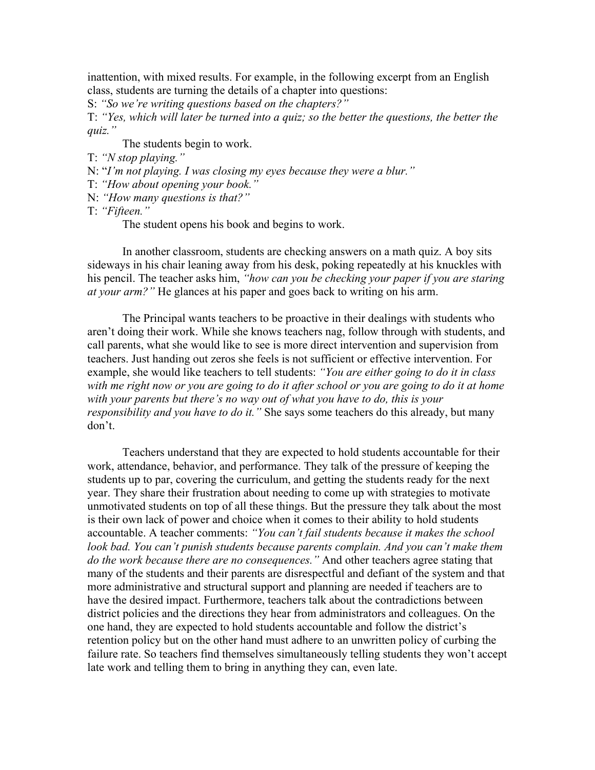inattention, with mixed results. For example, in the following excerpt from an English class, students are turning the details of a chapter into questions:

S: *"So we're writing questions based on the chapters?"*

T: *"Yes, which will later be turned into a quiz; so the better the questions, the better the quiz."*

The students begin to work.

T: *"N stop playing."*

N: "*I'm not playing. I was closing my eyes because they were a blur."*

T: *"How about opening your book."*

N: *"How many questions is that?"*

T: *"Fifteen."*

The student opens his book and begins to work.

In another classroom, students are checking answers on a math quiz. A boy sits sideways in his chair leaning away from his desk, poking repeatedly at his knuckles with his pencil. The teacher asks him, *"how can you be checking your paper if you are staring at your arm?"* He glances at his paper and goes back to writing on his arm.

The Principal wants teachers to be proactive in their dealings with students who aren't doing their work. While she knows teachers nag, follow through with students, and call parents, what she would like to see is more direct intervention and supervision from teachers. Just handing out zeros she feels is not sufficient or effective intervention. For example, she would like teachers to tell students: *"You are either going to do it in class with me right now or you are going to do it after school or you are going to do it at home with your parents but there's no way out of what you have to do, this is your responsibility and you have to do it."* She says some teachers do this already, but many don't.

Teachers understand that they are expected to hold students accountable for their work, attendance, behavior, and performance. They talk of the pressure of keeping the students up to par, covering the curriculum, and getting the students ready for the next year. They share their frustration about needing to come up with strategies to motivate unmotivated students on top of all these things. But the pressure they talk about the most is their own lack of power and choice when it comes to their ability to hold students accountable. A teacher comments: *"You can't fail students because it makes the school look bad. You can't punish students because parents complain. And you can't make them do the work because there are no consequences."* And other teachers agree stating that many of the students and their parents are disrespectful and defiant of the system and that more administrative and structural support and planning are needed if teachers are to have the desired impact. Furthermore, teachers talk about the contradictions between district policies and the directions they hear from administrators and colleagues. On the one hand, they are expected to hold students accountable and follow the district's retention policy but on the other hand must adhere to an unwritten policy of curbing the failure rate. So teachers find themselves simultaneously telling students they won't accept late work and telling them to bring in anything they can, even late.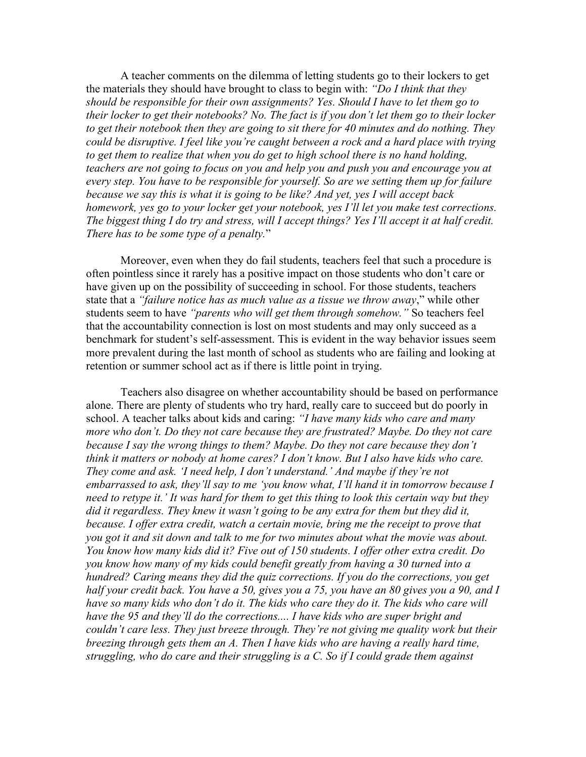A teacher comments on the dilemma of letting students go to their lockers to get the materials they should have brought to class to begin with: *"Do I think that they should be responsible for their own assignments? Yes. Should I have to let them go to their locker to get their notebooks? No. The fact is if you don't let them go to their locker to get their notebook then they are going to sit there for 40 minutes and do nothing. They could be disruptive. I feel like you're caught between a rock and a hard place with trying to get them to realize that when you do get to high school there is no hand holding, teachers are not going to focus on you and help you and push you and encourage you at every step. You have to be responsible for yourself. So are we setting them up for failure because we say this is what it is going to be like? And yet, yes I will accept back homework, yes go to your locker get your notebook, yes I'll let you make test corrections. The biggest thing I do try and stress, will I accept things? Yes I'll accept it at half credit. There has to be some type of a penalty.*"

Moreover, even when they do fail students, teachers feel that such a procedure is often pointless since it rarely has a positive impact on those students who don't care or have given up on the possibility of succeeding in school. For those students, teachers state that a *"failure notice has as much value as a tissue we throw away*," while other students seem to have *"parents who will get them through somehow."* So teachers feel that the accountability connection is lost on most students and may only succeed as a benchmark for student's self-assessment. This is evident in the way behavior issues seem more prevalent during the last month of school as students who are failing and looking at retention or summer school act as if there is little point in trying.

Teachers also disagree on whether accountability should be based on performance alone. There are plenty of students who try hard, really care to succeed but do poorly in school. A teacher talks about kids and caring: *"I have many kids who care and many more who don't. Do they not care because they are frustrated? Maybe. Do they not care because I say the wrong things to them? Maybe. Do they not care because they don't think it matters or nobody at home cares? I don't know. But I also have kids who care. They come and ask. 'I need help, I don't understand.' And maybe if they're not embarrassed to ask, they'll say to me 'you know what, I'll hand it in tomorrow because I need to retype it.' It was hard for them to get this thing to look this certain way but they did it regardless. They knew it wasn't going to be any extra for them but they did it, because. I offer extra credit, watch a certain movie, bring me the receipt to prove that you got it and sit down and talk to me for two minutes about what the movie was about. You know how many kids did it? Five out of 150 students. I offer other extra credit. Do you know how many of my kids could benefit greatly from having a 30 turned into a hundred? Caring means they did the quiz corrections. If you do the corrections, you get half your credit back. You have a 50, gives you a 75, you have an 80 gives you a 90, and I have so many kids who don't do it. The kids who care they do it. The kids who care will have the 95 and they'll do the corrections.... I have kids who are super bright and couldn't care less. They just breeze through. They're not giving me quality work but their breezing through gets them an A. Then I have kids who are having a really hard time, struggling, who do care and their struggling is a C. So if I could grade them against*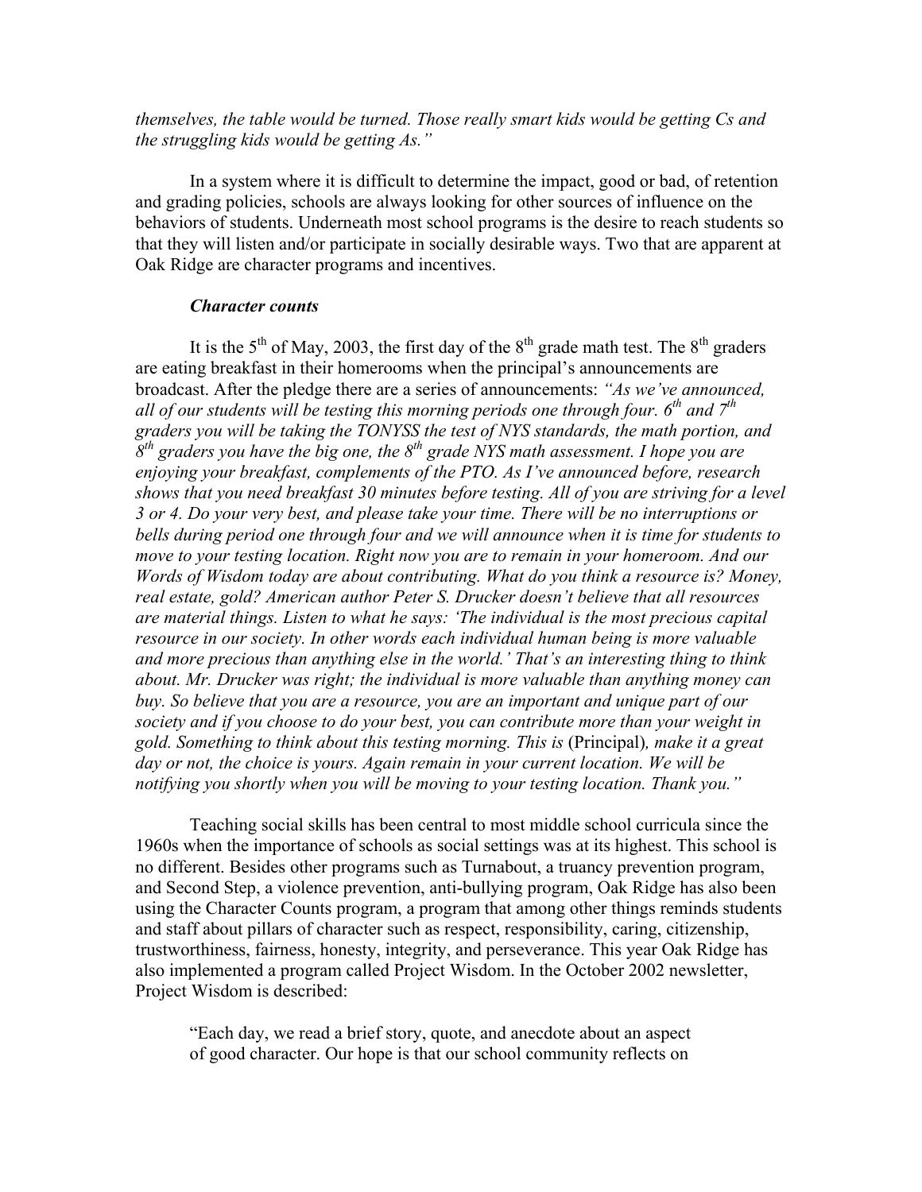*themselves, the table would be turned. Those really smart kids would be getting Cs and the struggling kids would be getting As."*

In a system where it is difficult to determine the impact, good or bad, of retention and grading policies, schools are always looking for other sources of influence on the behaviors of students. Underneath most school programs is the desire to reach students so that they will listen and/or participate in socially desirable ways. Two that are apparent at Oak Ridge are character programs and incentives.

### *Character counts*

It is the 5th of May, 2003, the first day of the 8th grade math test. The 8th graders are eating breakfast in their homerooms when the principal's announcements are broadcast. After the pledge there are a series of announcements: *"As we've announced, all of our students will be testing this morning periods one through four. 6th and 7th graders you will be taking the TONYSS the test of NYS standards, the math portion, and 8th graders you have the big one, the 8th grade NYS math assessment. I hope you are enjoying your breakfast, complements of the PTO. As I've announced before, research shows that you need breakfast 30 minutes before testing. All of you are striving for a level 3 or 4. Do your very best, and please take your time. There will be no interruptions or bells during period one through four and we will announce when it is time for students to move to your testing location. Right now you are to remain in your homeroom. And our Words of Wisdom today are about contributing. What do you think a resource is? Money, real estate, gold? American author Peter S. Drucker doesn't believe that all resources are material things. Listen to what he says: 'The individual is the most precious capital resource in our society. In other words each individual human being is more valuable and more precious than anything else in the world.' That's an interesting thing to think about. Mr. Drucker was right; the individual is more valuable than anything money can buy. So believe that you are a resource, you are an important and unique part of our society and if you choose to do your best, you can contribute more than your weight in gold. Something to think about this testing morning. This is* (Principal)*, make it a great day or not, the choice is yours. Again remain in your current location. We will be notifying you shortly when you will be moving to your testing location. Thank you."*

Teaching social skills has been central to most middle school curricula since the 1960s when the importance of schools as social settings was at its highest. This school is no different. Besides other programs such as Turnabout, a truancy prevention program, and Second Step, a violence prevention, anti-bullying program, Oak Ridge has also been using the Character Counts program, a program that among other things reminds students and staff about pillars of character such as respect, responsibility, caring, citizenship, trustworthiness, fairness, honesty, integrity, and perseverance. This year Oak Ridge has also implemented a program called Project Wisdom. In the October 2002 newsletter, Project Wisdom is described:

> "Each day, we read a brief story, quote, and anecdote about an aspect of good character. Our hope is that our school community reflects on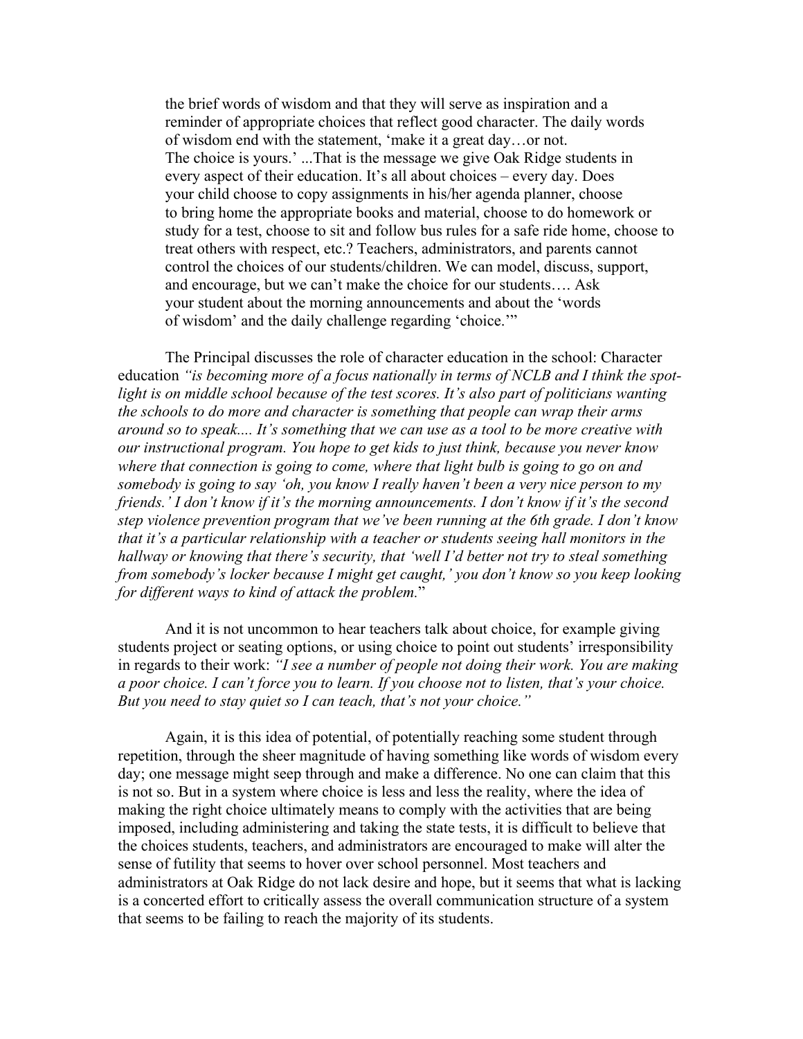> the brief words of wisdom and that they will serve as inspiration and a reminder of appropriate choices that reflect good character. The daily words of wisdom end with the statement, 'make it a great day…or not. The choice is yours.' ...That is the message we give Oak Ridge students in every aspect of their education. It's all about choices – every day. Does your child choose to copy assignments in his/her agenda planner, choose to bring home the appropriate books and material, choose to do homework or study for a test, choose to sit and follow bus rules for a safe ride home, choose to treat others with respect, etc.? Teachers, administrators, and parents cannot control the choices of our students/children. We can model, discuss, support, and encourage, but we can't make the choice for our students…. Ask your student about the morning announcements and about the 'words of wisdom' and the daily challenge regarding 'choice.'"

The Principal discusses the role of character education in the school: Character education *"is becoming more of a focus nationally in terms of NCLB and I think the spot-light is on middle school because of the test scores. It's also part of politicians wanting the schools to do more and character is something that people can wrap their arms around so to speak.... It's something that we can use as a tool to be more creative with our instructional program. You hope to get kids to just think, because you never know where that connection is going to come, where that light bulb is going to go on and somebody is going to say 'oh, you know I really haven't been a very nice person to my friends.' I don't know if it's the morning announcements. I don't know if it's the second step violence prevention program that we've been running at the 6th grade. I don't know that it's a particular relationship with a teacher or students seeing hall monitors in the hallway or knowing that there's security, that 'well I'd better not try to steal something from somebody's locker because I might get caught,' you don't know so you keep looking for different ways to kind of attack the problem.*"

And it is not uncommon to hear teachers talk about choice, for example giving students project or seating options, or using choice to point out students' irresponsibility in regards to their work: *"I see a number of people not doing their work. You are making a poor choice. I can't force you to learn. If you choose not to listen, that's your choice. But you need to stay quiet so I can teach, that's not your choice."*

Again, it is this idea of potential, of potentially reaching some student through repetition, through the sheer magnitude of having something like words of wisdom every day; one message might seep through and make a difference. No one can claim that this is not so. But in a system where choice is less and less the reality, where the idea of making the right choice ultimately means to comply with the activities that are being imposed, including administering and taking the state tests, it is difficult to believe that the choices students, teachers, and administrators are encouraged to make will alter the sense of futility that seems to hover over school personnel. Most teachers and administrators at Oak Ridge do not lack desire and hope, but it seems that what is lacking is a concerted effort to critically assess the overall communication structure of a system that seems to be failing to reach the majority of its students.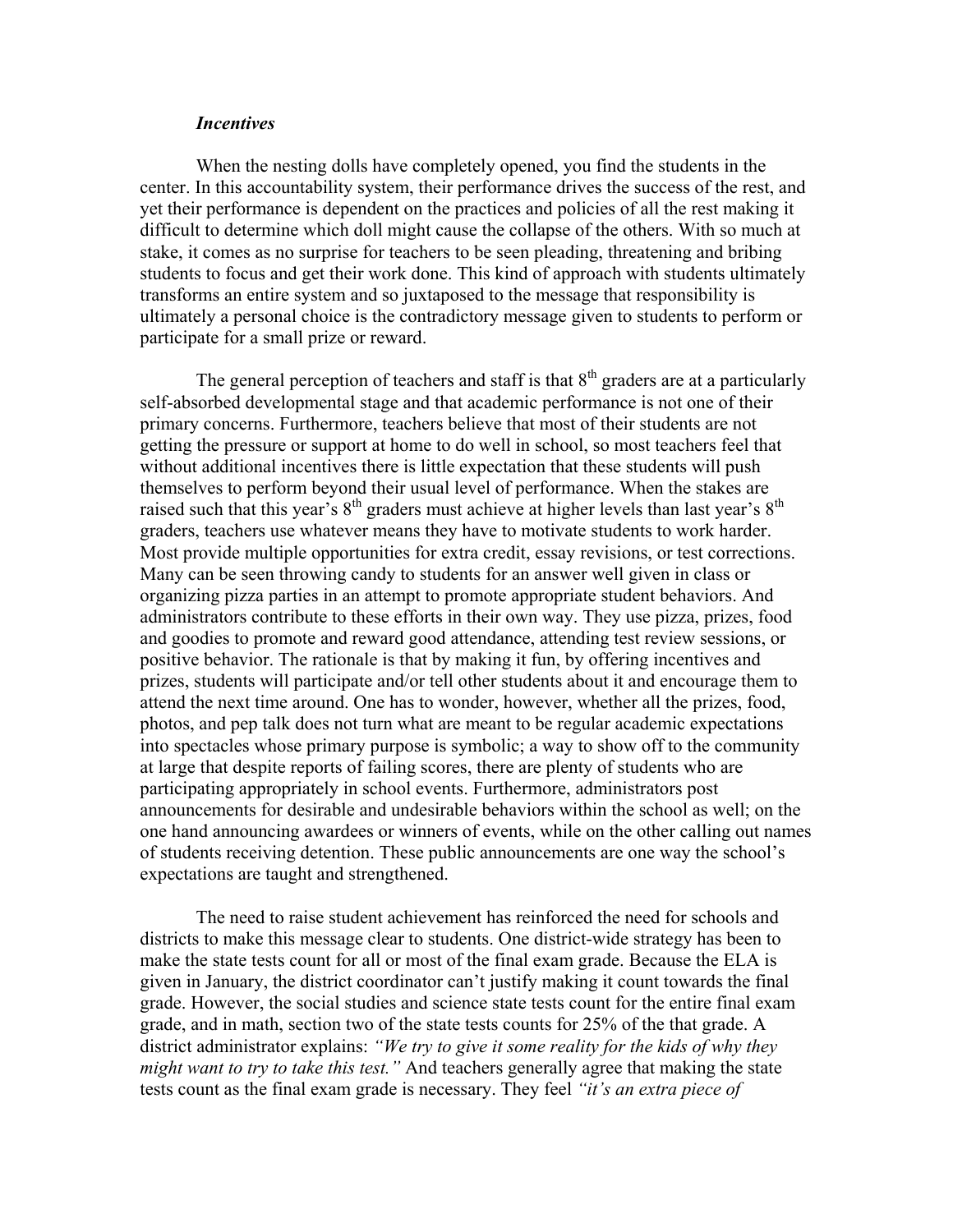### *Incentives*

When the nesting dolls have completely opened, you find the students in the center. In this accountability system, their performance drives the success of the rest, and yet their performance is dependent on the practices and policies of all the rest making it difficult to determine which doll might cause the collapse of the others. With so much at stake, it comes as no surprise for teachers to be seen pleading, threatening and bribing students to focus and get their work done. This kind of approach with students ultimately transforms an entire system and so juxtaposed to the message that responsibility is ultimately a personal choice is the contradictory message given to students to perform or participate for a small prize or reward.

The general perception of teachers and staff is that 8th graders are at a particularly self-absorbed developmental stage and that academic performance is not one of their primary concerns. Furthermore, teachers believe that most of their students are not getting the pressure or support at home to do well in school, so most teachers feel that without additional incentives there is little expectation that these students will push themselves to perform beyond their usual level of performance. When the stakes are raised such that this year's 8th graders must achieve at higher levels than last year's 8th graders, teachers use whatever means they have to motivate students to work harder. Most provide multiple opportunities for extra credit, essay revisions, or test corrections. Many can be seen throwing candy to students for an answer well given in class or organizing pizza parties in an attempt to promote appropriate student behaviors. And administrators contribute to these efforts in their own way. They use pizza, prizes, food and goodies to promote and reward good attendance, attending test review sessions, or positive behavior. The rationale is that by making it fun, by offering incentives and prizes, students will participate and/or tell other students about it and encourage them to attend the next time around. One has to wonder, however, whether all the prizes, food, photos, and pep talk does not turn what are meant to be regular academic expectations into spectacles whose primary purpose is symbolic; a way to show off to the community at large that despite reports of failing scores, there are plenty of students who are participating appropriately in school events. Furthermore, administrators post announcements for desirable and undesirable behaviors within the school as well; on the one hand announcing awardees or winners of events, while on the other calling out names of students receiving detention. These public announcements are one way the school's expectations are taught and strengthened.

The need to raise student achievement has reinforced the need for schools and districts to make this message clear to students. One district-wide strategy has been to make the state tests count for all or most of the final exam grade. Because the ELA is given in January, the district coordinator can't justify making it count towards the final grade. However, the social studies and science state tests count for the entire final exam grade, and in math, section two of the state tests counts for 25% of the that grade. A district administrator explains: *"We try to give it some reality for the kids of why they might want to try to take this test."* And teachers generally agree that making the state tests count as the final exam grade is necessary. They feel *"it's an extra piece of*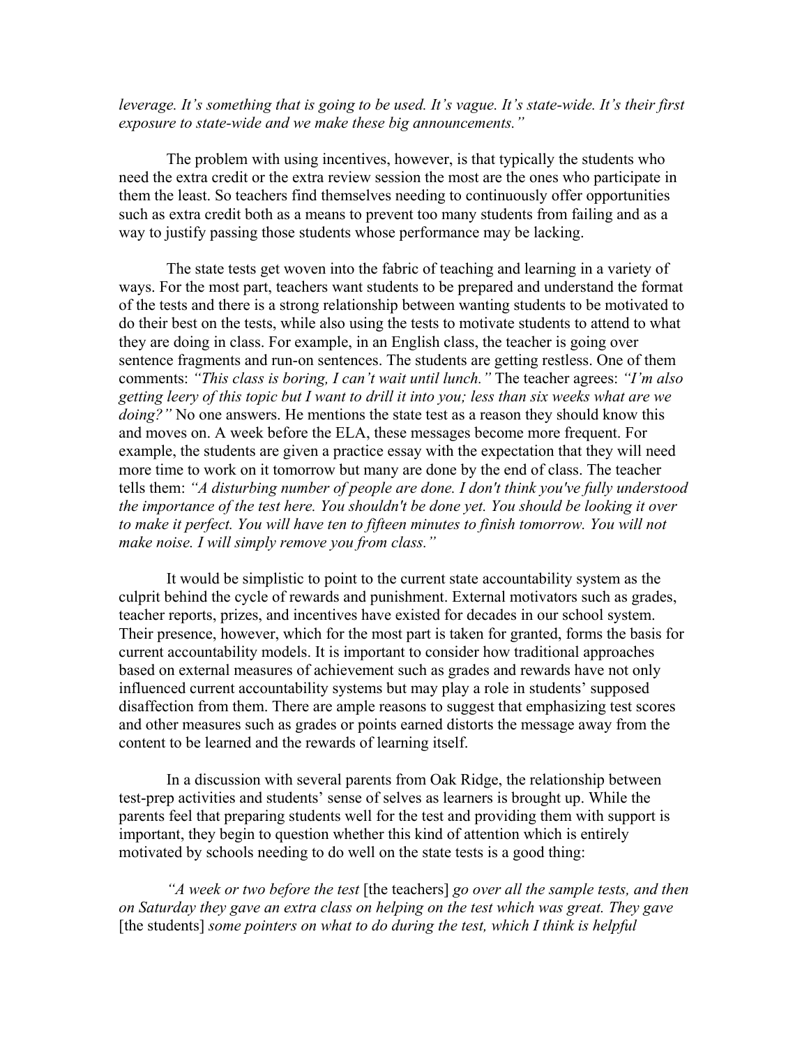*leverage. It's something that is going to be used. It's vague. It's state-wide. It's their first exposure to state-wide and we make these big announcements."*

The problem with using incentives, however, is that typically the students who need the extra credit or the extra review session the most are the ones who participate in them the least. So teachers find themselves needing to continuously offer opportunities such as extra credit both as a means to prevent too many students from failing and as a way to justify passing those students whose performance may be lacking.

The state tests get woven into the fabric of teaching and learning in a variety of ways. For the most part, teachers want students to be prepared and understand the format of the tests and there is a strong relationship between wanting students to be motivated to do their best on the tests, while also using the tests to motivate students to attend to what they are doing in class. For example, in an English class, the teacher is going over sentence fragments and run-on sentences. The students are getting restless. One of them comments: *"This class is boring, I can't wait until lunch."* The teacher agrees: *"I'm also getting leery of this topic but I want to drill it into you; less than six weeks what are we doing?"* No one answers. He mentions the state test as a reason they should know this and moves on. A week before the ELA, these messages become more frequent. For example, the students are given a practice essay with the expectation that they will need more time to work on it tomorrow but many are done by the end of class. The teacher tells them: *"A disturbing number of people are done. I don't think you've fully understood the importance of the test here. You shouldn't be done yet. You should be looking it over to make it perfect. You will have ten to fifteen minutes to finish tomorrow. You will not make noise. I will simply remove you from class."*

It would be simplistic to point to the current state accountability system as the culprit behind the cycle of rewards and punishment. External motivators such as grades, teacher reports, prizes, and incentives have existed for decades in our school system. Their presence, however, which for the most part is taken for granted, forms the basis for current accountability models. It is important to consider how traditional approaches based on external measures of achievement such as grades and rewards have not only influenced current accountability systems but may play a role in students' supposed disaffection from them. There are ample reasons to suggest that emphasizing test scores and other measures such as grades or points earned distorts the message away from the content to be learned and the rewards of learning itself.

In a discussion with several parents from Oak Ridge, the relationship between test-prep activities and students' sense of selves as learners is brought up. While the parents feel that preparing students well for the test and providing them with support is important, they begin to question whether this kind of attention which is entirely motivated by schools needing to do well on the state tests is a good thing:

*"A week or two before the test* [the teachers] *go over all the sample tests, and then on Saturday they gave an extra class on helping on the test which was great. They gave* [the students] *some pointers on what to do during the test, which I think is helpful*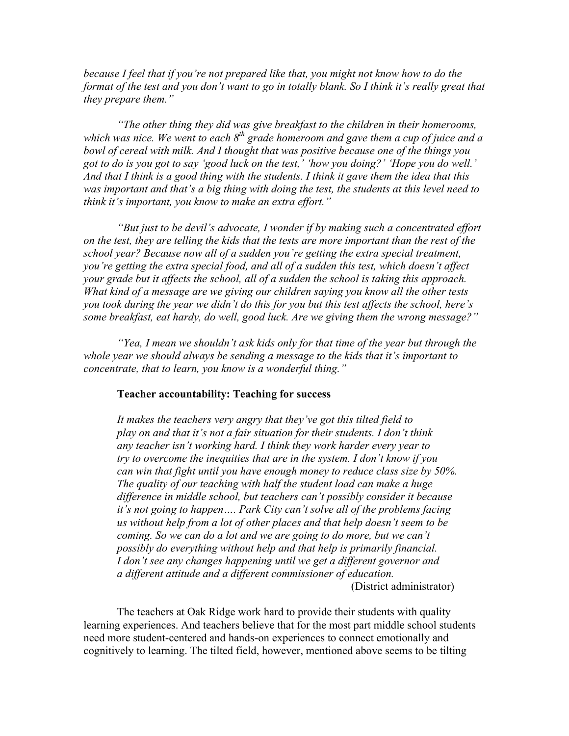*because I feel that if you're not prepared like that, you might not know how to do the format of the test and you don't want to go in totally blank. So I think it's really great that they prepare them."*

*"The other thing they did was give breakfast to the children in their homerooms, which was nice. We went to each 8th grade homeroom and gave them a cup of juice and a bowl of cereal with milk. And I thought that was positive because one of the things you got to do is you got to say 'good luck on the test,' 'how you doing?' 'Hope you do well.' And that I think is a good thing with the students. I think it gave them the idea that this was important and that's a big thing with doing the test, the students at this level need to think it's important, you know to make an extra effort."*

*"But just to be devil's advocate, I wonder if by making such a concentrated effort on the test, they are telling the kids that the tests are more important than the rest of the school year? Because now all of a sudden you're getting the extra special treatment, you're getting the extra special food, and all of a sudden this test, which doesn't affect your grade but it affects the school, all of a sudden the school is taking this approach. What kind of a message are we giving our children saying you know all the other tests you took during the year we didn't do this for you but this test affects the school, here's some breakfast, eat hardy, do well, good luck. Are we giving them the wrong message?"*

*"Yea, I mean we shouldn't ask kids only for that time of the year but through the whole year we should always be sending a message to the kids that it's important to concentrate, that to learn, you know is a wonderful thing."*

**Teacher accountability: Teaching for success**

> *It makes the teachers very angry that they've got this tilted field to play on and that it's not a fair situation for their students. I don't think any teacher isn't working hard. I think they work harder every year to try to overcome the inequities that are in the system. I don't know if you can win that fight until you have enough money to reduce class size by 50%. The quality of our teaching with half the student load can make a huge difference in middle school, but teachers can't possibly consider it because it's not going to happen…. Park City can't solve all of the problems facing us without help from a lot of other places and that help doesn't seem to be coming. So we can do a lot and we are going to do more, but we can't possibly do everything without help and that help is primarily financial. I don't see any changes happening until we get a different governor and a different attitude and a different commissioner of education.*
>
> (District administrator)

The teachers at Oak Ridge work hard to provide their students with quality learning experiences. And teachers believe that for the most part middle school students need more student-centered and hands-on experiences to connect emotionally and cognitively to learning. The tilted field, however, mentioned above seems to be tilting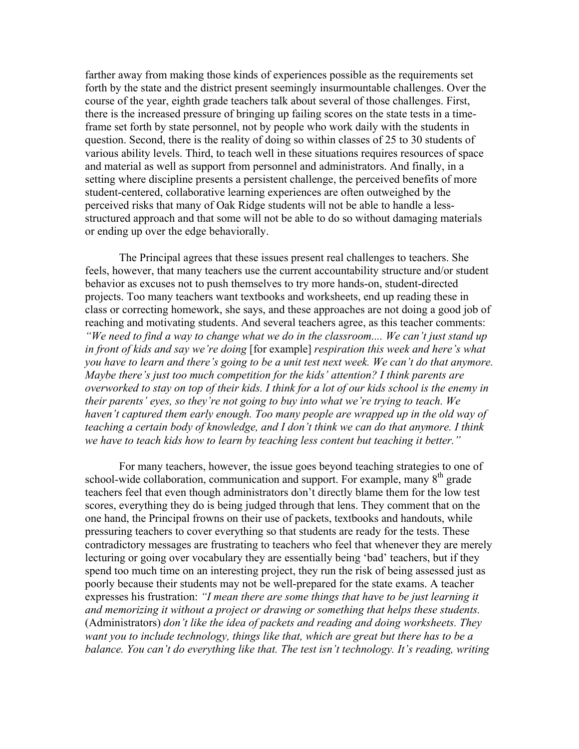farther away from making those kinds of experiences possible as the requirements set forth by the state and the district present seemingly insurmountable challenges. Over the course of the year, eighth grade teachers talk about several of those challenges. First, there is the increased pressure of bringing up failing scores on the state tests in a time-frame set forth by state personnel, not by people who work daily with the students in question. Second, there is the reality of doing so within classes of 25 to 30 students of various ability levels. Third, to teach well in these situations requires resources of space and material as well as support from personnel and administrators. And finally, in a setting where discipline presents a persistent challenge, the perceived benefits of more student-centered, collaborative learning experiences are often outweighed by the perceived risks that many of Oak Ridge students will not be able to handle a less-structured approach and that some will not be able to do so without damaging materials or ending up over the edge behaviorally.

The Principal agrees that these issues present real challenges to teachers. She feels, however, that many teachers use the current accountability structure and/or student behavior as excuses not to push themselves to try more hands-on, student-directed projects. Too many teachers want textbooks and worksheets, end up reading these in class or correcting homework, she says, and these approaches are not doing a good job of reaching and motivating students. And several teachers agree, as this teacher comments: *"We need to find a way to change what we do in the classroom.... We can't just stand up in front of kids and say we're doing* [for example] *respiration this week and here's what you have to learn and there's going to be a unit test next week. We can't do that anymore. Maybe there's just too much competition for the kids' attention? I think parents are overworked to stay on top of their kids. I think for a lot of our kids school is the enemy in their parents' eyes, so they're not going to buy into what we're trying to teach. We haven't captured them early enough. Too many people are wrapped up in the old way of teaching a certain body of knowledge, and I don't think we can do that anymore. I think we have to teach kids how to learn by teaching less content but teaching it better."*

For many teachers, however, the issue goes beyond teaching strategies to one of school-wide collaboration, communication and support. For example, many 8th grade teachers feel that even though administrators don't directly blame them for the low test scores, everything they do is being judged through that lens. They comment that on the one hand, the Principal frowns on their use of packets, textbooks and handouts, while pressuring teachers to cover everything so that students are ready for the tests. These contradictory messages are frustrating to teachers who feel that whenever they are merely lecturing or going over vocabulary they are essentially being 'bad' teachers, but if they spend too much time on an interesting project, they run the risk of being assessed just as poorly because their students may not be well-prepared for the state exams. A teacher expresses his frustration: *"I mean there are some things that have to be just learning it and memorizing it without a project or drawing or something that helps these students.* (Administrators) *don't like the idea of packets and reading and doing worksheets. They want you to include technology, things like that, which are great but there has to be a balance. You can't do everything like that. The test isn't technology. It's reading, writing*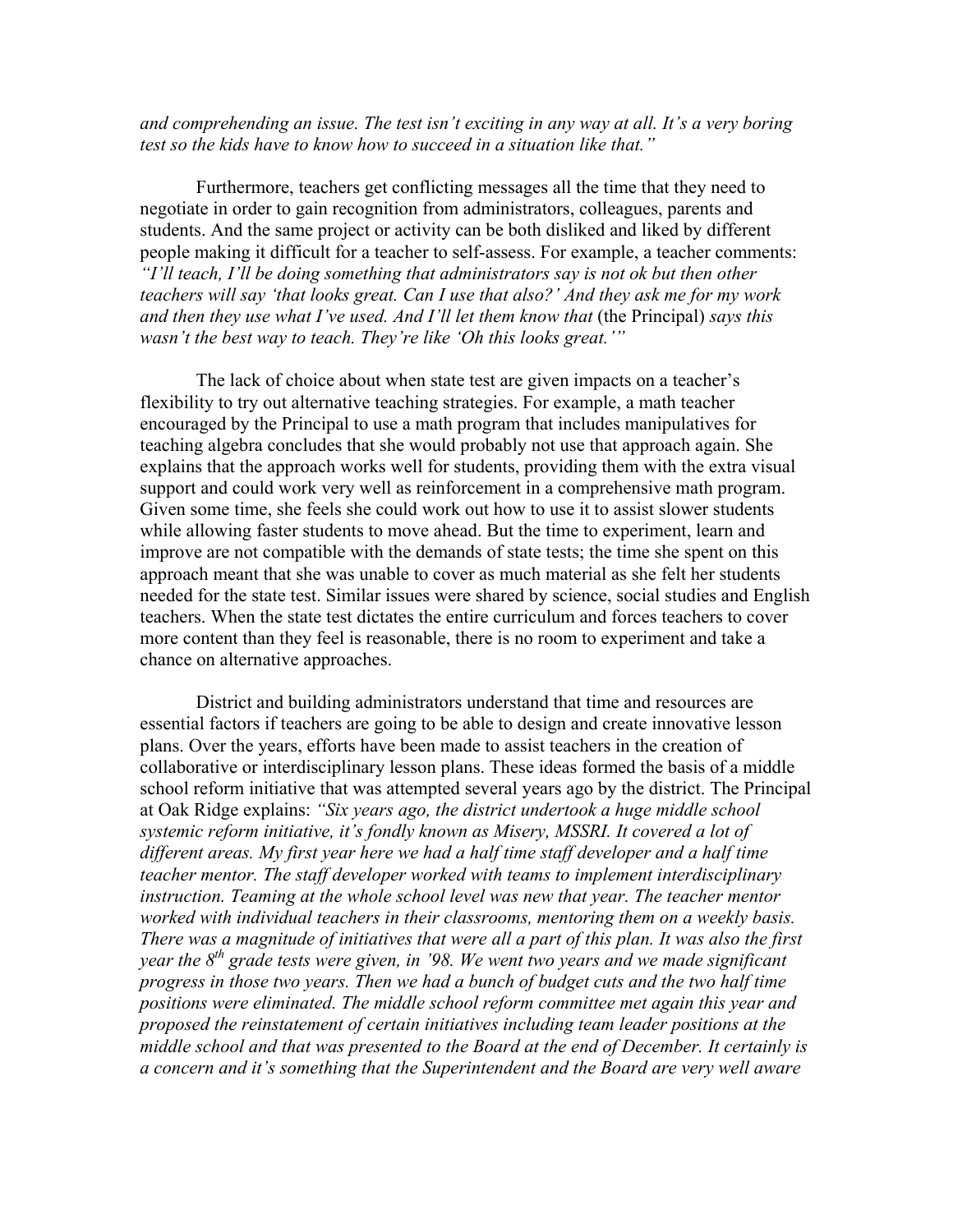*and comprehending an issue. The test isn't exciting in any way at all. It's a very boring test so the kids have to know how to succeed in a situation like that."*

Furthermore, teachers get conflicting messages all the time that they need to negotiate in order to gain recognition from administrators, colleagues, parents and students. And the same project or activity can be both disliked and liked by different people making it difficult for a teacher to self-assess. For example, a teacher comments: *"I'll teach, I'll be doing something that administrators say is not ok but then other teachers will say 'that looks great. Can I use that also?' And they ask me for my work and then they use what I've used. And I'll let them know that* (the Principal) *says this wasn't the best way to teach. They're like 'Oh this looks great.'"*

The lack of choice about when state test are given impacts on a teacher's flexibility to try out alternative teaching strategies. For example, a math teacher encouraged by the Principal to use a math program that includes manipulatives for teaching algebra concludes that she would probably not use that approach again. She explains that the approach works well for students, providing them with the extra visual support and could work very well as reinforcement in a comprehensive math program. Given some time, she feels she could work out how to use it to assist slower students while allowing faster students to move ahead. But the time to experiment, learn and improve are not compatible with the demands of state tests; the time she spent on this approach meant that she was unable to cover as much material as she felt her students needed for the state test. Similar issues were shared by science, social studies and English teachers. When the state test dictates the entire curriculum and forces teachers to cover more content than they feel is reasonable, there is no room to experiment and take a chance on alternative approaches.

District and building administrators understand that time and resources are essential factors if teachers are going to be able to design and create innovative lesson plans. Over the years, efforts have been made to assist teachers in the creation of collaborative or interdisciplinary lesson plans. These ideas formed the basis of a middle school reform initiative that was attempted several years ago by the district. The Principal at Oak Ridge explains: *"Six years ago, the district undertook a huge middle school systemic reform initiative, it's fondly known as Misery, MSSRI. It covered a lot of different areas. My first year here we had a half time staff developer and a half time teacher mentor. The staff developer worked with teams to implement interdisciplinary instruction. Teaming at the whole school level was new that year. The teacher mentor worked with individual teachers in their classrooms, mentoring them on a weekly basis. There was a magnitude of initiatives that were all a part of this plan. It was also the first year the 8th grade tests were given, in '98. We went two years and we made significant progress in those two years. Then we had a bunch of budget cuts and the two half time positions were eliminated. The middle school reform committee met again this year and proposed the reinstatement of certain initiatives including team leader positions at the middle school and that was presented to the Board at the end of December. It certainly is a concern and it's something that the Superintendent and the Board are very well aware*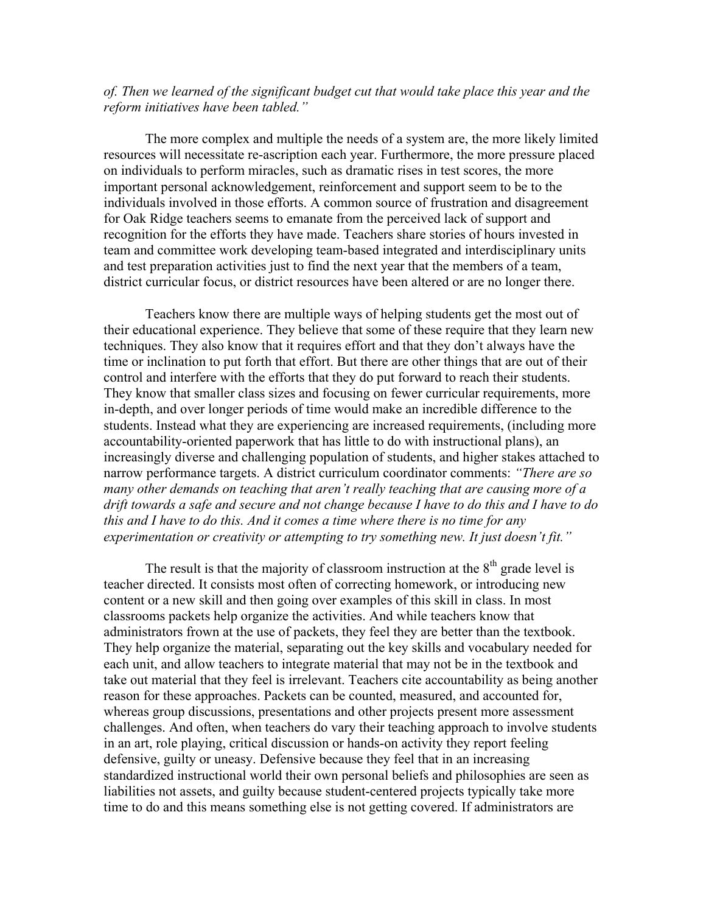*of. Then we learned of the significant budget cut that would take place this year and the reform initiatives have been tabled."*

The more complex and multiple the needs of a system are, the more likely limited resources will necessitate re-ascription each year. Furthermore, the more pressure placed on individuals to perform miracles, such as dramatic rises in test scores, the more important personal acknowledgement, reinforcement and support seem to be to the individuals involved in those efforts. A common source of frustration and disagreement for Oak Ridge teachers seems to emanate from the perceived lack of support and recognition for the efforts they have made. Teachers share stories of hours invested in team and committee work developing team-based integrated and interdisciplinary units and test preparation activities just to find the next year that the members of a team, district curricular focus, or district resources have been altered or are no longer there.

Teachers know there are multiple ways of helping students get the most out of their educational experience. They believe that some of these require that they learn new techniques. They also know that it requires effort and that they don't always have the time or inclination to put forth that effort. But there are other things that are out of their control and interfere with the efforts that they do put forward to reach their students. They know that smaller class sizes and focusing on fewer curricular requirements, more in-depth, and over longer periods of time would make an incredible difference to the students. Instead what they are experiencing are increased requirements, (including more accountability-oriented paperwork that has little to do with instructional plans), an increasingly diverse and challenging population of students, and higher stakes attached to narrow performance targets. A district curriculum coordinator comments: *"There are so many other demands on teaching that aren't really teaching that are causing more of a drift towards a safe and secure and not change because I have to do this and I have to do this and I have to do this. And it comes a time where there is no time for any experimentation or creativity or attempting to try something new. It just doesn't fit."*

The result is that the majority of classroom instruction at the 8th grade level is teacher directed. It consists most often of correcting homework, or introducing new content or a new skill and then going over examples of this skill in class. In most classrooms packets help organize the activities. And while teachers know that administrators frown at the use of packets, they feel they are better than the textbook. They help organize the material, separating out the key skills and vocabulary needed for each unit, and allow teachers to integrate material that may not be in the textbook and take out material that they feel is irrelevant. Teachers cite accountability as being another reason for these approaches. Packets can be counted, measured, and accounted for, whereas group discussions, presentations and other projects present more assessment challenges. And often, when teachers do vary their teaching approach to involve students in an art, role playing, critical discussion or hands-on activity they report feeling defensive, guilty or uneasy. Defensive because they feel that in an increasing standardized instructional world their own personal beliefs and philosophies are seen as liabilities not assets, and guilty because student-centered projects typically take more time to do and this means something else is not getting covered. If administrators are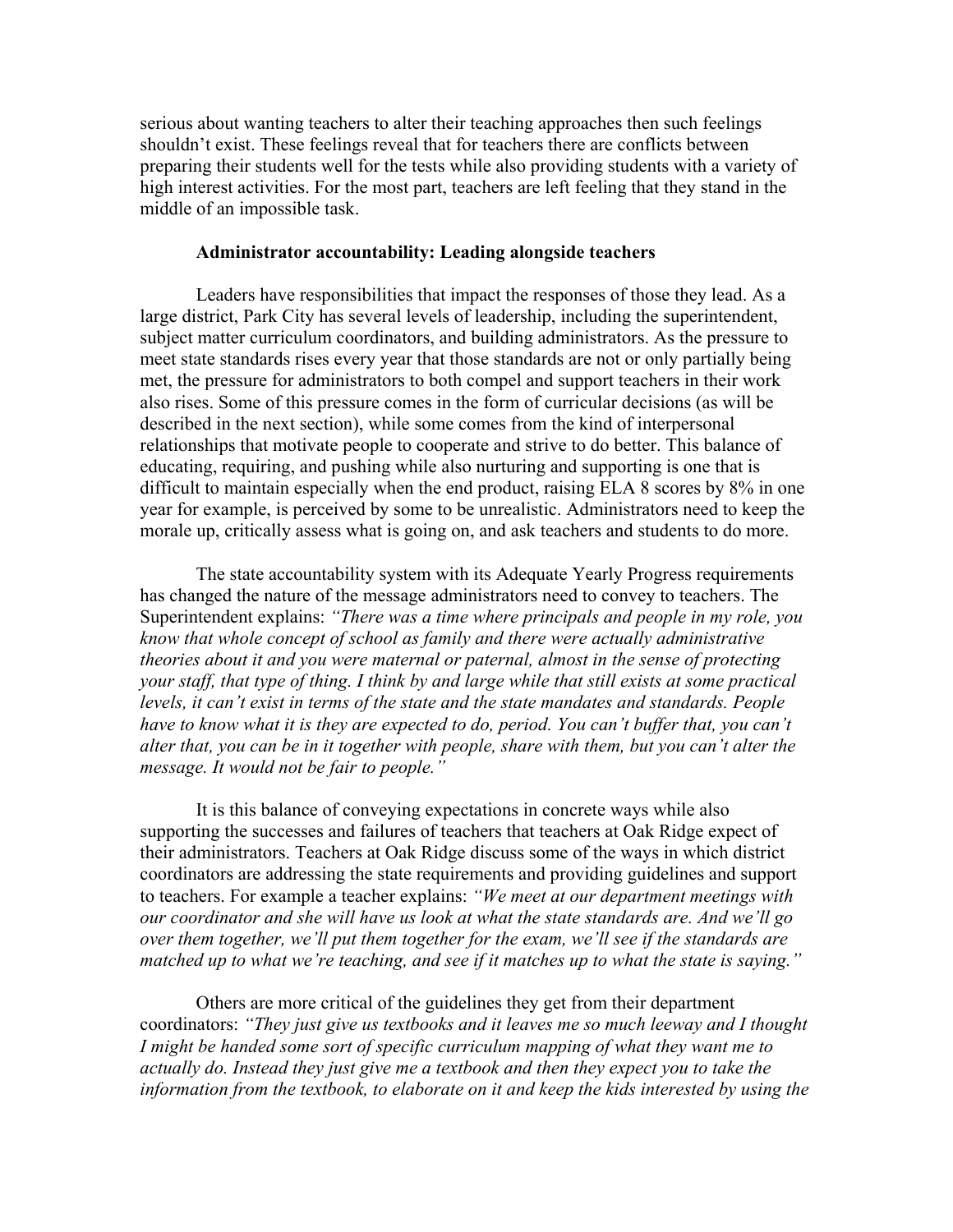serious about wanting teachers to alter their teaching approaches then such feelings shouldn't exist. These feelings reveal that for teachers there are conflicts between preparing their students well for the tests while also providing students with a variety of high interest activities. For the most part, teachers are left feeling that they stand in the middle of an impossible task.

### Administrator accountability: Leading alongside teachers

Leaders have responsibilities that impact the responses of those they lead. As a large district, Park City has several levels of leadership, including the superintendent, subject matter curriculum coordinators, and building administrators. As the pressure to meet state standards rises every year that those standards are not or only partially being met, the pressure for administrators to both compel and support teachers in their work also rises. Some of this pressure comes in the form of curricular decisions (as will be described in the next section), while some comes from the kind of interpersonal relationships that motivate people to cooperate and strive to do better. This balance of educating, requiring, and pushing while also nurturing and supporting is one that is difficult to maintain especially when the end product, raising ELA 8 scores by 8% in one year for example, is perceived by some to be unrealistic. Administrators need to keep the morale up, critically assess what is going on, and ask teachers and students to do more.

The state accountability system with its Adequate Yearly Progress requirements has changed the nature of the message administrators need to convey to teachers. The Superintendent explains: *"There was a time where principals and people in my role, you know that whole concept of school as family and there were actually administrative theories about it and you were maternal or paternal, almost in the sense of protecting your staff, that type of thing. I think by and large while that still exists at some practical levels, it can't exist in terms of the state and the state mandates and standards. People have to know what it is they are expected to do, period. You can't buffer that, you can't alter that, you can be in it together with people, share with them, but you can't alter the message. It would not be fair to people."*

It is this balance of conveying expectations in concrete ways while also supporting the successes and failures of teachers that teachers at Oak Ridge expect of their administrators. Teachers at Oak Ridge discuss some of the ways in which district coordinators are addressing the state requirements and providing guidelines and support to teachers. For example a teacher explains: *"We meet at our department meetings with our coordinator and she will have us look at what the state standards are. And we'll go over them together, we'll put them together for the exam, we'll see if the standards are matched up to what we're teaching, and see if it matches up to what the state is saying."*

Others are more critical of the guidelines they get from their department coordinators: *"They just give us textbooks and it leaves me so much leeway and I thought I might be handed some sort of specific curriculum mapping of what they want me to actually do. Instead they just give me a textbook and then they expect you to take the information from the textbook, to elaborate on it and keep the kids interested by using the*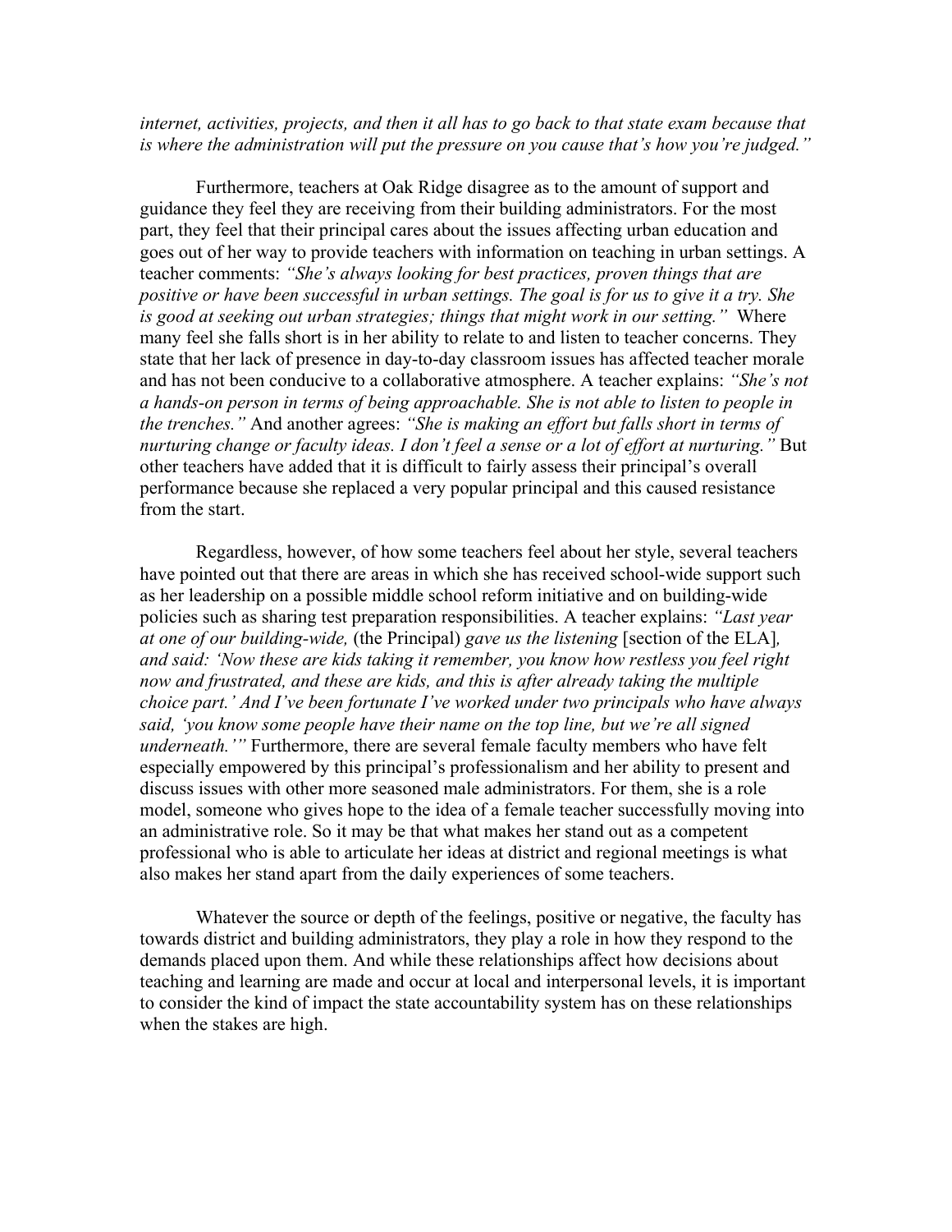*internet, activities, projects, and then it all has to go back to that state exam because that is where the administration will put the pressure on you cause that's how you're judged."*

Furthermore, teachers at Oak Ridge disagree as to the amount of support and guidance they feel they are receiving from their building administrators. For the most part, they feel that their principal cares about the issues affecting urban education and goes out of her way to provide teachers with information on teaching in urban settings. A teacher comments: *"She's always looking for best practices, proven things that are positive or have been successful in urban settings. The goal is for us to give it a try. She is good at seeking out urban strategies; things that might work in our setting."* Where many feel she falls short is in her ability to relate to and listen to teacher concerns. They state that her lack of presence in day-to-day classroom issues has affected teacher morale and has not been conducive to a collaborative atmosphere. A teacher explains: *"She's not a hands-on person in terms of being approachable. She is not able to listen to people in the trenches."* And another agrees: *"She is making an effort but falls short in terms of nurturing change or faculty ideas. I don't feel a sense or a lot of effort at nurturing."* But other teachers have added that it is difficult to fairly assess their principal's overall performance because she replaced a very popular principal and this caused resistance from the start.

Regardless, however, of how some teachers feel about her style, several teachers have pointed out that there are areas in which she has received school-wide support such as her leadership on a possible middle school reform initiative and on building-wide policies such as sharing test preparation responsibilities. A teacher explains: *"Last year at one of our building-wide,* (the Principal) *gave us the listening* [section of the ELA]*, and said: 'Now these are kids taking it remember, you know how restless you feel right now and frustrated, and these are kids, and this is after already taking the multiple choice part.' And I've been fortunate I've worked under two principals who have always said, 'you know some people have their name on the top line, but we're all signed underneath.'"* Furthermore, there are several female faculty members who have felt especially empowered by this principal's professionalism and her ability to present and discuss issues with other more seasoned male administrators. For them, she is a role model, someone who gives hope to the idea of a female teacher successfully moving into an administrative role. So it may be that what makes her stand out as a competent professional who is able to articulate her ideas at district and regional meetings is what also makes her stand apart from the daily experiences of some teachers.

Whatever the source or depth of the feelings, positive or negative, the faculty has towards district and building administrators, they play a role in how they respond to the demands placed upon them. And while these relationships affect how decisions about teaching and learning are made and occur at local and interpersonal levels, it is important to consider the kind of impact the state accountability system has on these relationships when the stakes are high.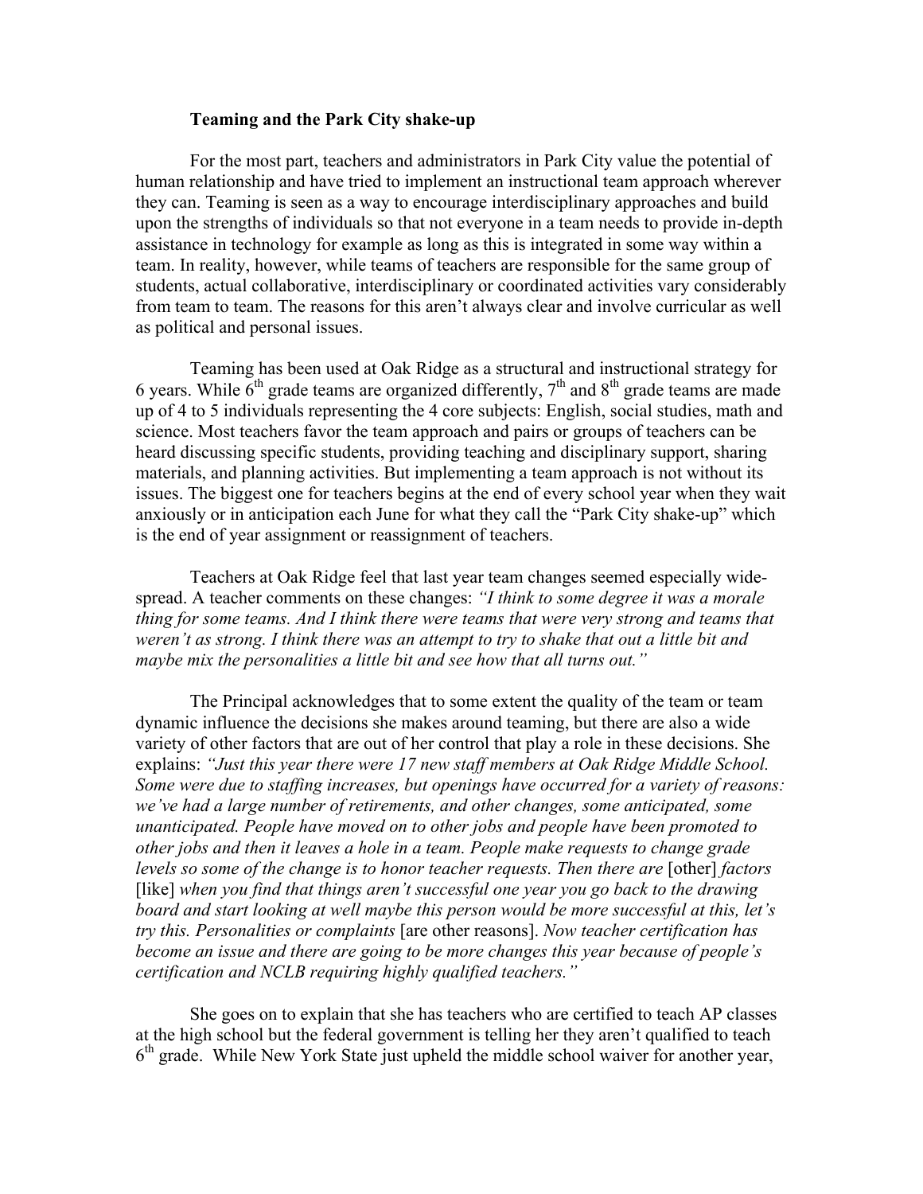**Teaming and the Park City shake-up**

For the most part, teachers and administrators in Park City value the potential of human relationship and have tried to implement an instructional team approach wherever they can. Teaming is seen as a way to encourage interdisciplinary approaches and build upon the strengths of individuals so that not everyone in a team needs to provide in-depth assistance in technology for example as long as this is integrated in some way within a team. In reality, however, while teams of teachers are responsible for the same group of students, actual collaborative, interdisciplinary or coordinated activities vary considerably from team to team. The reasons for this aren't always clear and involve curricular as well as political and personal issues.

Teaming has been used at Oak Ridge as a structural and instructional strategy for 6 years. While 6th grade teams are organized differently, 7th and 8th grade teams are made up of 4 to 5 individuals representing the 4 core subjects: English, social studies, math and science. Most teachers favor the team approach and pairs or groups of teachers can be heard discussing specific students, providing teaching and disciplinary support, sharing materials, and planning activities. But implementing a team approach is not without its issues. The biggest one for teachers begins at the end of every school year when they wait anxiously or in anticipation each June for what they call the "Park City shake-up" which is the end of year assignment or reassignment of teachers.

Teachers at Oak Ridge feel that last year team changes seemed especially wide-spread. A teacher comments on these changes: *"I think to some degree it was a morale thing for some teams. And I think there were teams that were very strong and teams that weren't as strong. I think there was an attempt to try to shake that out a little bit and maybe mix the personalities a little bit and see how that all turns out."*

The Principal acknowledges that to some extent the quality of the team or team dynamic influence the decisions she makes around teaming, but there are also a wide variety of other factors that are out of her control that play a role in these decisions. She explains: *"Just this year there were 17 new staff members at Oak Ridge Middle School. Some were due to staffing increases, but openings have occurred for a variety of reasons: we've had a large number of retirements, and other changes, some anticipated, some unanticipated. People have moved on to other jobs and people have been promoted to other jobs and then it leaves a hole in a team. People make requests to change grade levels so some of the change is to honor teacher requests. Then there are* [other] *factors* [like] *when you find that things aren't successful one year you go back to the drawing board and start looking at well maybe this person would be more successful at this, let's try this. Personalities or complaints* [are other reasons]. *Now teacher certification has become an issue and there are going to be more changes this year because of people's certification and NCLB requiring highly qualified teachers."*

She goes on to explain that she has teachers who are certified to teach AP classes at the high school but the federal government is telling her they aren't qualified to teach 6th grade. While New York State just upheld the middle school waiver for another year,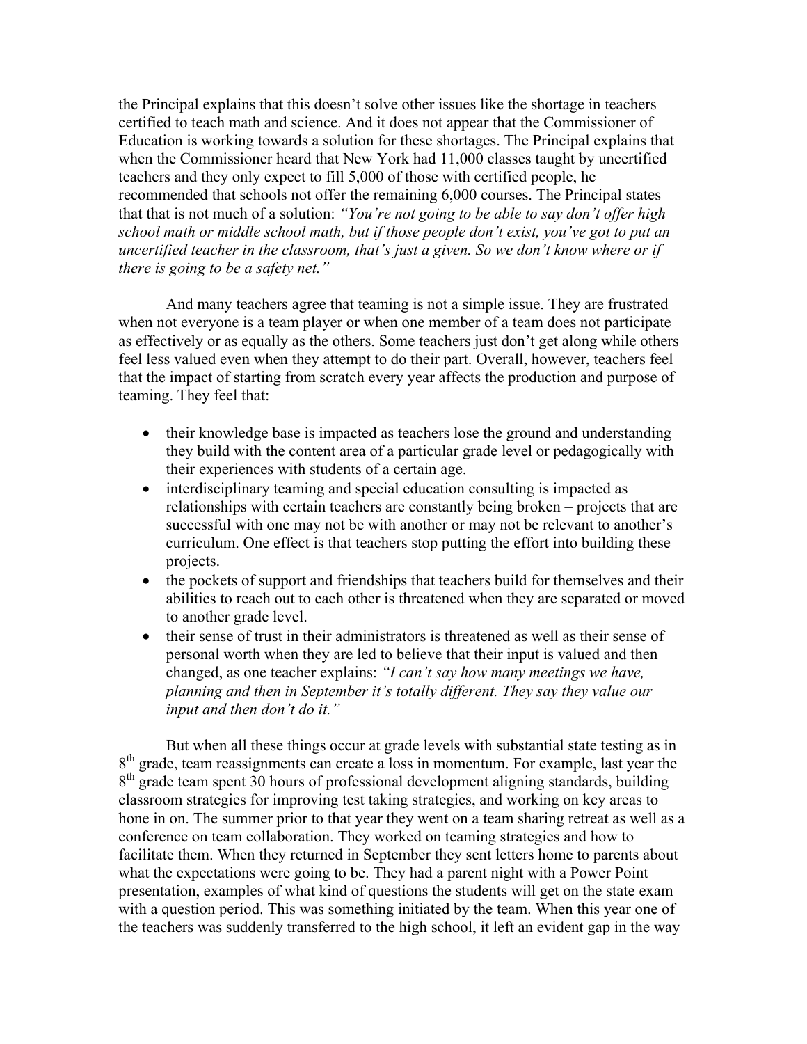the Principal explains that this doesn't solve other issues like the shortage in teachers certified to teach math and science. And it does not appear that the Commissioner of Education is working towards a solution for these shortages. The Principal explains that when the Commissioner heard that New York had 11,000 classes taught by uncertified teachers and they only expect to fill 5,000 of those with certified people, he recommended that schools not offer the remaining 6,000 courses. The Principal states that that is not much of a solution: *"You're not going to be able to say don't offer high school math or middle school math, but if those people don't exist, you've got to put an uncertified teacher in the classroom, that's just a given. So we don't know where or if there is going to be a safety net."*

And many teachers agree that teaming is not a simple issue. They are frustrated when not everyone is a team player or when one member of a team does not participate as effectively or as equally as the others. Some teachers just don't get along while others feel less valued even when they attempt to do their part. Overall, however, teachers feel that the impact of starting from scratch every year affects the production and purpose of teaming. They feel that:

- their knowledge base is impacted as teachers lose the ground and understanding they build with the content area of a particular grade level or pedagogically with their experiences with students of a certain age.
- interdisciplinary teaming and special education consulting is impacted as relationships with certain teachers are constantly being broken – projects that are successful with one may not be with another or may not be relevant to another's curriculum. One effect is that teachers stop putting the effort into building these projects.
- the pockets of support and friendships that teachers build for themselves and their abilities to reach out to each other is threatened when they are separated or moved to another grade level.
- their sense of trust in their administrators is threatened as well as their sense of personal worth when they are led to believe that their input is valued and then changed, as one teacher explains: *"I can't say how many meetings we have, planning and then in September it's totally different. They say they value our input and then don't do it."*

But when all these things occur at grade levels with substantial state testing as in 8th grade, team reassignments can create a loss in momentum. For example, last year the 8th grade team spent 30 hours of professional development aligning standards, building classroom strategies for improving test taking strategies, and working on key areas to hone in on. The summer prior to that year they went on a team sharing retreat as well as a conference on team collaboration. They worked on teaming strategies and how to facilitate them. When they returned in September they sent letters home to parents about what the expectations were going to be. They had a parent night with a Power Point presentation, examples of what kind of questions the students will get on the state exam with a question period. This was something initiated by the team. When this year one of the teachers was suddenly transferred to the high school, it left an evident gap in the way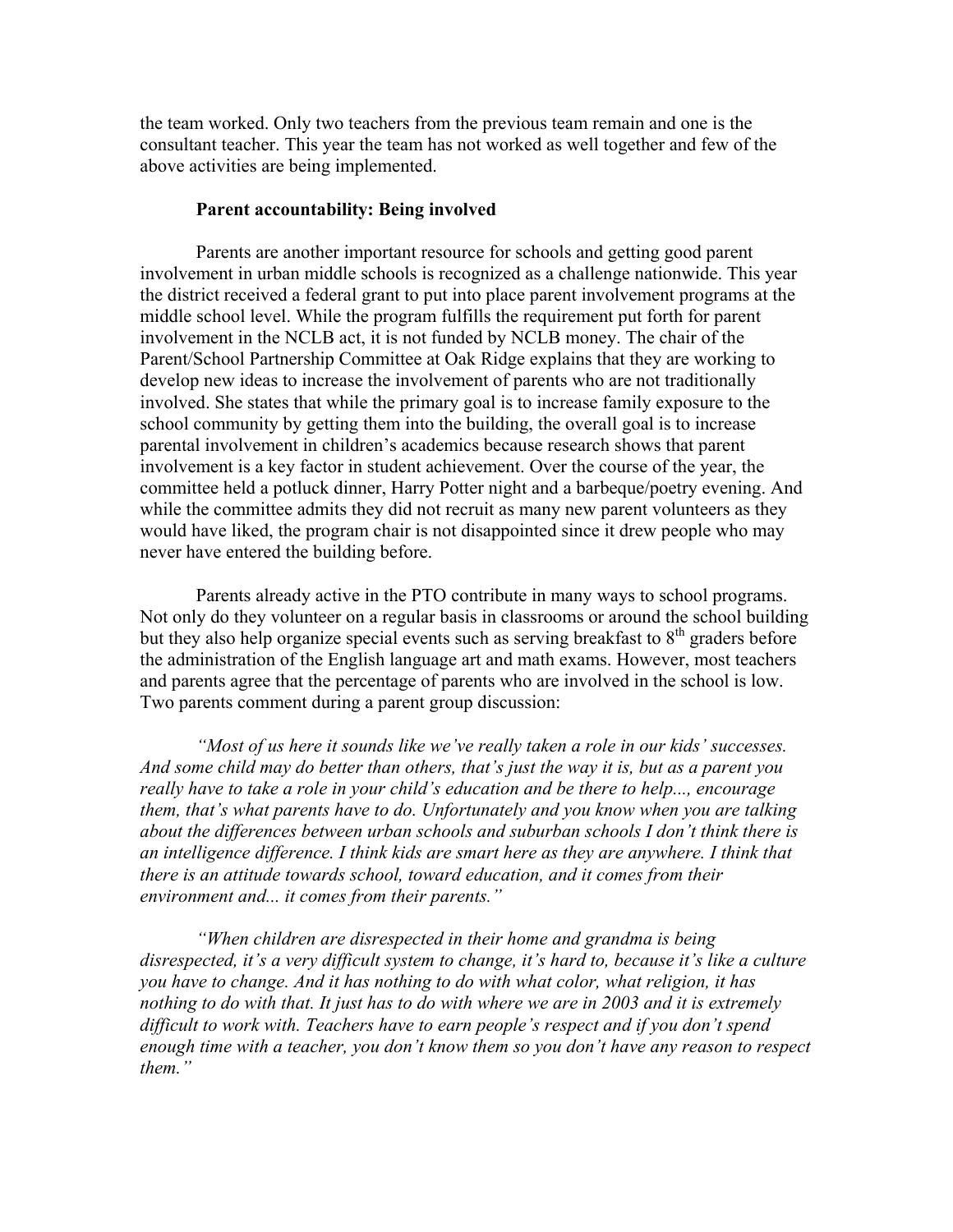the team worked. Only two teachers from the previous team remain and one is the consultant teacher. This year the team has not worked as well together and few of the above activities are being implemented.

**Parent accountability: Being involved**

Parents are another important resource for schools and getting good parent involvement in urban middle schools is recognized as a challenge nationwide. This year the district received a federal grant to put into place parent involvement programs at the middle school level. While the program fulfills the requirement put forth for parent involvement in the NCLB act, it is not funded by NCLB money. The chair of the Parent/School Partnership Committee at Oak Ridge explains that they are working to develop new ideas to increase the involvement of parents who are not traditionally involved. She states that while the primary goal is to increase family exposure to the school community by getting them into the building, the overall goal is to increase parental involvement in children's academics because research shows that parent involvement is a key factor in student achievement. Over the course of the year, the committee held a potluck dinner, Harry Potter night and a barbeque/poetry evening. And while the committee admits they did not recruit as many new parent volunteers as they would have liked, the program chair is not disappointed since it drew people who may never have entered the building before.

Parents already active in the PTO contribute in many ways to school programs. Not only do they volunteer on a regular basis in classrooms or around the school building but they also help organize special events such as serving breakfast to 8th graders before the administration of the English language art and math exams. However, most teachers and parents agree that the percentage of parents who are involved in the school is low. Two parents comment during a parent group discussion:

*"Most of us here it sounds like we've really taken a role in our kids' successes. And some child may do better than others, that's just the way it is, but as a parent you really have to take a role in your child's education and be there to help..., encourage them, that's what parents have to do. Unfortunately and you know when you are talking about the differences between urban schools and suburban schools I don't think there is an intelligence difference. I think kids are smart here as they are anywhere. I think that there is an attitude towards school, toward education, and it comes from their environment and... it comes from their parents."*

*"When children are disrespected in their home and grandma is being disrespected, it's a very difficult system to change, it's hard to, because it's like a culture you have to change. And it has nothing to do with what color, what religion, it has nothing to do with that. It just has to do with where we are in 2003 and it is extremely difficult to work with. Teachers have to earn people's respect and if you don't spend enough time with a teacher, you don't know them so you don't have any reason to respect them."*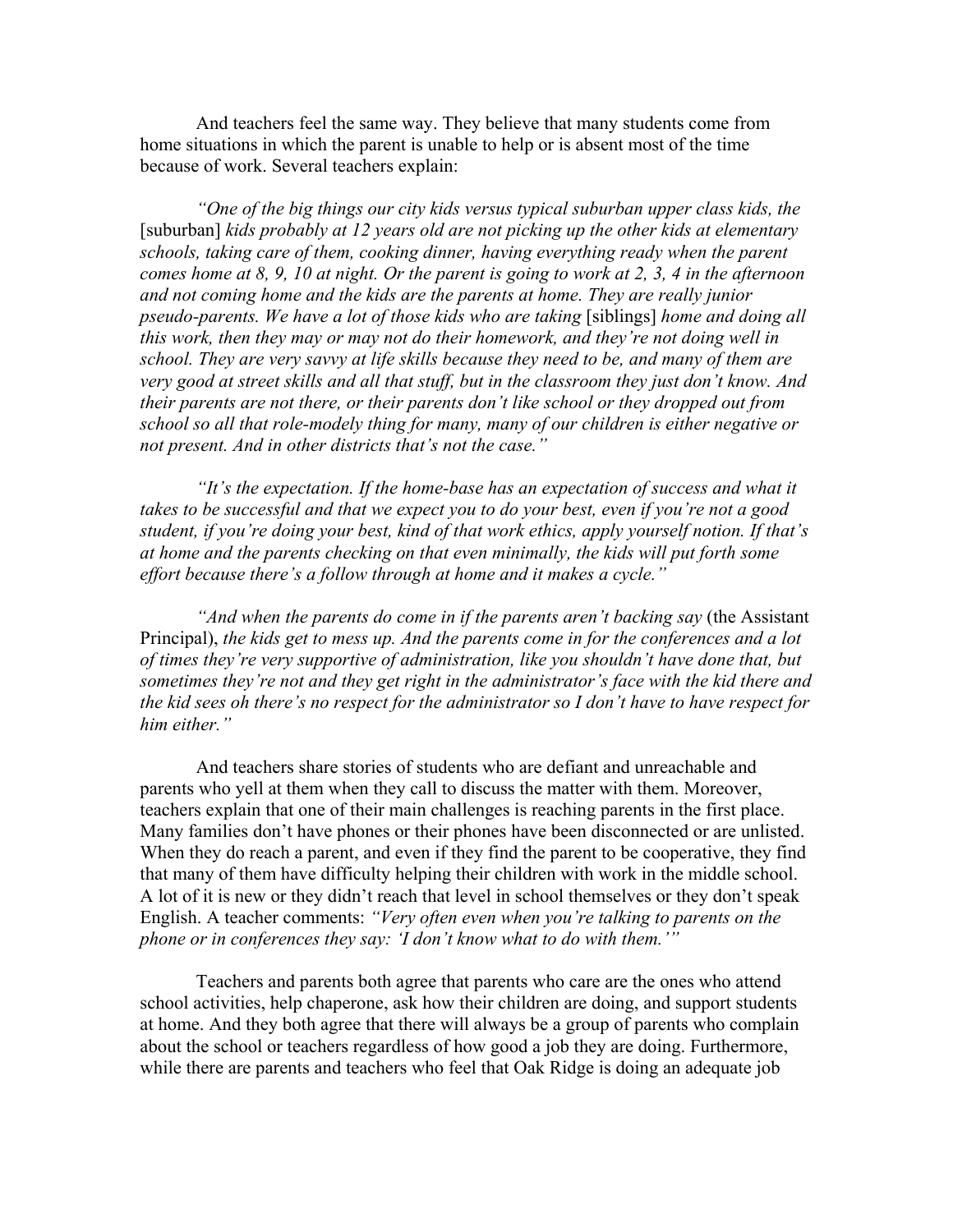And teachers feel the same way. They believe that many students come from home situations in which the parent is unable to help or is absent most of the time because of work. Several teachers explain:

*"One of the big things our city kids versus typical suburban upper class kids, the* [suburban] *kids probably at 12 years old are not picking up the other kids at elementary schools, taking care of them, cooking dinner, having everything ready when the parent comes home at 8, 9, 10 at night. Or the parent is going to work at 2, 3, 4 in the afternoon and not coming home and the kids are the parents at home. They are really junior pseudo-parents. We have a lot of those kids who are taking* [siblings] *home and doing all this work, then they may or may not do their homework, and they're not doing well in school. They are very savvy at life skills because they need to be, and many of them are very good at street skills and all that stuff, but in the classroom they just don't know. And their parents are not there, or their parents don't like school or they dropped out from school so all that role-modely thing for many, many of our children is either negative or not present. And in other districts that's not the case."*

*"It's the expectation. If the home-base has an expectation of success and what it takes to be successful and that we expect you to do your best, even if you're not a good student, if you're doing your best, kind of that work ethics, apply yourself notion. If that's at home and the parents checking on that even minimally, the kids will put forth some effort because there's a follow through at home and it makes a cycle."*

*"And when the parents do come in if the parents aren't backing say* (the Assistant Principal), *the kids get to mess up. And the parents come in for the conferences and a lot of times they're very supportive of administration, like you shouldn't have done that, but sometimes they're not and they get right in the administrator's face with the kid there and the kid sees oh there's no respect for the administrator so I don't have to have respect for him either."*

And teachers share stories of students who are defiant and unreachable and parents who yell at them when they call to discuss the matter with them. Moreover, teachers explain that one of their main challenges is reaching parents in the first place. Many families don't have phones or their phones have been disconnected or are unlisted. When they do reach a parent, and even if they find the parent to be cooperative, they find that many of them have difficulty helping their children with work in the middle school. A lot of it is new or they didn't reach that level in school themselves or they don't speak English. A teacher comments: *"Very often even when you're talking to parents on the phone or in conferences they say: 'I don't know what to do with them.'"*

Teachers and parents both agree that parents who care are the ones who attend school activities, help chaperone, ask how their children are doing, and support students at home. And they both agree that there will always be a group of parents who complain about the school or teachers regardless of how good a job they are doing. Furthermore, while there are parents and teachers who feel that Oak Ridge is doing an adequate job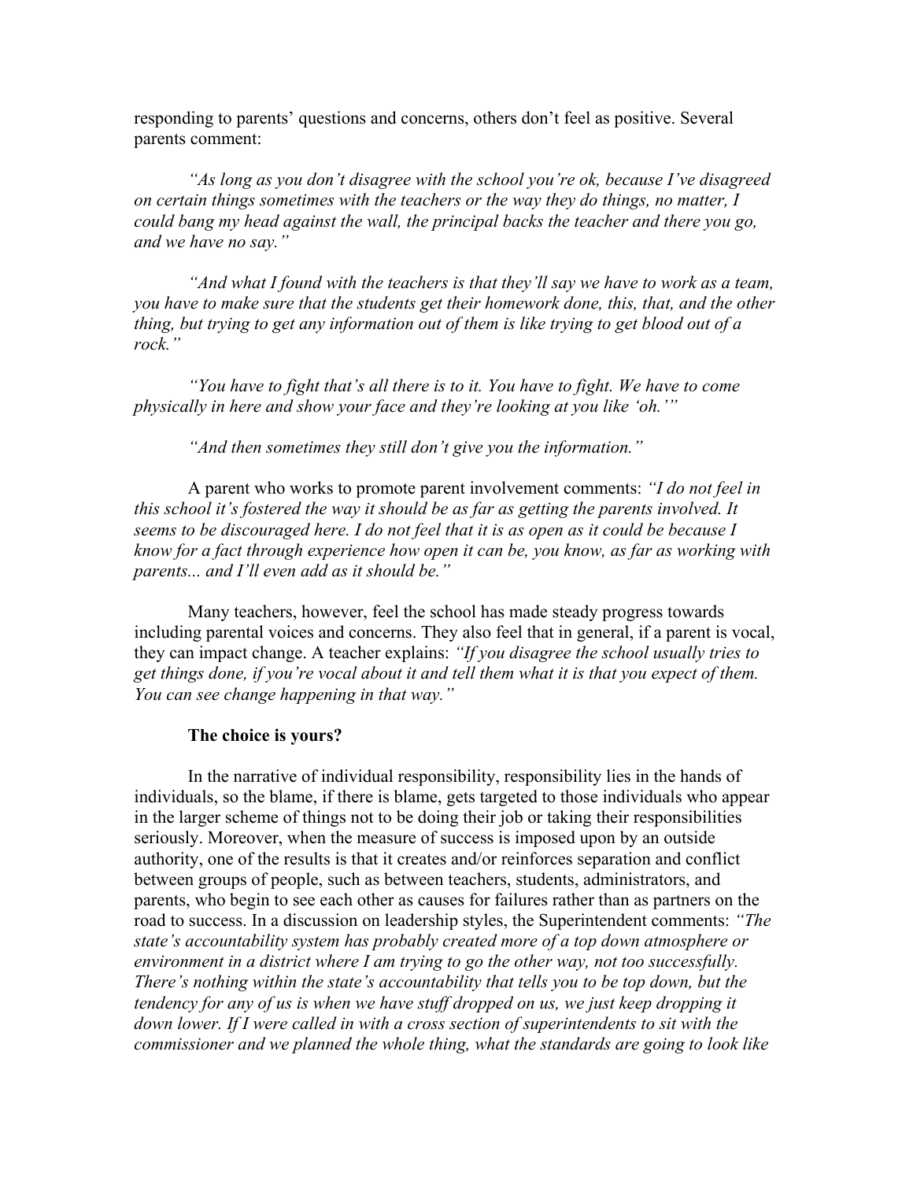responding to parents' questions and concerns, others don't feel as positive. Several parents comment:

*"As long as you don't disagree with the school you're ok, because I've disagreed on certain things sometimes with the teachers or the way they do things, no matter, I could bang my head against the wall, the principal backs the teacher and there you go, and we have no say."*

*"And what I found with the teachers is that they'll say we have to work as a team, you have to make sure that the students get their homework done, this, that, and the other thing, but trying to get any information out of them is like trying to get blood out of a rock."*

*"You have to fight that's all there is to it. You have to fight. We have to come physically in here and show your face and they're looking at you like 'oh.'"*

*"And then sometimes they still don't give you the information."*

A parent who works to promote parent involvement comments: *"I do not feel in this school it's fostered the way it should be as far as getting the parents involved. It seems to be discouraged here. I do not feel that it is as open as it could be because I know for a fact through experience how open it can be, you know, as far as working with parents... and I'll even add as it should be."*

Many teachers, however, feel the school has made steady progress towards including parental voices and concerns. They also feel that in general, if a parent is vocal, they can impact change. A teacher explains: *"If you disagree the school usually tries to get things done, if you're vocal about it and tell them what it is that you expect of them. You can see change happening in that way."*

**The choice is yours?**

In the narrative of individual responsibility, responsibility lies in the hands of individuals, so the blame, if there is blame, gets targeted to those individuals who appear in the larger scheme of things not to be doing their job or taking their responsibilities seriously. Moreover, when the measure of success is imposed upon by an outside authority, one of the results is that it creates and/or reinforces separation and conflict between groups of people, such as between teachers, students, administrators, and parents, who begin to see each other as causes for failures rather than as partners on the road to success. In a discussion on leadership styles, the Superintendent comments: *"The state's accountability system has probably created more of a top down atmosphere or environment in a district where I am trying to go the other way, not too successfully. There's nothing within the state's accountability that tells you to be top down, but the tendency for any of us is when we have stuff dropped on us, we just keep dropping it down lower. If I were called in with a cross section of superintendents to sit with the commissioner and we planned the whole thing, what the standards are going to look like*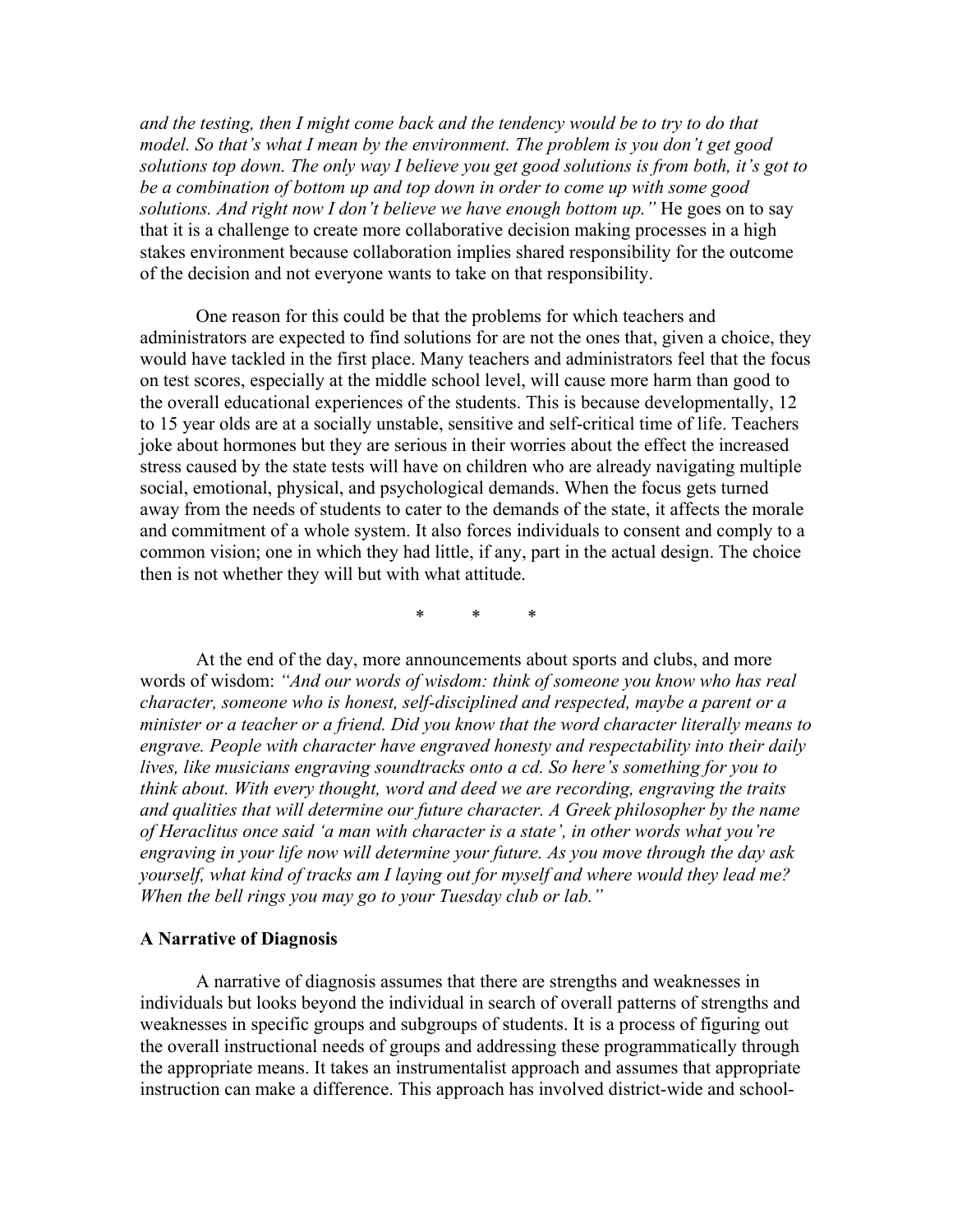*and the testing, then I might come back and the tendency would be to try to do that model. So that's what I mean by the environment. The problem is you don't get good solutions top down. The only way I believe you get good solutions is from both, it's got to be a combination of bottom up and top down in order to come up with some good solutions. And right now I don't believe we have enough bottom up."* He goes on to say that it is a challenge to create more collaborative decision making processes in a high stakes environment because collaboration implies shared responsibility for the outcome of the decision and not everyone wants to take on that responsibility.

One reason for this could be that the problems for which teachers and administrators are expected to find solutions for are not the ones that, given a choice, they would have tackled in the first place. Many teachers and administrators feel that the focus on test scores, especially at the middle school level, will cause more harm than good to the overall educational experiences of the students. This is because developmentally, 12 to 15 year olds are at a socially unstable, sensitive and self-critical time of life. Teachers joke about hormones but they are serious in their worries about the effect the increased stress caused by the state tests will have on children who are already navigating multiple social, emotional, physical, and psychological demands. When the focus gets turned away from the needs of students to cater to the demands of the state, it affects the morale and commitment of a whole system. It also forces individuals to consent and comply to a common vision; one in which they had little, if any, part in the actual design. The choice then is not whether they will but with what attitude.

\* \* \*

At the end of the day, more announcements about sports and clubs, and more words of wisdom: *"And our words of wisdom: think of someone you know who has real character, someone who is honest, self-disciplined and respected, maybe a parent or a minister or a teacher or a friend. Did you know that the word character literally means to engrave. People with character have engraved honesty and respectability into their daily lives, like musicians engraving soundtracks onto a cd. So here's something for you to think about. With every thought, word and deed we are recording, engraving the traits and qualities that will determine our future character. A Greek philosopher by the name of Heraclitus once said 'a man with character is a state', in other words what you're engraving in your life now will determine your future. As you move through the day ask yourself, what kind of tracks am I laying out for myself and where would they lead me? When the bell rings you may go to your Tuesday club or lab."*

### A Narrative of Diagnosis

A narrative of diagnosis assumes that there are strengths and weaknesses in individuals but looks beyond the individual in search of overall patterns of strengths and weaknesses in specific groups and subgroups of students. It is a process of figuring out the overall instructional needs of groups and addressing these programmatically through the appropriate means. It takes an instrumentalist approach and assumes that appropriate instruction can make a difference. This approach has involved district-wide and school-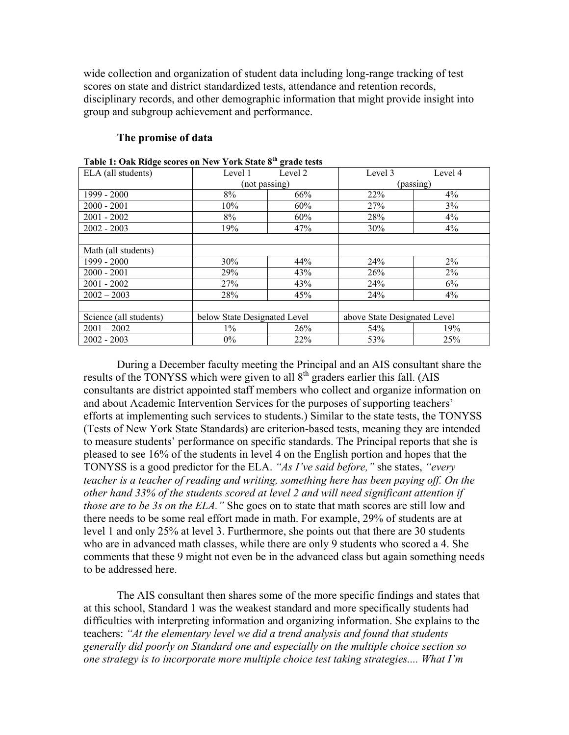wide collection and organization of student data including long-range tracking of test scores on state and district standardized tests, attendance and retention records, disciplinary records, and other demographic information that might provide insight into group and subgroup achievement and performance.

### The promise of data

**Table 1: Oak Ridge scores on New York State 8th grade tests**

| ELA (all students) | Level 1 (not passing) | Level 2 | Level 3 (passing) | Level 4 |
|---|---|---|---|---|
| 1999 - 2000 | 8% | 66% | 22% | 4% |
| 2000 - 2001 | 10% | 60% | 27% | 3% |
| 2001 - 2002 | 8% | 60% | 28% | 4% |
| 2002 - 2003 | 19% | 47% | 30% | 4% |
| | | | | |
| Math (all students) | | | | |
| 1999 - 2000 | 30% | 44% | 24% | 2% |
| 2000 - 2001 | 29% | 43% | 26% | 2% |
| 2001 - 2002 | 27% | 43% | 24% | 6% |
| 2002 – 2003 | 28% | 45% | 24% | 4% |
| | | | | |
| Science (all students) | below State Designated Level | | above State Designated Level | |
| 2001 – 2002 | 1% | 26% | 54% | 19% |
| 2002 - 2003 | 0% | 22% | 53% | 25% |

During a December faculty meeting the Principal and an AIS consultant share the results of the TONYSS which were given to all 8th graders earlier this fall. (AIS consultants are district appointed staff members who collect and organize information on and about Academic Intervention Services for the purposes of supporting teachers' efforts at implementing such services to students.) Similar to the state tests, the TONYSS (Tests of New York State Standards) are criterion-based tests, meaning they are intended to measure students' performance on specific standards. The Principal reports that she is pleased to see 16% of the students in level 4 on the English portion and hopes that the TONYSS is a good predictor for the ELA. *"As I've said before,"* she states, *"every teacher is a teacher of reading and writing, something here has been paying off. On the other hand 33% of the students scored at level 2 and will need significant attention if those are to be 3s on the ELA."* She goes on to state that math scores are still low and there needs to be some real effort made in math. For example, 29% of students are at level 1 and only 25% at level 3. Furthermore, she points out that there are 30 students who are in advanced math classes, while there are only 9 students who scored a 4. She comments that these 9 might not even be in the advanced class but again something needs to be addressed here.

The AIS consultant then shares some of the more specific findings and states that at this school, Standard 1 was the weakest standard and more specifically students had difficulties with interpreting information and organizing information. She explains to the teachers: *"At the elementary level we did a trend analysis and found that students generally did poorly on Standard one and especially on the multiple choice section so one strategy is to incorporate more multiple choice test taking strategies.... What I'm*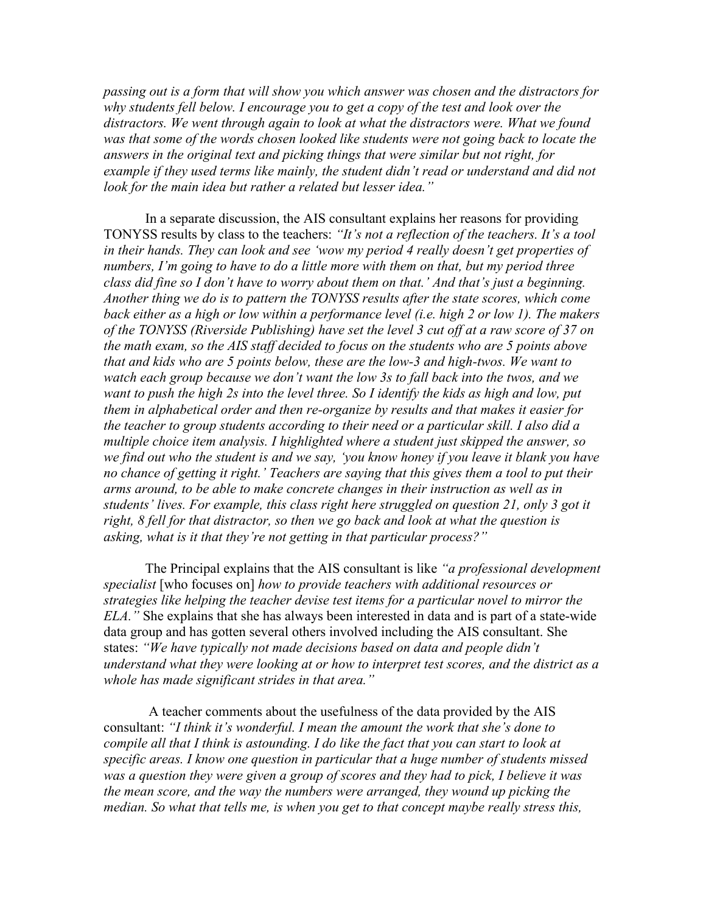*passing out is a form that will show you which answer was chosen and the distractors for why students fell below. I encourage you to get a copy of the test and look over the distractors. We went through again to look at what the distractors were. What we found was that some of the words chosen looked like students were not going back to locate the answers in the original text and picking things that were similar but not right, for example if they used terms like mainly, the student didn't read or understand and did not look for the main idea but rather a related but lesser idea."*

In a separate discussion, the AIS consultant explains her reasons for providing TONYSS results by class to the teachers: *"It's not a reflection of the teachers. It's a tool in their hands. They can look and see 'wow my period 4 really doesn't get properties of numbers, I'm going to have to do a little more with them on that, but my period three class did fine so I don't have to worry about them on that.' And that's just a beginning. Another thing we do is to pattern the TONYSS results after the state scores, which come back either as a high or low within a performance level (i.e. high 2 or low 1). The makers of the TONYSS (Riverside Publishing) have set the level 3 cut off at a raw score of 37 on the math exam, so the AIS staff decided to focus on the students who are 5 points above that and kids who are 5 points below, these are the low-3 and high-twos. We want to watch each group because we don't want the low 3s to fall back into the twos, and we want to push the high 2s into the level three. So I identify the kids as high and low, put them in alphabetical order and then re-organize by results and that makes it easier for the teacher to group students according to their need or a particular skill. I also did a multiple choice item analysis. I highlighted where a student just skipped the answer, so we find out who the student is and we say, 'you know honey if you leave it blank you have no chance of getting it right.' Teachers are saying that this gives them a tool to put their arms around, to be able to make concrete changes in their instruction as well as in students' lives. For example, this class right here struggled on question 21, only 3 got it right, 8 fell for that distractor, so then we go back and look at what the question is asking, what is it that they're not getting in that particular process?"*

The Principal explains that the AIS consultant is like *"a professional development specialist* [who focuses on] *how to provide teachers with additional resources or strategies like helping the teacher devise test items for a particular novel to mirror the ELA."* She explains that she has always been interested in data and is part of a state-wide data group and has gotten several others involved including the AIS consultant. She states: *"We have typically not made decisions based on data and people didn't understand what they were looking at or how to interpret test scores, and the district as a whole has made significant strides in that area."*

A teacher comments about the usefulness of the data provided by the AIS consultant: *"I think it's wonderful. I mean the amount the work that she's done to compile all that I think is astounding. I do like the fact that you can start to look at specific areas. I know one question in particular that a huge number of students missed was a question they were given a group of scores and they had to pick, I believe it was the mean score, and the way the numbers were arranged, they wound up picking the median. So what that tells me, is when you get to that concept maybe really stress this,*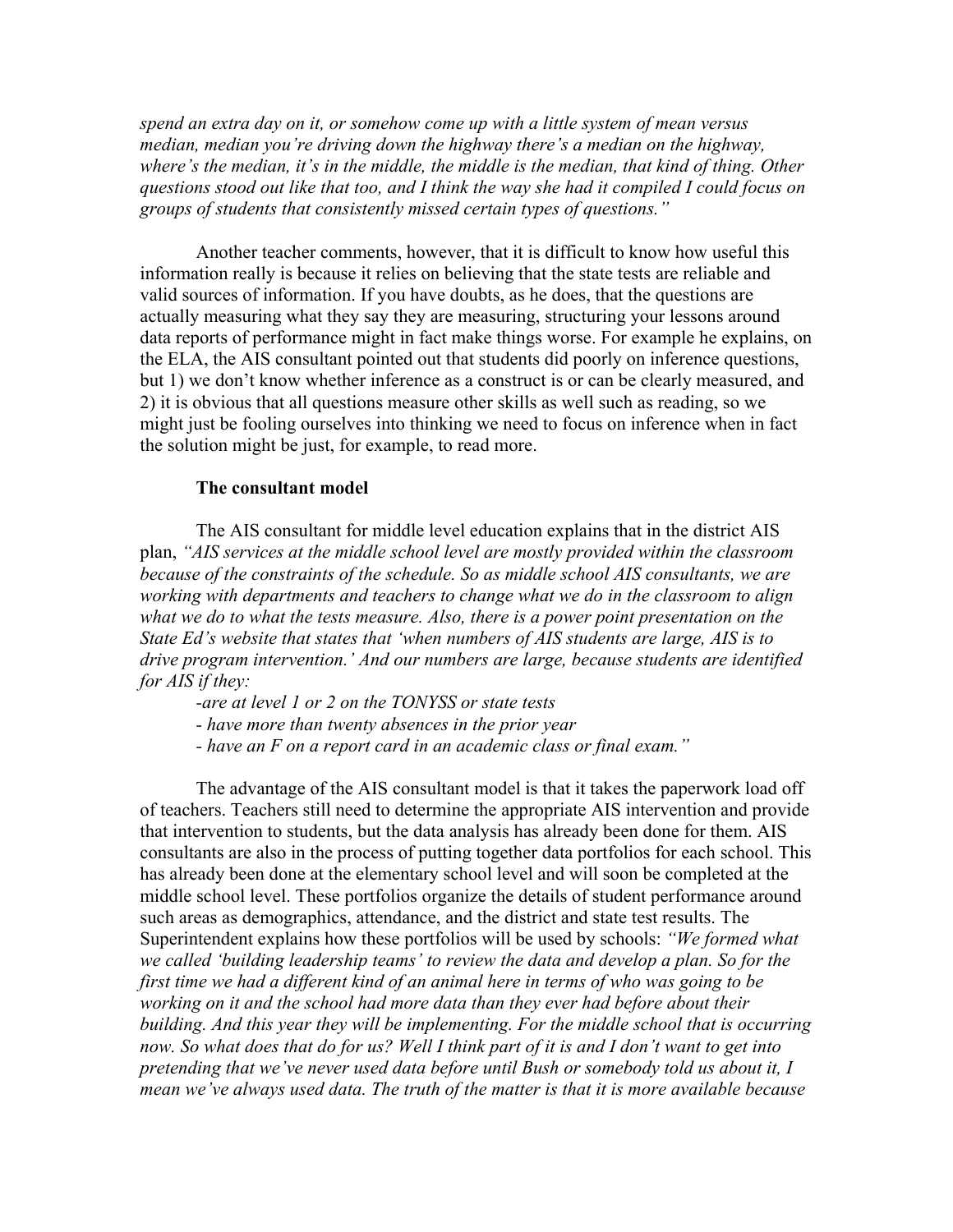*spend an extra day on it, or somehow come up with a little system of mean versus median, median you're driving down the highway there's a median on the highway, where's the median, it's in the middle, the middle is the median, that kind of thing. Other questions stood out like that too, and I think the way she had it compiled I could focus on groups of students that consistently missed certain types of questions."*

Another teacher comments, however, that it is difficult to know how useful this information really is because it relies on believing that the state tests are reliable and valid sources of information. If you have doubts, as he does, that the questions are actually measuring what they say they are measuring, structuring your lessons around data reports of performance might in fact make things worse. For example he explains, on the ELA, the AIS consultant pointed out that students did poorly on inference questions, but 1) we don't know whether inference as a construct is or can be clearly measured, and 2) it is obvious that all questions measure other skills as well such as reading, so we might just be fooling ourselves into thinking we need to focus on inference when in fact the solution might be just, for example, to read more.

**The consultant model**

The AIS consultant for middle level education explains that in the district AIS plan, *"AIS services at the middle school level are mostly provided within the classroom because of the constraints of the schedule. So as middle school AIS consultants, we are working with departments and teachers to change what we do in the classroom to align what we do to what the tests measure. Also, there is a power point presentation on the State Ed's website that states that 'when numbers of AIS students are large, AIS is to drive program intervention.' And our numbers are large, because students are identified for AIS if they:*

*-are at level 1 or 2 on the TONYSS or state tests*

*- have more than twenty absences in the prior year*

*- have an F on a report card in an academic class or final exam."*

The advantage of the AIS consultant model is that it takes the paperwork load off of teachers. Teachers still need to determine the appropriate AIS intervention and provide that intervention to students, but the data analysis has already been done for them. AIS consultants are also in the process of putting together data portfolios for each school. This has already been done at the elementary school level and will soon be completed at the middle school level. These portfolios organize the details of student performance around such areas as demographics, attendance, and the district and state test results. The Superintendent explains how these portfolios will be used by schools: *"We formed what we called 'building leadership teams' to review the data and develop a plan. So for the first time we had a different kind of an animal here in terms of who was going to be working on it and the school had more data than they ever had before about their building. And this year they will be implementing. For the middle school that is occurring now. So what does that do for us? Well I think part of it is and I don't want to get into pretending that we've never used data before until Bush or somebody told us about it, I mean we've always used data. The truth of the matter is that it is more available because*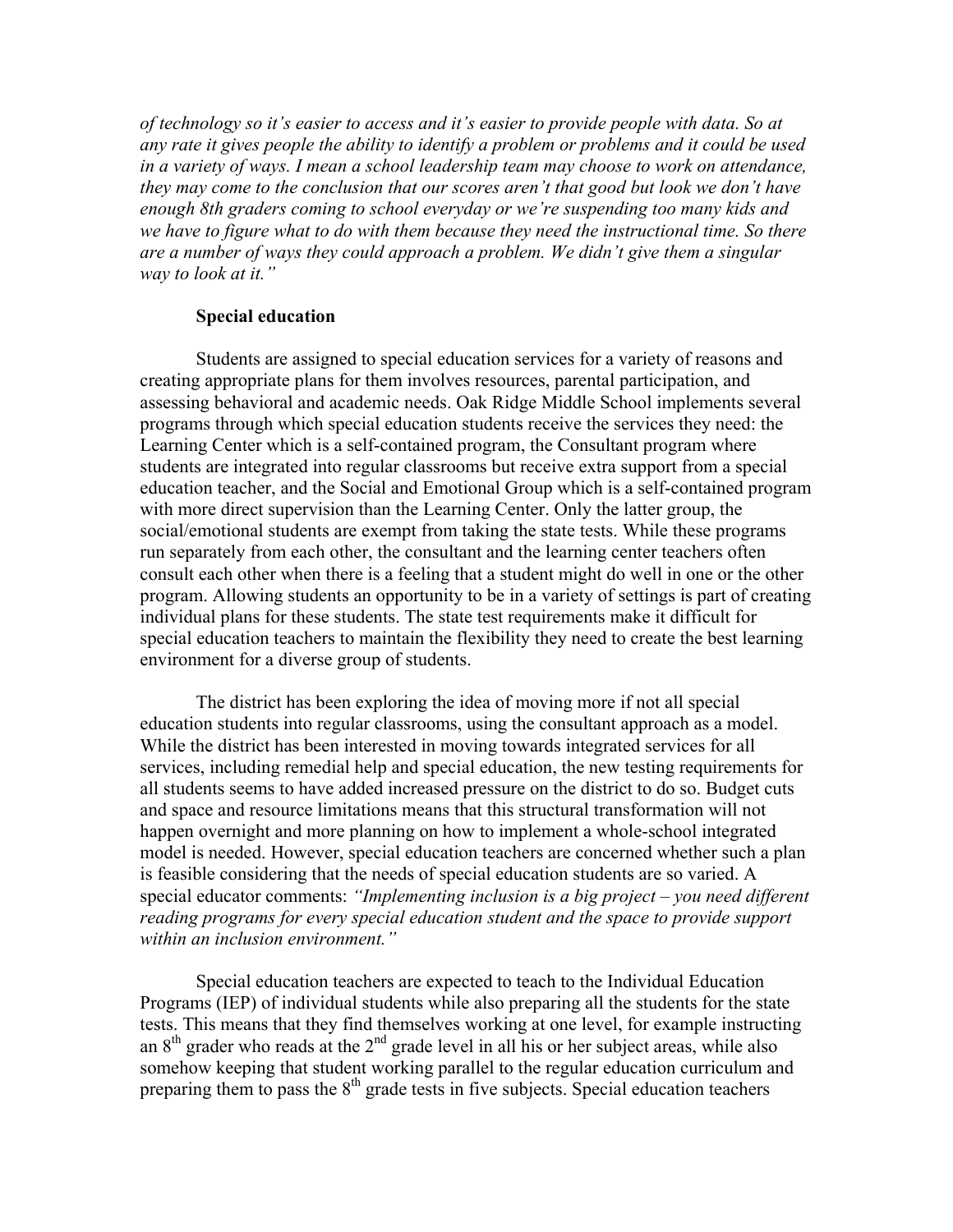*of technology so it's easier to access and it's easier to provide people with data. So at any rate it gives people the ability to identify a problem or problems and it could be used in a variety of ways. I mean a school leadership team may choose to work on attendance, they may come to the conclusion that our scores aren't that good but look we don't have enough 8th graders coming to school everyday or we're suspending too many kids and we have to figure what to do with them because they need the instructional time. So there are a number of ways they could approach a problem. We didn't give them a singular way to look at it."*

**Special education**

Students are assigned to special education services for a variety of reasons and creating appropriate plans for them involves resources, parental participation, and assessing behavioral and academic needs. Oak Ridge Middle School implements several programs through which special education students receive the services they need: the Learning Center which is a self-contained program, the Consultant program where students are integrated into regular classrooms but receive extra support from a special education teacher, and the Social and Emotional Group which is a self-contained program with more direct supervision than the Learning Center. Only the latter group, the social/emotional students are exempt from taking the state tests. While these programs run separately from each other, the consultant and the learning center teachers often consult each other when there is a feeling that a student might do well in one or the other program. Allowing students an opportunity to be in a variety of settings is part of creating individual plans for these students. The state test requirements make it difficult for special education teachers to maintain the flexibility they need to create the best learning environment for a diverse group of students.

The district has been exploring the idea of moving more if not all special education students into regular classrooms, using the consultant approach as a model. While the district has been interested in moving towards integrated services for all services, including remedial help and special education, the new testing requirements for all students seems to have added increased pressure on the district to do so. Budget cuts and space and resource limitations means that this structural transformation will not happen overnight and more planning on how to implement a whole-school integrated model is needed. However, special education teachers are concerned whether such a plan is feasible considering that the needs of special education students are so varied. A special educator comments: *"Implementing inclusion is a big project – you need different reading programs for every special education student and the space to provide support within an inclusion environment."*

Special education teachers are expected to teach to the Individual Education Programs (IEP) of individual students while also preparing all the students for the state tests. This means that they find themselves working at one level, for example instructing an 8th grader who reads at the 2nd grade level in all his or her subject areas, while also somehow keeping that student working parallel to the regular education curriculum and preparing them to pass the 8th grade tests in five subjects. Special education teachers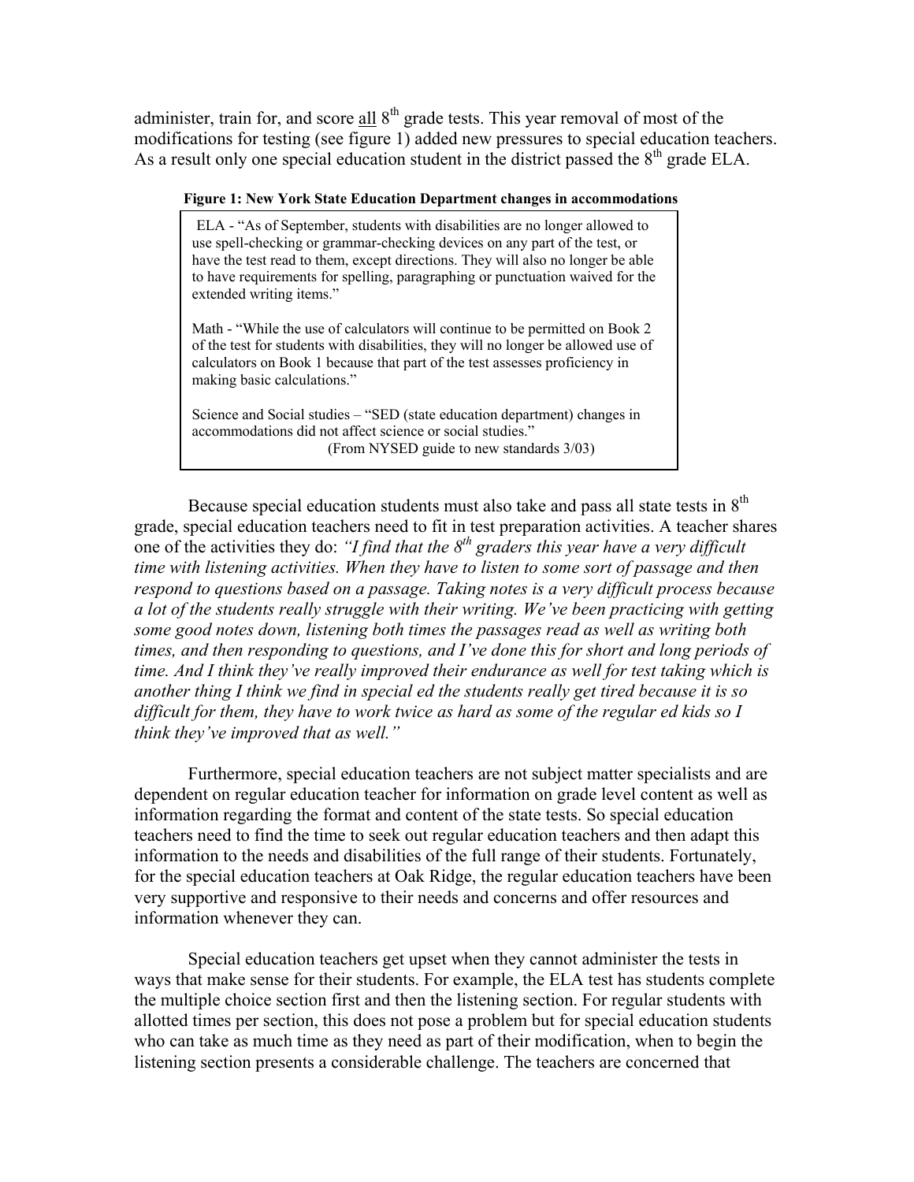administer, train for, and score <u>all</u> 8th grade tests. This year removal of most of the modifications for testing (see figure 1) added new pressures to special education teachers. As a result only one special education student in the district passed the 8th grade ELA.

**Figure 1: New York State Education Department changes in accommodations**

> ELA - "As of September, students with disabilities are no longer allowed to use spell-checking or grammar-checking devices on any part of the test, or have the test read to them, except directions. They will also no longer be able to have requirements for spelling, paragraphing or punctuation waived for the extended writing items."
>
> Math - "While the use of calculators will continue to be permitted on Book 2 of the test for students with disabilities, they will no longer be allowed use of calculators on Book 1 because that part of the test assesses proficiency in making basic calculations."
>
> Science and Social studies – "SED (state education department) changes in accommodations did not affect science or social studies."
>
> (From NYSED guide to new standards 3/03)

Because special education students must also take and pass all state tests in 8th grade, special education teachers need to fit in test preparation activities. A teacher shares one of the activities they do: *"I find that the 8th graders this year have a very difficult time with listening activities. When they have to listen to some sort of passage and then respond to questions based on a passage. Taking notes is a very difficult process because a lot of the students really struggle with their writing. We've been practicing with getting some good notes down, listening both times the passages read as well as writing both times, and then responding to questions, and I've done this for short and long periods of time. And I think they've really improved their endurance as well for test taking which is another thing I think we find in special ed the students really get tired because it is so difficult for them, they have to work twice as hard as some of the regular ed kids so I think they've improved that as well."*

Furthermore, special education teachers are not subject matter specialists and are dependent on regular education teacher for information on grade level content as well as information regarding the format and content of the state tests. So special education teachers need to find the time to seek out regular education teachers and then adapt this information to the needs and disabilities of the full range of their students. Fortunately, for the special education teachers at Oak Ridge, the regular education teachers have been very supportive and responsive to their needs and concerns and offer resources and information whenever they can.

Special education teachers get upset when they cannot administer the tests in ways that make sense for their students. For example, the ELA test has students complete the multiple choice section first and then the listening section. For regular students with allotted times per section, this does not pose a problem but for special education students who can take as much time as they need as part of their modification, when to begin the listening section presents a considerable challenge. The teachers are concerned that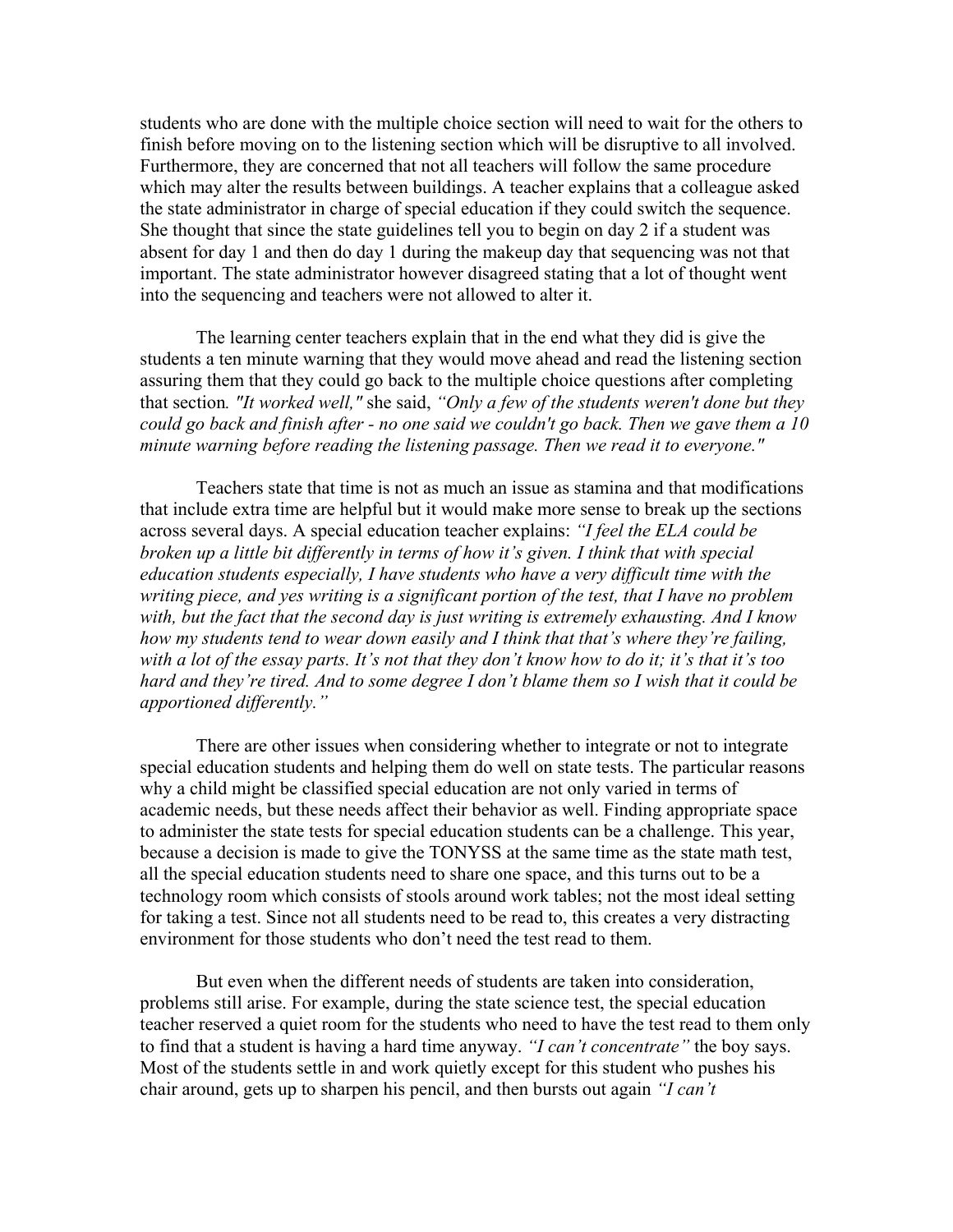students who are done with the multiple choice section will need to wait for the others to finish before moving on to the listening section which will be disruptive to all involved. Furthermore, they are concerned that not all teachers will follow the same procedure which may alter the results between buildings. A teacher explains that a colleague asked the state administrator in charge of special education if they could switch the sequence. She thought that since the state guidelines tell you to begin on day 2 if a student was absent for day 1 and then do day 1 during the makeup day that sequencing was not that important. The state administrator however disagreed stating that a lot of thought went into the sequencing and teachers were not allowed to alter it.

The learning center teachers explain that in the end what they did is give the students a ten minute warning that they would move ahead and read the listening section assuring them that they could go back to the multiple choice questions after completing that section. *"It worked well,"* she said, *"Only a few of the students weren't done but they could go back and finish after - no one said we couldn't go back. Then we gave them a 10 minute warning before reading the listening passage. Then we read it to everyone."*

Teachers state that time is not as much an issue as stamina and that modifications that include extra time are helpful but it would make more sense to break up the sections across several days. A special education teacher explains: *"I feel the ELA could be broken up a little bit differently in terms of how it's given. I think that with special education students especially, I have students who have a very difficult time with the writing piece, and yes writing is a significant portion of the test, that I have no problem with, but the fact that the second day is just writing is extremely exhausting. And I know how my students tend to wear down easily and I think that that's where they're failing, with a lot of the essay parts. It's not that they don't know how to do it; it's that it's too hard and they're tired. And to some degree I don't blame them so I wish that it could be apportioned differently."*

There are other issues when considering whether to integrate or not to integrate special education students and helping them do well on state tests. The particular reasons why a child might be classified special education are not only varied in terms of academic needs, but these needs affect their behavior as well. Finding appropriate space to administer the state tests for special education students can be a challenge. This year, because a decision is made to give the TONYSS at the same time as the state math test, all the special education students need to share one space, and this turns out to be a technology room which consists of stools around work tables; not the most ideal setting for taking a test. Since not all students need to be read to, this creates a very distracting environment for those students who don't need the test read to them.

But even when the different needs of students are taken into consideration, problems still arise. For example, during the state science test, the special education teacher reserved a quiet room for the students who need to have the test read to them only to find that a student is having a hard time anyway. *"I can't concentrate"* the boy says. Most of the students settle in and work quietly except for this student who pushes his chair around, gets up to sharpen his pencil, and then bursts out again *"I can't*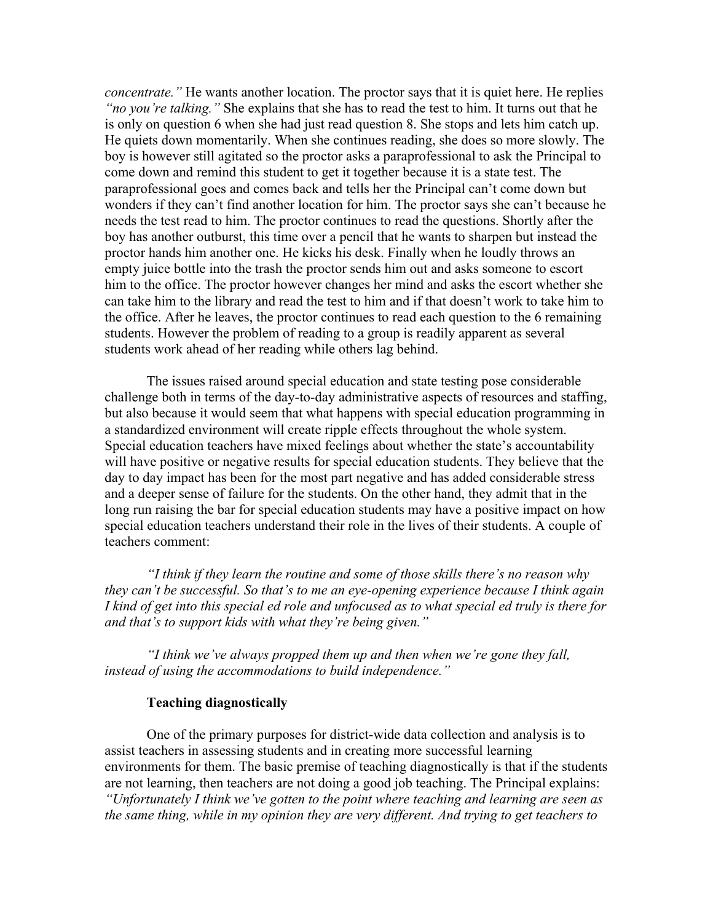*concentrate."* He wants another location. The proctor says that it is quiet here. He replies *"no you're talking."* She explains that she has to read the test to him. It turns out that he is only on question 6 when she had just read question 8. She stops and lets him catch up. He quiets down momentarily. When she continues reading, she does so more slowly. The boy is however still agitated so the proctor asks a paraprofessional to ask the Principal to come down and remind this student to get it together because it is a state test. The paraprofessional goes and comes back and tells her the Principal can't come down but wonders if they can't find another location for him. The proctor says she can't because he needs the test read to him. The proctor continues to read the questions. Shortly after the boy has another outburst, this time over a pencil that he wants to sharpen but instead the proctor hands him another one. He kicks his desk. Finally when he loudly throws an empty juice bottle into the trash the proctor sends him out and asks someone to escort him to the office. The proctor however changes her mind and asks the escort whether she can take him to the library and read the test to him and if that doesn't work to take him to the office. After he leaves, the proctor continues to read each question to the 6 remaining students. However the problem of reading to a group is readily apparent as several students work ahead of her reading while others lag behind.

The issues raised around special education and state testing pose considerable challenge both in terms of the day-to-day administrative aspects of resources and staffing, but also because it would seem that what happens with special education programming in a standardized environment will create ripple effects throughout the whole system. Special education teachers have mixed feelings about whether the state's accountability will have positive or negative results for special education students. They believe that the day to day impact has been for the most part negative and has added considerable stress and a deeper sense of failure for the students. On the other hand, they admit that in the long run raising the bar for special education students may have a positive impact on how special education teachers understand their role in the lives of their students. A couple of teachers comment:

*"I think if they learn the routine and some of those skills there's no reason why they can't be successful. So that's to me an eye-opening experience because I think again I kind of get into this special ed role and unfocused as to what special ed truly is there for and that's to support kids with what they're being given."*

*"I think we've always propped them up and then when we're gone they fall, instead of using the accommodations to build independence."*

**Teaching diagnostically**

One of the primary purposes for district-wide data collection and analysis is to assist teachers in assessing students and in creating more successful learning environments for them. The basic premise of teaching diagnostically is that if the students are not learning, then teachers are not doing a good job teaching. The Principal explains: *"Unfortunately I think we've gotten to the point where teaching and learning are seen as the same thing, while in my opinion they are very different. And trying to get teachers to*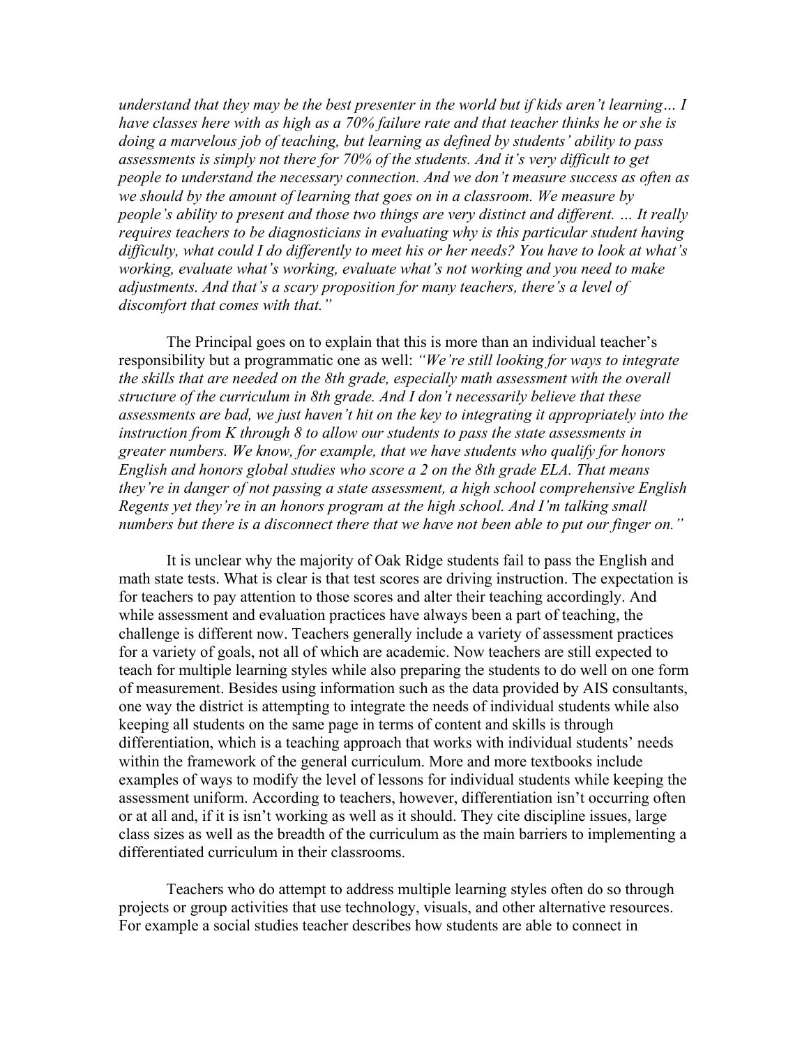*understand that they may be the best presenter in the world but if kids aren't learning… I have classes here with as high as a 70% failure rate and that teacher thinks he or she is doing a marvelous job of teaching, but learning as defined by students' ability to pass assessments is simply not there for 70% of the students. And it's very difficult to get people to understand the necessary connection. And we don't measure success as often as we should by the amount of learning that goes on in a classroom. We measure by people's ability to present and those two things are very distinct and different. … It really requires teachers to be diagnosticians in evaluating why is this particular student having difficulty, what could I do differently to meet his or her needs? You have to look at what's working, evaluate what's working, evaluate what's not working and you need to make adjustments. And that's a scary proposition for many teachers, there's a level of discomfort that comes with that."*

The Principal goes on to explain that this is more than an individual teacher's responsibility but a programmatic one as well: *"We're still looking for ways to integrate the skills that are needed on the 8th grade, especially math assessment with the overall structure of the curriculum in 8th grade. And I don't necessarily believe that these assessments are bad, we just haven't hit on the key to integrating it appropriately into the instruction from K through 8 to allow our students to pass the state assessments in greater numbers. We know, for example, that we have students who qualify for honors English and honors global studies who score a 2 on the 8th grade ELA. That means they're in danger of not passing a state assessment, a high school comprehensive English Regents yet they're in an honors program at the high school. And I'm talking small numbers but there is a disconnect there that we have not been able to put our finger on."*

It is unclear why the majority of Oak Ridge students fail to pass the English and math state tests. What is clear is that test scores are driving instruction. The expectation is for teachers to pay attention to those scores and alter their teaching accordingly. And while assessment and evaluation practices have always been a part of teaching, the challenge is different now. Teachers generally include a variety of assessment practices for a variety of goals, not all of which are academic. Now teachers are still expected to teach for multiple learning styles while also preparing the students to do well on one form of measurement. Besides using information such as the data provided by AIS consultants, one way the district is attempting to integrate the needs of individual students while also keeping all students on the same page in terms of content and skills is through differentiation, which is a teaching approach that works with individual students' needs within the framework of the general curriculum. More and more textbooks include examples of ways to modify the level of lessons for individual students while keeping the assessment uniform. According to teachers, however, differentiation isn't occurring often or at all and, if it is isn't working as well as it should. They cite discipline issues, large class sizes as well as the breadth of the curriculum as the main barriers to implementing a differentiated curriculum in their classrooms.

Teachers who do attempt to address multiple learning styles often do so through projects or group activities that use technology, visuals, and other alternative resources. For example a social studies teacher describes how students are able to connect in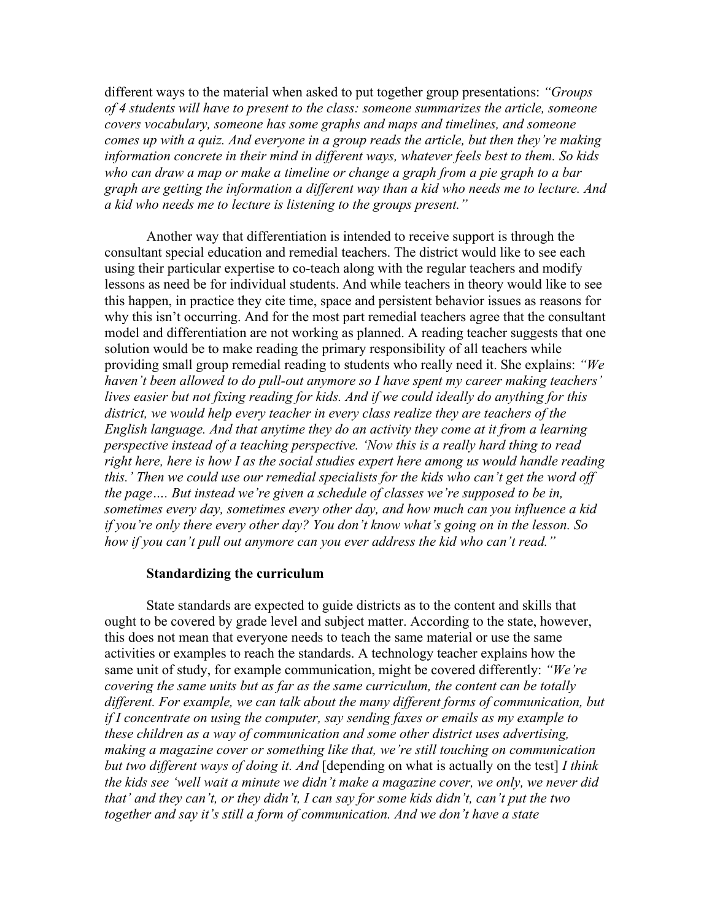different ways to the material when asked to put together group presentations: *"Groups of 4 students will have to present to the class: someone summarizes the article, someone covers vocabulary, someone has some graphs and maps and timelines, and someone comes up with a quiz. And everyone in a group reads the article, but then they're making information concrete in their mind in different ways, whatever feels best to them. So kids who can draw a map or make a timeline or change a graph from a pie graph to a bar graph are getting the information a different way than a kid who needs me to lecture. And a kid who needs me to lecture is listening to the groups present."*

Another way that differentiation is intended to receive support is through the consultant special education and remedial teachers. The district would like to see each using their particular expertise to co-teach along with the regular teachers and modify lessons as need be for individual students. And while teachers in theory would like to see this happen, in practice they cite time, space and persistent behavior issues as reasons for why this isn't occurring. And for the most part remedial teachers agree that the consultant model and differentiation are not working as planned. A reading teacher suggests that one solution would be to make reading the primary responsibility of all teachers while providing small group remedial reading to students who really need it. She explains: *"We haven't been allowed to do pull-out anymore so I have spent my career making teachers' lives easier but not fixing reading for kids. And if we could ideally do anything for this district, we would help every teacher in every class realize they are teachers of the English language. And that anytime they do an activity they come at it from a learning perspective instead of a teaching perspective. 'Now this is a really hard thing to read right here, here is how I as the social studies expert here among us would handle reading this.' Then we could use our remedial specialists for the kids who can't get the word off the page…. But instead we're given a schedule of classes we're supposed to be in, sometimes every day, sometimes every other day, and how much can you influence a kid if you're only there every other day? You don't know what's going on in the lesson. So how if you can't pull out anymore can you ever address the kid who can't read."*

### Standardizing the curriculum

State standards are expected to guide districts as to the content and skills that ought to be covered by grade level and subject matter. According to the state, however, this does not mean that everyone needs to teach the same material or use the same activities or examples to reach the standards. A technology teacher explains how the same unit of study, for example communication, might be covered differently: *"We're covering the same units but as far as the same curriculum, the content can be totally different. For example, we can talk about the many different forms of communication, but if I concentrate on using the computer, say sending faxes or emails as my example to these children as a way of communication and some other district uses advertising, making a magazine cover or something like that, we're still touching on communication but two different ways of doing it. And* [depending on what is actually on the test] *I think the kids see 'well wait a minute we didn't make a magazine cover, we only, we never did that' and they can't, or they didn't, I can say for some kids didn't, can't put the two together and say it's still a form of communication. And we don't have a state*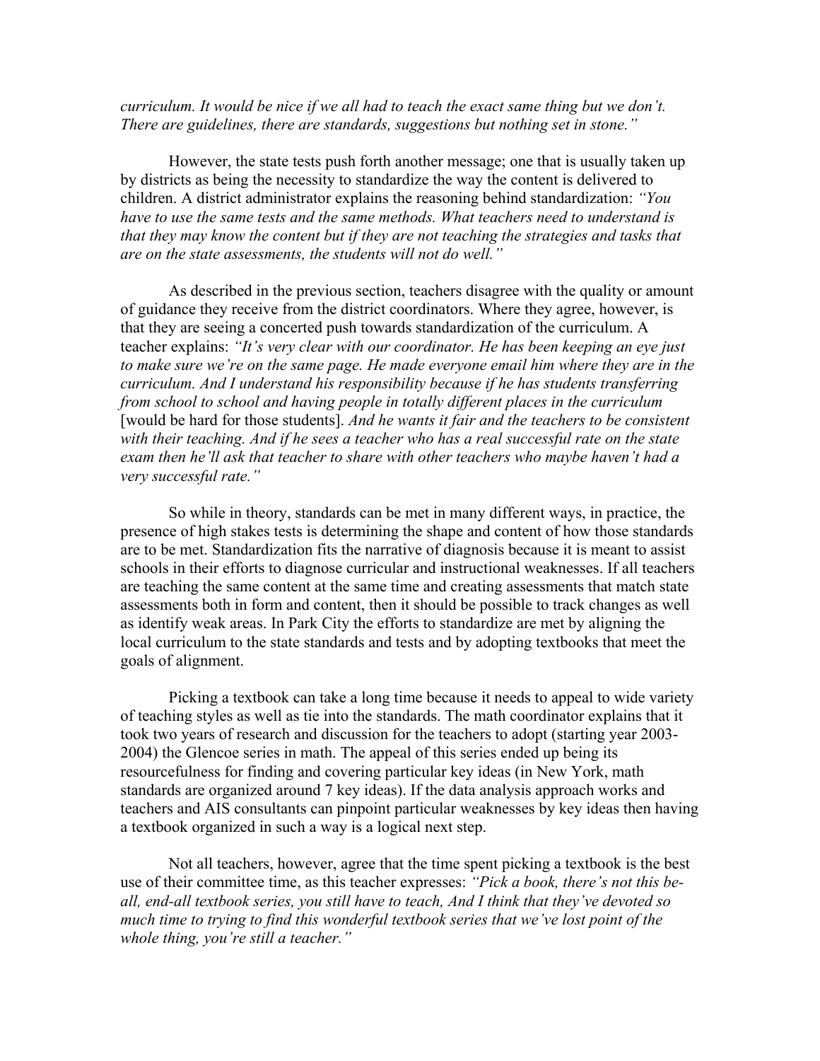*curriculum. It would be nice if we all had to teach the exact same thing but we don't. There are guidelines, there are standards, suggestions but nothing set in stone."*

However, the state tests push forth another message; one that is usually taken up by districts as being the necessity to standardize the way the content is delivered to children. A district administrator explains the reasoning behind standardization: *"You have to use the same tests and the same methods. What teachers need to understand is that they may know the content but if they are not teaching the strategies and tasks that are on the state assessments, the students will not do well."*

As described in the previous section, teachers disagree with the quality or amount of guidance they receive from the district coordinators. Where they agree, however, is that they are seeing a concerted push towards standardization of the curriculum. A teacher explains: *"It's very clear with our coordinator. He has been keeping an eye just to make sure we're on the same page. He made everyone email him where they are in the curriculum. And I understand his responsibility because if he has students transferring from school to school and having people in totally different places in the curriculum* [would be hard for those students]. *And he wants it fair and the teachers to be consistent with their teaching. And if he sees a teacher who has a real successful rate on the state exam then he'll ask that teacher to share with other teachers who maybe haven't had a very successful rate."*

So while in theory, standards can be met in many different ways, in practice, the presence of high stakes tests is determining the shape and content of how those standards are to be met. Standardization fits the narrative of diagnosis because it is meant to assist schools in their efforts to diagnose curricular and instructional weaknesses. If all teachers are teaching the same content at the same time and creating assessments that match state assessments both in form and content, then it should be possible to track changes as well as identify weak areas. In Park City the efforts to standardize are met by aligning the local curriculum to the state standards and tests and by adopting textbooks that meet the goals of alignment.

Picking a textbook can take a long time because it needs to appeal to wide variety of teaching styles as well as tie into the standards. The math coordinator explains that it took two years of research and discussion for the teachers to adopt (starting year 2003-2004) the Glencoe series in math. The appeal of this series ended up being its resourcefulness for finding and covering particular key ideas (in New York, math standards are organized around 7 key ideas). If the data analysis approach works and teachers and AIS consultants can pinpoint particular weaknesses by key ideas then having a textbook organized in such a way is a logical next step.

Not all teachers, however, agree that the time spent picking a textbook is the best use of their committee time, as this teacher expresses: *"Pick a book, there's not this be-all, end-all textbook series, you still have to teach, And I think that they've devoted so much time to trying to find this wonderful textbook series that we've lost point of the whole thing, you're still a teacher."*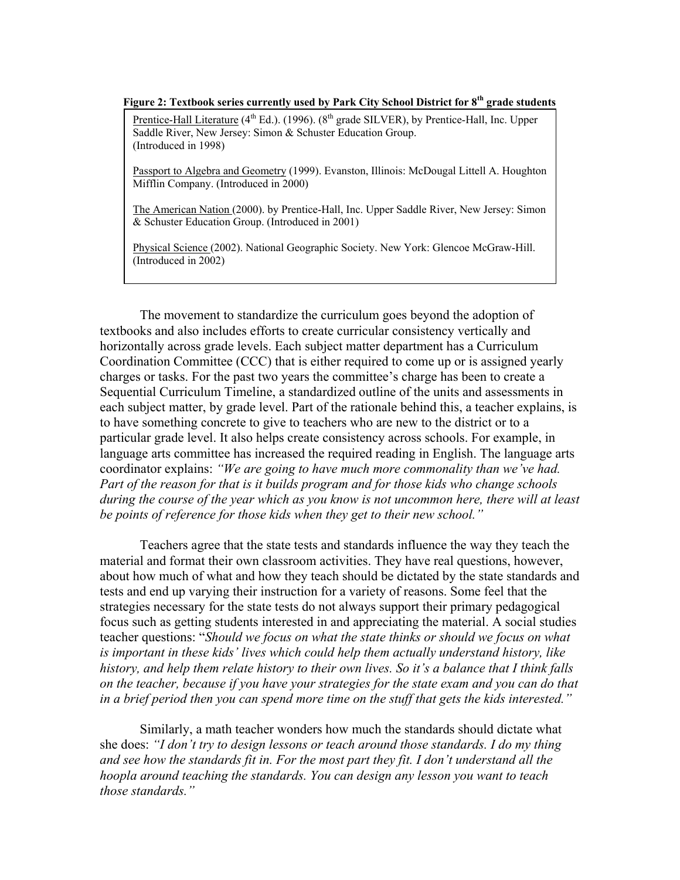**Figure 2: Textbook series currently used by Park City School District for 8th grade students**

Prentice-Hall Literature (4th Ed.). (1996). (8th grade SILVER), by Prentice-Hall, Inc. Upper Saddle River, New Jersey: Simon & Schuster Education Group. (Introduced in 1998)

Passport to Algebra and Geometry (1999). Evanston, Illinois: McDougal Littell A. Houghton Mifflin Company. (Introduced in 2000)

The American Nation (2000). by Prentice-Hall, Inc. Upper Saddle River, New Jersey: Simon & Schuster Education Group. (Introduced in 2001)

Physical Science (2002). National Geographic Society. New York: Glencoe McGraw-Hill. (Introduced in 2002)

The movement to standardize the curriculum goes beyond the adoption of textbooks and also includes efforts to create curricular consistency vertically and horizontally across grade levels. Each subject matter department has a Curriculum Coordination Committee (CCC) that is either required to come up or is assigned yearly charges or tasks. For the past two years the committee's charge has been to create a Sequential Curriculum Timeline, a standardized outline of the units and assessments in each subject matter, by grade level. Part of the rationale behind this, a teacher explains, is to have something concrete to give to teachers who are new to the district or to a particular grade level. It also helps create consistency across schools. For example, in language arts committee has increased the required reading in English. The language arts coordinator explains: *"We are going to have much more commonality than we've had. Part of the reason for that is it builds program and for those kids who change schools during the course of the year which as you know is not uncommon here, there will at least be points of reference for those kids when they get to their new school."*

Teachers agree that the state tests and standards influence the way they teach the material and format their own classroom activities. They have real questions, however, about how much of what and how they teach should be dictated by the state standards and tests and end up varying their instruction for a variety of reasons. Some feel that the strategies necessary for the state tests do not always support their primary pedagogical focus such as getting students interested in and appreciating the material. A social studies teacher questions: "*Should we focus on what the state thinks or should we focus on what is important in these kids' lives which could help them actually understand history, like history, and help them relate history to their own lives. So it's a balance that I think falls on the teacher, because if you have your strategies for the state exam and you can do that in a brief period then you can spend more time on the stuff that gets the kids interested."*

Similarly, a math teacher wonders how much the standards should dictate what she does: *"I don't try to design lessons or teach around those standards. I do my thing and see how the standards fit in. For the most part they fit. I don't understand all the hoopla around teaching the standards. You can design any lesson you want to teach those standards."*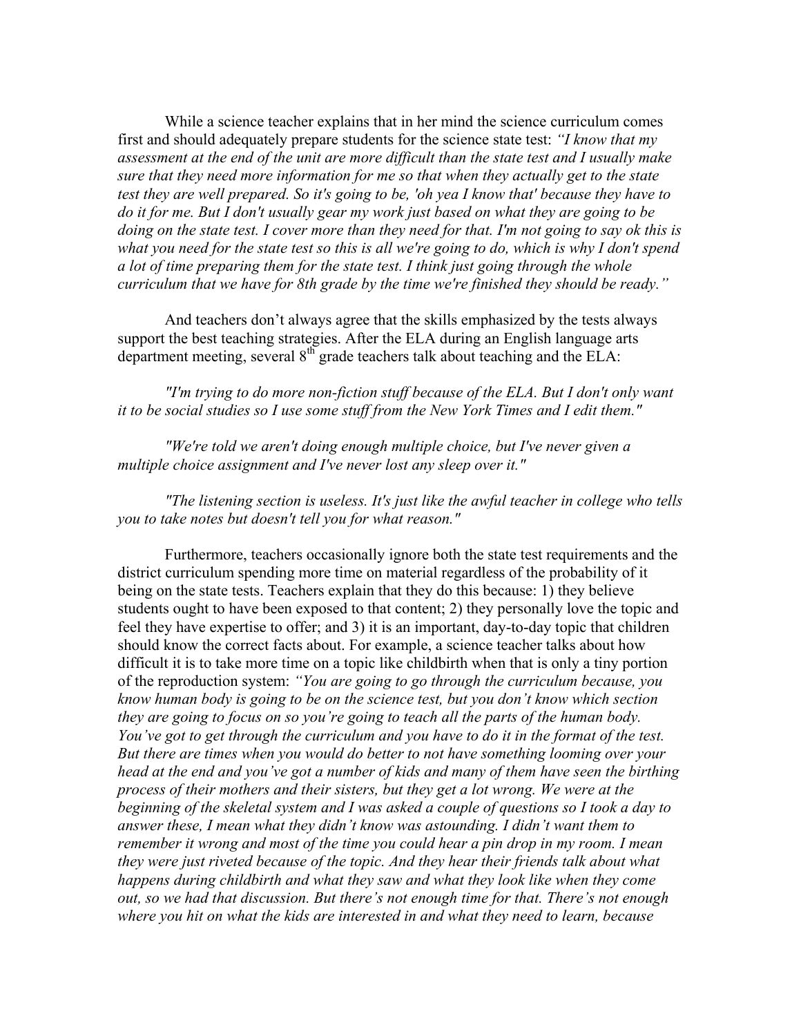While a science teacher explains that in her mind the science curriculum comes first and should adequately prepare students for the science state test: *"I know that my assessment at the end of the unit are more difficult than the state test and I usually make sure that they need more information for me so that when they actually get to the state test they are well prepared. So it's going to be, 'oh yea I know that' because they have to do it for me. But I don't usually gear my work just based on what they are going to be doing on the state test. I cover more than they need for that. I'm not going to say ok this is what you need for the state test so this is all we're going to do, which is why I don't spend a lot of time preparing them for the state test. I think just going through the whole curriculum that we have for 8th grade by the time we're finished they should be ready."*

And teachers don't always agree that the skills emphasized by the tests always support the best teaching strategies. After the ELA during an English language arts department meeting, several 8th grade teachers talk about teaching and the ELA:

*"I'm trying to do more non-fiction stuff because of the ELA. But I don't only want it to be social studies so I use some stuff from the New York Times and I edit them."*

*"We're told we aren't doing enough multiple choice, but I've never given a multiple choice assignment and I've never lost any sleep over it."*

*"The listening section is useless. It's just like the awful teacher in college who tells you to take notes but doesn't tell you for what reason."*

Furthermore, teachers occasionally ignore both the state test requirements and the district curriculum spending more time on material regardless of the probability of it being on the state tests. Teachers explain that they do this because: 1) they believe students ought to have been exposed to that content; 2) they personally love the topic and feel they have expertise to offer; and 3) it is an important, day-to-day topic that children should know the correct facts about. For example, a science teacher talks about how difficult it is to take more time on a topic like childbirth when that is only a tiny portion of the reproduction system: *"You are going to go through the curriculum because, you know human body is going to be on the science test, but you don't know which section they are going to focus on so you're going to teach all the parts of the human body. You've got to get through the curriculum and you have to do it in the format of the test. But there are times when you would do better to not have something looming over your head at the end and you've got a number of kids and many of them have seen the birthing process of their mothers and their sisters, but they get a lot wrong. We were at the beginning of the skeletal system and I was asked a couple of questions so I took a day to answer these, I mean what they didn't know was astounding. I didn't want them to remember it wrong and most of the time you could hear a pin drop in my room. I mean they were just riveted because of the topic. And they hear their friends talk about what happens during childbirth and what they saw and what they look like when they come out, so we had that discussion. But there's not enough time for that. There's not enough where you hit on what the kids are interested in and what they need to learn, because*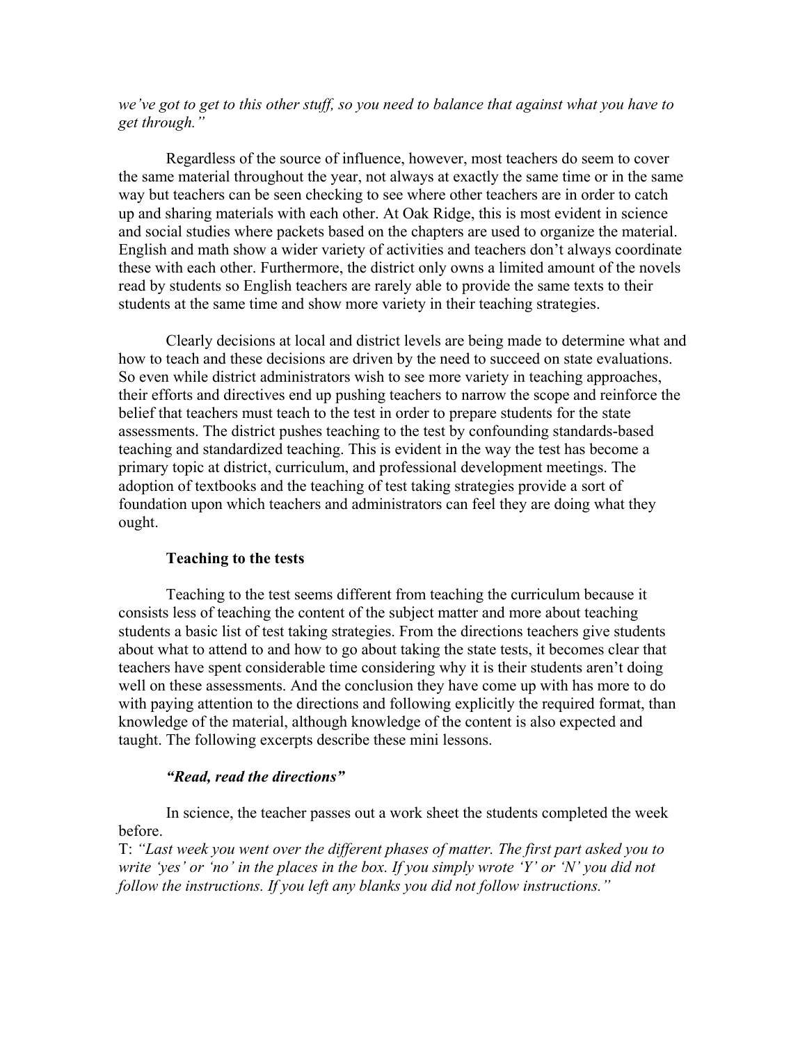*we've got to get to this other stuff, so you need to balance that against what you have to get through."*

Regardless of the source of influence, however, most teachers do seem to cover the same material throughout the year, not always at exactly the same time or in the same way but teachers can be seen checking to see where other teachers are in order to catch up and sharing materials with each other. At Oak Ridge, this is most evident in science and social studies where packets based on the chapters are used to organize the material. English and math show a wider variety of activities and teachers don't always coordinate these with each other. Furthermore, the district only owns a limited amount of the novels read by students so English teachers are rarely able to provide the same texts to their students at the same time and show more variety in their teaching strategies.

Clearly decisions at local and district levels are being made to determine what and how to teach and these decisions are driven by the need to succeed on state evaluations. So even while district administrators wish to see more variety in teaching approaches, their efforts and directives end up pushing teachers to narrow the scope and reinforce the belief that teachers must teach to the test in order to prepare students for the state assessments. The district pushes teaching to the test by confounding standards-based teaching and standardized teaching. This is evident in the way the test has become a primary topic at district, curriculum, and professional development meetings. The adoption of textbooks and the teaching of test taking strategies provide a sort of foundation upon which teachers and administrators can feel they are doing what they ought.

**Teaching to the tests**

Teaching to the test seems different from teaching the curriculum because it consists less of teaching the content of the subject matter and more about teaching students a basic list of test taking strategies. From the directions teachers give students about what to attend to and how to go about taking the state tests, it becomes clear that teachers have spent considerable time considering why it is their students aren't doing well on these assessments. And the conclusion they have come up with has more to do with paying attention to the directions and following explicitly the required format, than knowledge of the material, although knowledge of the content is also expected and taught. The following excerpts describe these mini lessons.

***"Read, read the directions"***

In science, the teacher passes out a work sheet the students completed the week before.

T: *"Last week you went over the different phases of matter. The first part asked you to write 'yes' or 'no' in the places in the box. If you simply wrote 'Y' or 'N' you did not follow the instructions. If you left any blanks you did not follow instructions."*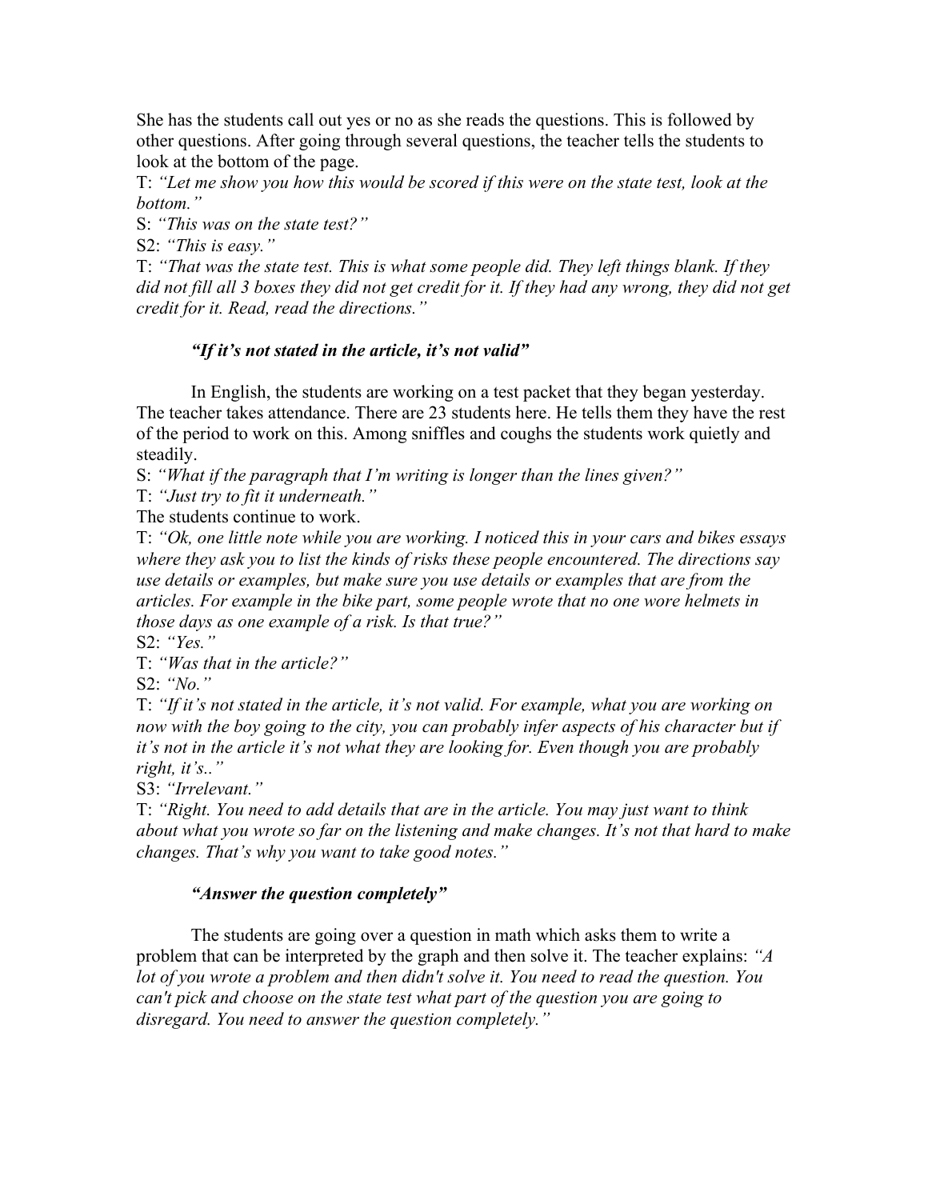She has the students call out yes or no as she reads the questions. This is followed by other questions. After going through several questions, the teacher tells the students to look at the bottom of the page.

T: *"Let me show you how this would be scored if this were on the state test, look at the bottom."*

S: *"This was on the state test?"*

S2: *"This is easy."*

T: *"That was the state test. This is what some people did. They left things blank. If they did not fill all 3 boxes they did not get credit for it. If they had any wrong, they did not get credit for it. Read, read the directions."*

### *"If it's not stated in the article, it's not valid"*

In English, the students are working on a test packet that they began yesterday. The teacher takes attendance. There are 23 students here. He tells them they have the rest of the period to work on this. Among sniffles and coughs the students work quietly and steadily.

S: *"What if the paragraph that I'm writing is longer than the lines given?"*

T: *"Just try to fit it underneath."*

The students continue to work.

T: *"Ok, one little note while you are working. I noticed this in your cars and bikes essays where they ask you to list the kinds of risks these people encountered. The directions say use details or examples, but make sure you use details or examples that are from the articles. For example in the bike part, some people wrote that no one wore helmets in those days as one example of a risk. Is that true?"*

S2: *"Yes."*

T: *"Was that in the article?"*

S2: *"No."*

T: *"If it's not stated in the article, it's not valid. For example, what you are working on now with the boy going to the city, you can probably infer aspects of his character but if it's not in the article it's not what they are looking for. Even though you are probably right, it's.."*

S3: *"Irrelevant."*

T: *"Right. You need to add details that are in the article. You may just want to think about what you wrote so far on the listening and make changes. It's not that hard to make changes. That's why you want to take good notes."*

### *"Answer the question completely"*

The students are going over a question in math which asks them to write a problem that can be interpreted by the graph and then solve it. The teacher explains: *"A lot of you wrote a problem and then didn't solve it. You need to read the question. You can't pick and choose on the state test what part of the question you are going to disregard. You need to answer the question completely."*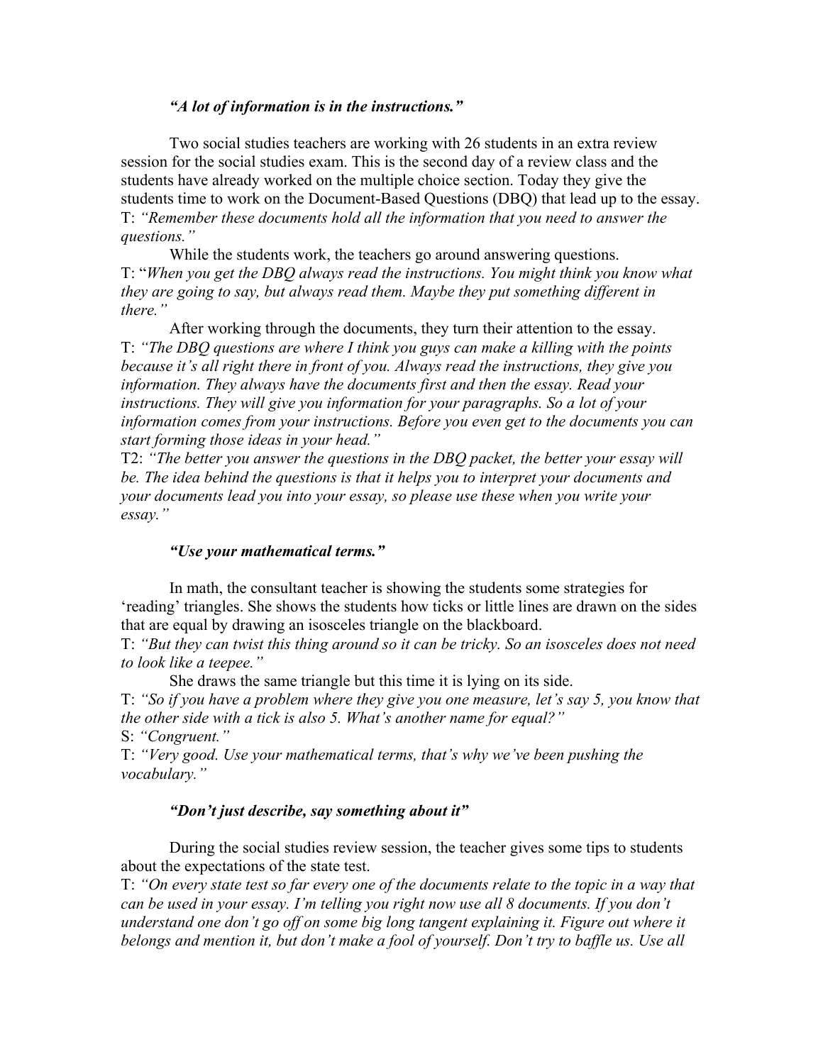***"A lot of information is in the instructions."***

Two social studies teachers are working with 26 students in an extra review session for the social studies exam. This is the second day of a review class and the students have already worked on the multiple choice section. Today they give the students time to work on the Document-Based Questions (DBQ) that lead up to the essay.
T: *"Remember these documents hold all the information that you need to answer the questions."*

While the students work, the teachers go around answering questions.
T: "*When you get the DBQ always read the instructions. You might think you know what they are going to say, but always read them. Maybe they put something different in there."*

After working through the documents, they turn their attention to the essay.
T: *"The DBQ questions are where I think you guys can make a killing with the points because it's all right there in front of you. Always read the instructions, they give you information. They always have the documents first and then the essay. Read your instructions. They will give you information for your paragraphs. So a lot of your information comes from your instructions. Before you even get to the documents you can start forming those ideas in your head."*
T2: *"The better you answer the questions in the DBQ packet, the better your essay will be. The idea behind the questions is that it helps you to interpret your documents and your documents lead you into your essay, so please use these when you write your essay."*

***"Use your mathematical terms."***

In math, the consultant teacher is showing the students some strategies for 'reading' triangles. She shows the students how ticks or little lines are drawn on the sides that are equal by drawing an isosceles triangle on the blackboard.
T: *"But they can twist this thing around so it can be tricky. So an isosceles does not need to look like a teepee."*

She draws the same triangle but this time it is lying on its side.
T: *"So if you have a problem where they give you one measure, let's say 5, you know that the other side with a tick is also 5. What's another name for equal?"*
S: *"Congruent."*
T: *"Very good. Use your mathematical terms, that's why we've been pushing the vocabulary."*

***"Don't just describe, say something about it"***

During the social studies review session, the teacher gives some tips to students about the expectations of the state test.
T: *"On every state test so far every one of the documents relate to the topic in a way that can be used in your essay. I'm telling you right now use all 8 documents. If you don't understand one don't go off on some big long tangent explaining it. Figure out where it belongs and mention it, but don't make a fool of yourself. Don't try to baffle us. Use all*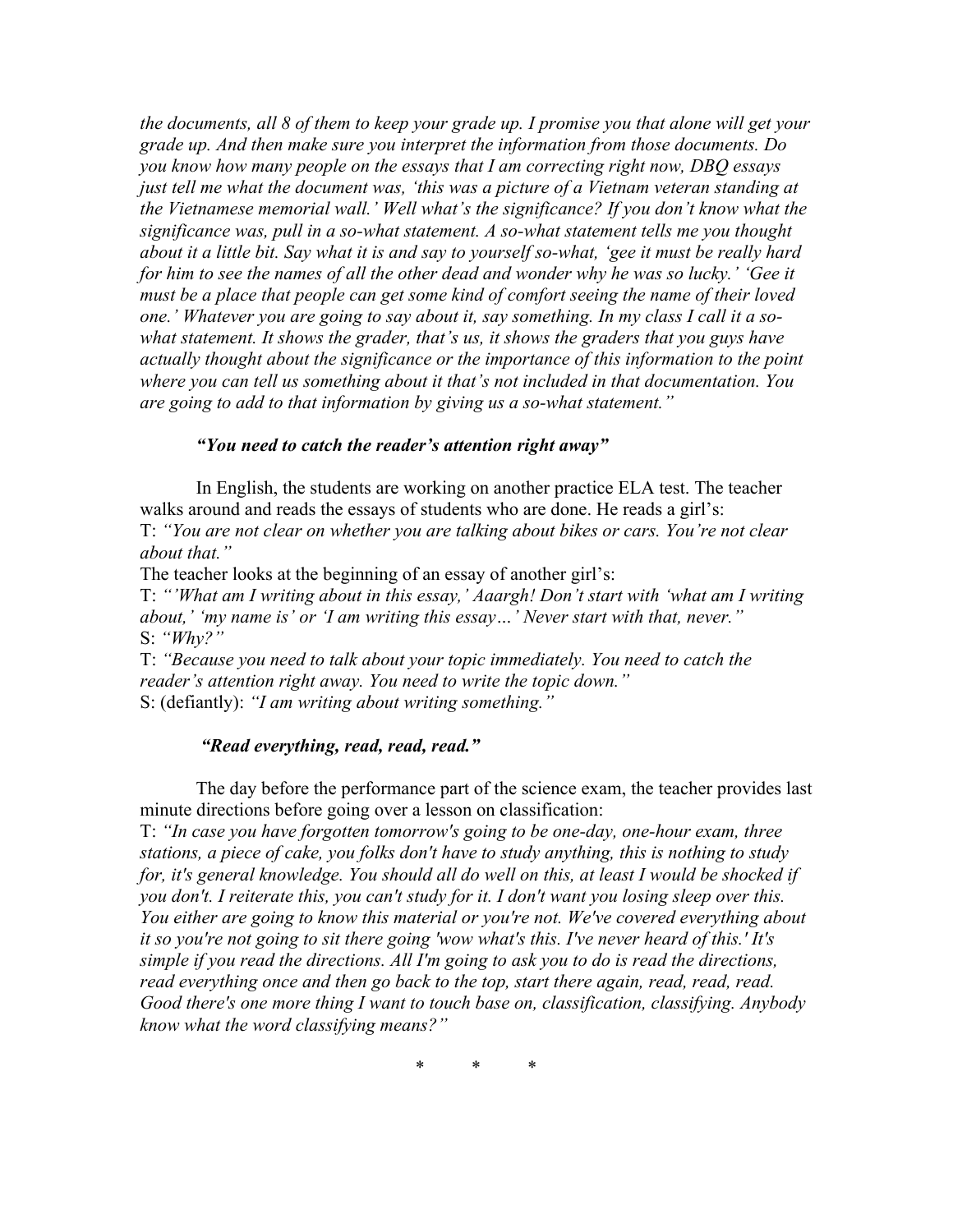*the documents, all 8 of them to keep your grade up. I promise you that alone will get your grade up. And then make sure you interpret the information from those documents. Do you know how many people on the essays that I am correcting right now, DBQ essays just tell me what the document was, 'this was a picture of a Vietnam veteran standing at the Vietnamese memorial wall.' Well what's the significance? If you don't know what the significance was, pull in a so-what statement. A so-what statement tells me you thought about it a little bit. Say what it is and say to yourself so-what, 'gee it must be really hard for him to see the names of all the other dead and wonder why he was so lucky.' 'Gee it must be a place that people can get some kind of comfort seeing the name of their loved one.' Whatever you are going to say about it, say something. In my class I call it a so-what statement. It shows the grader, that's us, it shows the graders that you guys have actually thought about the significance or the importance of this information to the point where you can tell us something about it that's not included in that documentation. You are going to add to that information by giving us a so-what statement."*

***"You need to catch the reader's attention right away"***

In English, the students are working on another practice ELA test. The teacher walks around and reads the essays of students who are done. He reads a girl's:

T: *"You are not clear on whether you are talking about bikes or cars. You're not clear about that."*

The teacher looks at the beginning of an essay of another girl's:

T: *"'What am I writing about in this essay,' Aaargh! Don't start with 'what am I writing about,' 'my name is' or 'I am writing this essay…' Never start with that, never."*

S: *"Why?"*

T: *"Because you need to talk about your topic immediately. You need to catch the reader's attention right away. You need to write the topic down."*

S: (defiantly): *"I am writing about writing something."*

***"Read everything, read, read, read."***

The day before the performance part of the science exam, the teacher provides last minute directions before going over a lesson on classification:

T: *"In case you have forgotten tomorrow's going to be one-day, one-hour exam, three stations, a piece of cake, you folks don't have to study anything, this is nothing to study for, it's general knowledge. You should all do well on this, at least I would be shocked if you don't. I reiterate this, you can't study for it. I don't want you losing sleep over this. You either are going to know this material or you're not. We've covered everything about it so you're not going to sit there going 'wow what's this. I've never heard of this.' It's simple if you read the directions. All I'm going to ask you to do is read the directions, read everything once and then go back to the top, start there again, read, read, read. Good there's one more thing I want to touch base on, classification, classifying. Anybody know what the word classifying means?"*

\*     \*     \*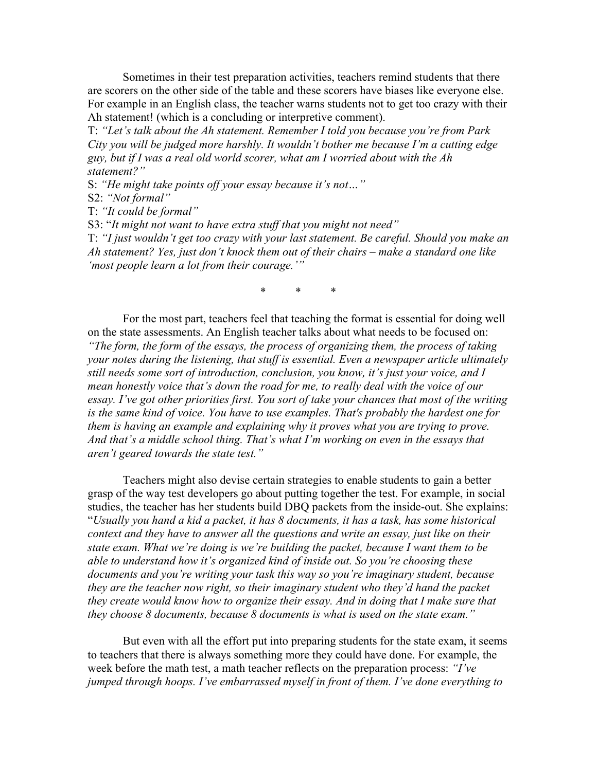Sometimes in their test preparation activities, teachers remind students that there are scorers on the other side of the table and these scorers have biases like everyone else. For example in an English class, the teacher warns students not to get too crazy with their Ah statement! (which is a concluding or interpretive comment).

T: *"Let's talk about the Ah statement. Remember I told you because you're from Park City you will be judged more harshly. It wouldn't bother me because I'm a cutting edge guy, but if I was a real old world scorer, what am I worried about with the Ah statement?"*

S: *"He might take points off your essay because it's not…"*

S2: *"Not formal"*

T: *"It could be formal"*

S3: "*It might not want to have extra stuff that you might not need"*

T: *"I just wouldn't get too crazy with your last statement. Be careful. Should you make an Ah statement? Yes, just don't knock them out of their chairs – make a standard one like 'most people learn a lot from their courage.'"*

\* \* \*

For the most part, teachers feel that teaching the format is essential for doing well on the state assessments. An English teacher talks about what needs to be focused on: *"The form, the form of the essays, the process of organizing them, the process of taking your notes during the listening, that stuff is essential. Even a newspaper article ultimately still needs some sort of introduction, conclusion, you know, it's just your voice, and I mean honestly voice that's down the road for me, to really deal with the voice of our essay. I've got other priorities first. You sort of take your chances that most of the writing is the same kind of voice. You have to use examples. That's probably the hardest one for them is having an example and explaining why it proves what you are trying to prove. And that's a middle school thing. That's what I'm working on even in the essays that aren't geared towards the state test."*

Teachers might also devise certain strategies to enable students to gain a better grasp of the way test developers go about putting together the test. For example, in social studies, the teacher has her students build DBQ packets from the inside-out. She explains: "*Usually you hand a kid a packet, it has 8 documents, it has a task, has some historical context and they have to answer all the questions and write an essay, just like on their state exam. What we're doing is we're building the packet, because I want them to be able to understand how it's organized kind of inside out. So you're choosing these documents and you're writing your task this way so you're imaginary student, because they are the teacher now right, so their imaginary student who they'd hand the packet they create would know how to organize their essay. And in doing that I make sure that they choose 8 documents, because 8 documents is what is used on the state exam."*

But even with all the effort put into preparing students for the state exam, it seems to teachers that there is always something more they could have done. For example, the week before the math test, a math teacher reflects on the preparation process: *"I've jumped through hoops. I've embarrassed myself in front of them. I've done everything to*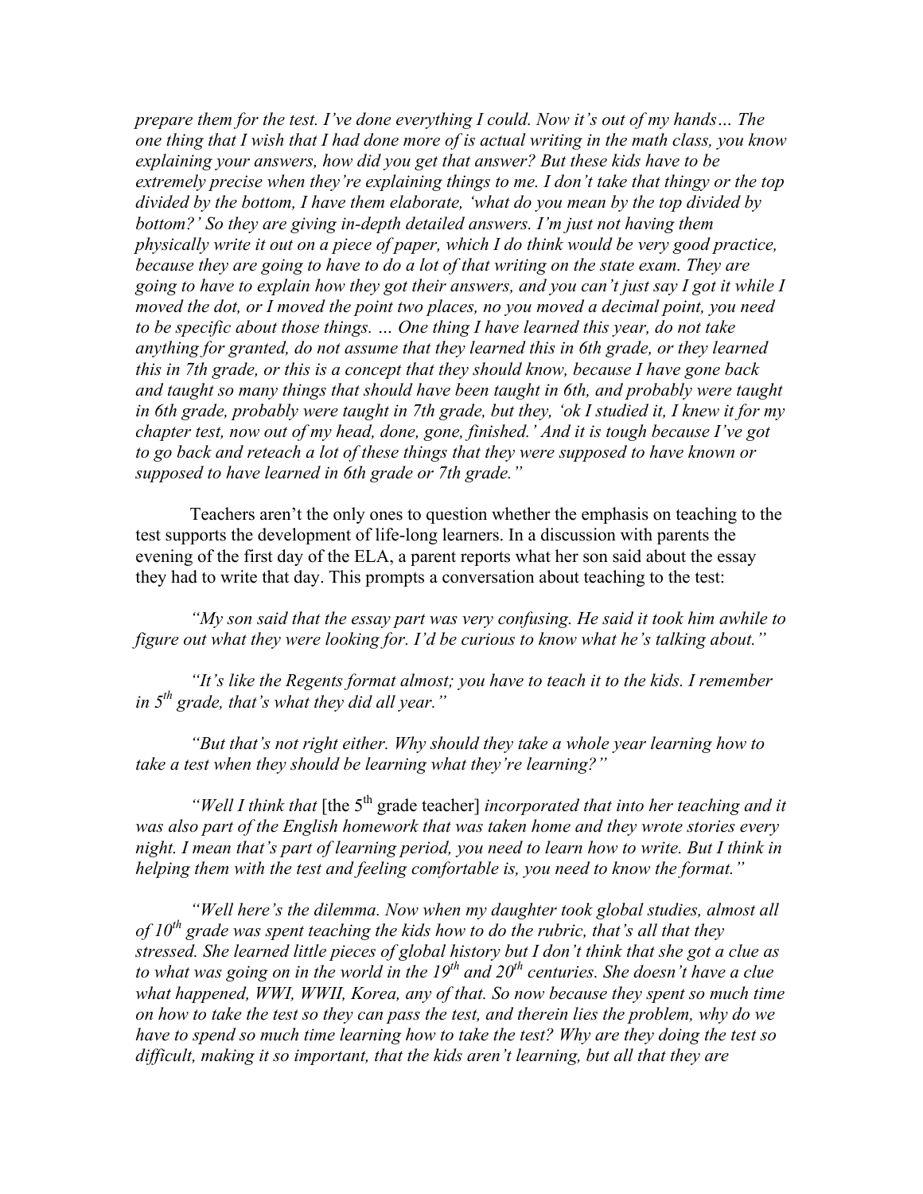*prepare them for the test. I've done everything I could. Now it's out of my hands… The one thing that I wish that I had done more of is actual writing in the math class, you know explaining your answers, how did you get that answer? But these kids have to be extremely precise when they're explaining things to me. I don't take that thingy or the top divided by the bottom, I have them elaborate, 'what do you mean by the top divided by bottom?' So they are giving in-depth detailed answers. I'm just not having them physically write it out on a piece of paper, which I do think would be very good practice, because they are going to have to do a lot of that writing on the state exam. They are going to have to explain how they got their answers, and you can't just say I got it while I moved the dot, or I moved the point two places, no you moved a decimal point, you need to be specific about those things. … One thing I have learned this year, do not take anything for granted, do not assume that they learned this in 6th grade, or they learned this in 7th grade, or this is a concept that they should know, because I have gone back and taught so many things that should have been taught in 6th, and probably were taught in 6th grade, probably were taught in 7th grade, but they, 'ok I studied it, I knew it for my chapter test, now out of my head, done, gone, finished.' And it is tough because I've got to go back and reteach a lot of these things that they were supposed to have known or supposed to have learned in 6th grade or 7th grade."*

Teachers aren't the only ones to question whether the emphasis on teaching to the test supports the development of life-long learners. In a discussion with parents the evening of the first day of the ELA, a parent reports what her son said about the essay they had to write that day. This prompts a conversation about teaching to the test:

*"My son said that the essay part was very confusing. He said it took him awhile to figure out what they were looking for. I'd be curious to know what he's talking about."*

*"It's like the Regents format almost; you have to teach it to the kids. I remember in 5th grade, that's what they did all year."*

*"But that's not right either. Why should they take a whole year learning how to take a test when they should be learning what they're learning?"*

*"Well I think that* [the 5th grade teacher] *incorporated that into her teaching and it was also part of the English homework that was taken home and they wrote stories every night. I mean that's part of learning period, you need to learn how to write. But I think in helping them with the test and feeling comfortable is, you need to know the format."*

*"Well here's the dilemma. Now when my daughter took global studies, almost all of 10th grade was spent teaching the kids how to do the rubric, that's all that they stressed. She learned little pieces of global history but I don't think that she got a clue as to what was going on in the world in the 19th and 20th centuries. She doesn't have a clue what happened, WWI, WWII, Korea, any of that. So now because they spent so much time on how to take the test so they can pass the test, and therein lies the problem, why do we have to spend so much time learning how to take the test? Why are they doing the test so difficult, making it so important, that the kids aren't learning, but all that they are*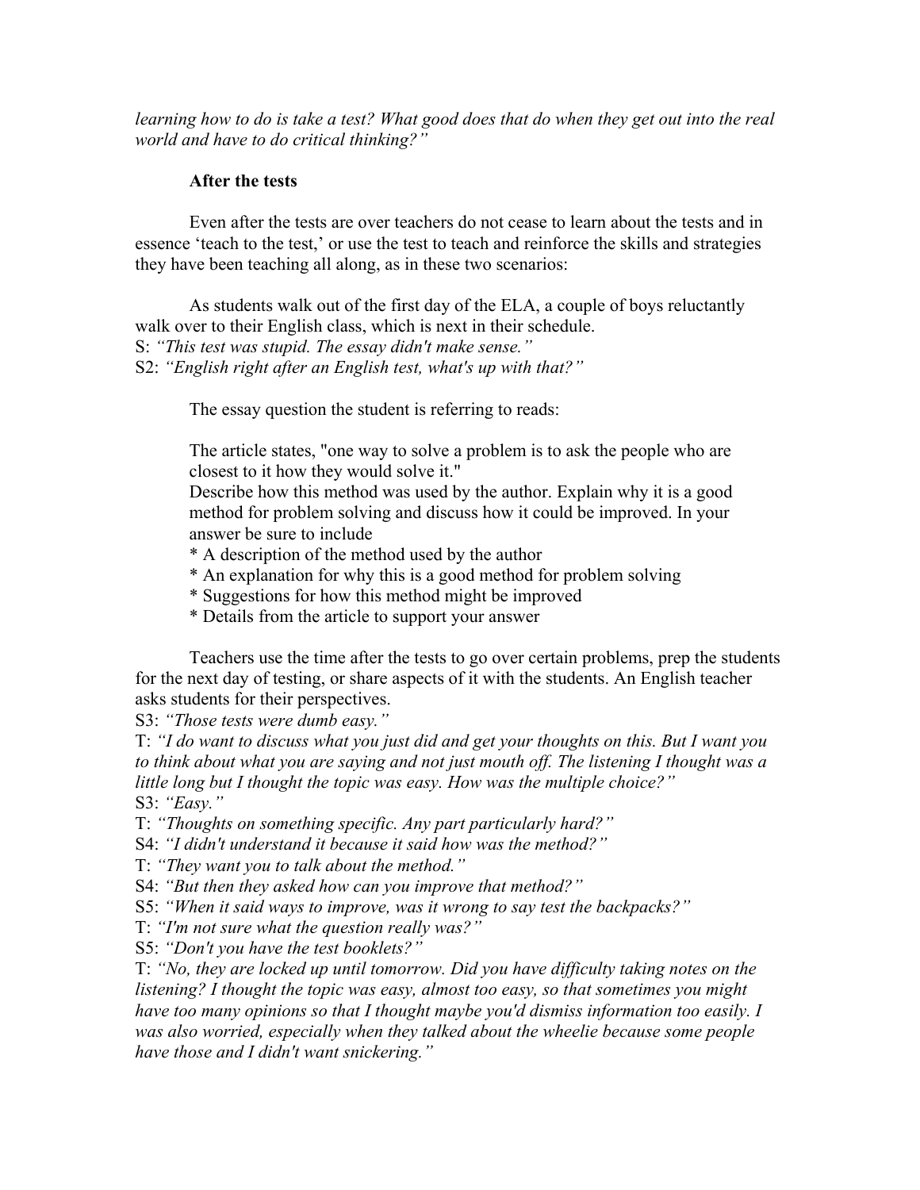*learning how to do is take a test? What good does that do when they get out into the real world and have to do critical thinking?"*

**After the tests**

Even after the tests are over teachers do not cease to learn about the tests and in essence 'teach to the test,' or use the test to teach and reinforce the skills and strategies they have been teaching all along, as in these two scenarios:

As students walk out of the first day of the ELA, a couple of boys reluctantly walk over to their English class, which is next in their schedule.
S: *"This test was stupid. The essay didn't make sense."*
S2: *"English right after an English test, what's up with that?"*

The essay question the student is referring to reads:

> The article states, "one way to solve a problem is to ask the people who are closest to it how they would solve it."
> Describe how this method was used by the author. Explain why it is a good method for problem solving and discuss how it could be improved. In your answer be sure to include
> * A description of the method used by the author
> * An explanation for why this is a good method for problem solving
> * Suggestions for how this method might be improved
> * Details from the article to support your answer

Teachers use the time after the tests to go over certain problems, prep the students for the next day of testing, or share aspects of it with the students. An English teacher asks students for their perspectives.
S3: *"Those tests were dumb easy."*
T: *"I do want to discuss what you just did and get your thoughts on this. But I want you to think about what you are saying and not just mouth off. The listening I thought was a little long but I thought the topic was easy. How was the multiple choice?"*
S3: *"Easy."*
T: *"Thoughts on something specific. Any part particularly hard?"*
S4: *"I didn't understand it because it said how was the method?"*
T: *"They want you to talk about the method."*
S4: *"But then they asked how can you improve that method?"*
S5: *"When it said ways to improve, was it wrong to say test the backpacks?"*
T: *"I'm not sure what the question really was?"*
S5: *"Don't you have the test booklets?"*
T: *"No, they are locked up until tomorrow. Did you have difficulty taking notes on the listening? I thought the topic was easy, almost too easy, so that sometimes you might have too many opinions so that I thought maybe you'd dismiss information too easily. I was also worried, especially when they talked about the wheelie because some people have those and I didn't want snickering."*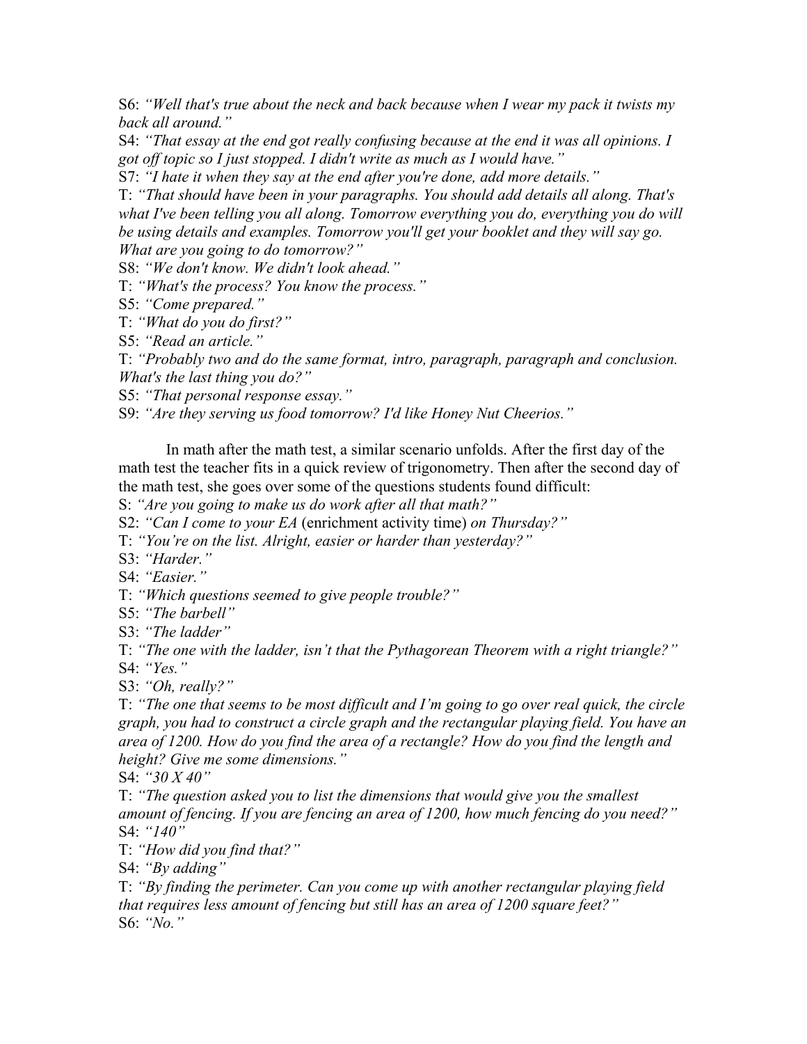S6: *"Well that's true about the neck and back because when I wear my pack it twists my back all around."*

S4: *"That essay at the end got really confusing because at the end it was all opinions. I got off topic so I just stopped. I didn't write as much as I would have."*

S7: *"I hate it when they say at the end after you're done, add more details."*

T: *"That should have been in your paragraphs. You should add details all along. That's what I've been telling you all along. Tomorrow everything you do, everything you do will be using details and examples. Tomorrow you'll get your booklet and they will say go. What are you going to do tomorrow?"*

S8: *"We don't know. We didn't look ahead."*

T: *"What's the process? You know the process."*

S5: *"Come prepared."*

T: *"What do you do first?"*

S5: *"Read an article."*

T: *"Probably two and do the same format, intro, paragraph, paragraph and conclusion. What's the last thing you do?"*

S5: *"That personal response essay."*

S9: *"Are they serving us food tomorrow? I'd like Honey Nut Cheerios."*

In math after the math test, a similar scenario unfolds. After the first day of the math test the teacher fits in a quick review of trigonometry. Then after the second day of the math test, she goes over some of the questions students found difficult:

S: *"Are you going to make us do work after all that math?"*

S2: *"Can I come to your EA* (enrichment activity time) *on Thursday?"*

T: *"You're on the list. Alright, easier or harder than yesterday?"*

S3: *"Harder."*

S4: *"Easier."*

T: *"Which questions seemed to give people trouble?"*

S5: *"The barbell"*

S3: *"The ladder"*

T: *"The one with the ladder, isn't that the Pythagorean Theorem with a right triangle?"*

S4: *"Yes."*

S3: *"Oh, really?"*

T: *"The one that seems to be most difficult and I'm going to go over real quick, the circle graph, you had to construct a circle graph and the rectangular playing field. You have an area of 1200. How do you find the area of a rectangle? How do you find the length and height? Give me some dimensions."*

S4: *"30 X 40"*

T: *"The question asked you to list the dimensions that would give you the smallest amount of fencing. If you are fencing an area of 1200, how much fencing do you need?"*

S4: *"140"*

T: *"How did you find that?"*

S4: *"By adding"*

T: *"By finding the perimeter. Can you come up with another rectangular playing field that requires less amount of fencing but still has an area of 1200 square feet?"*

S6: *"No."*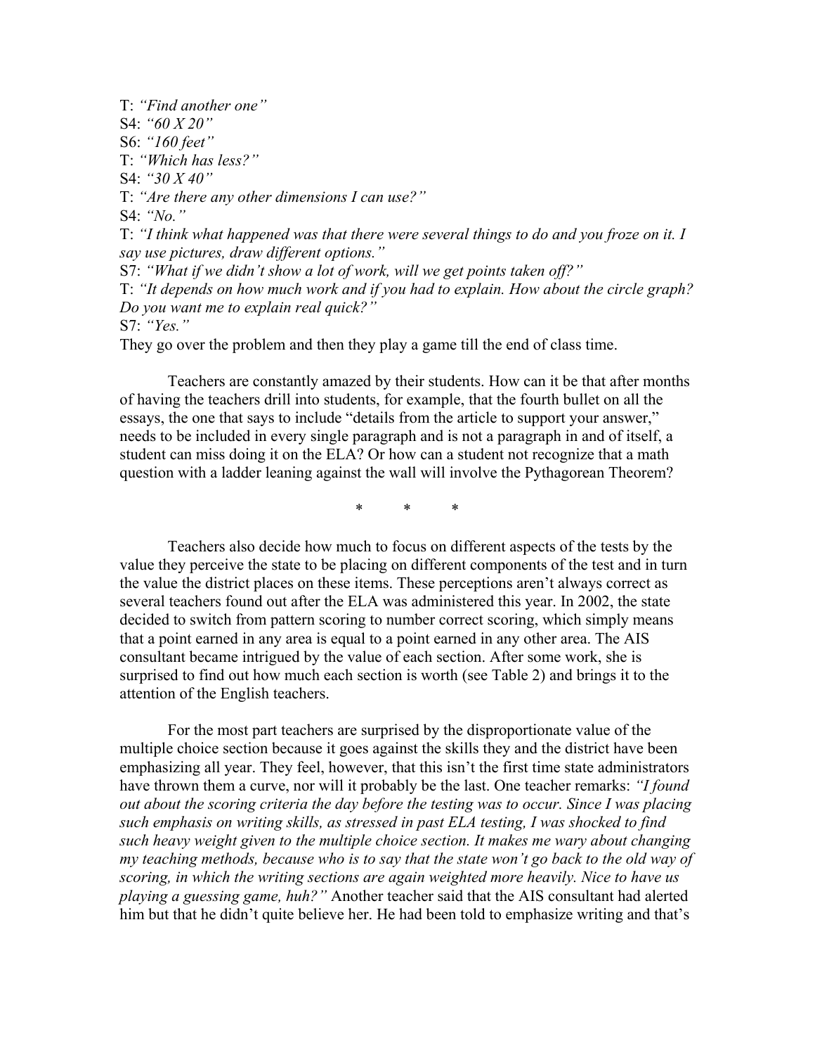T: *"Find another one"*
S4: *"60 X 20"*
S6: *"160 feet"*
T: *"Which has less?"*
S4: *"30 X 40"*
T: *"Are there any other dimensions I can use?"*
S4: *"No."*
T: *"I think what happened was that there were several things to do and you froze on it. I say use pictures, draw different options."*
S7: *"What if we didn't show a lot of work, will we get points taken off?"*
T: *"It depends on how much work and if you had to explain. How about the circle graph? Do you want me to explain real quick?"*
S7: *"Yes."*
They go over the problem and then they play a game till the end of class time.

Teachers are constantly amazed by their students. How can it be that after months of having the teachers drill into students, for example, that the fourth bullet on all the essays, the one that says to include "details from the article to support your answer," needs to be included in every single paragraph and is not a paragraph in and of itself, a student can miss doing it on the ELA? Or how can a student not recognize that a math question with a ladder leaning against the wall will involve the Pythagorean Theorem?

\* \* \*

Teachers also decide how much to focus on different aspects of the tests by the value they perceive the state to be placing on different components of the test and in turn the value the district places on these items. These perceptions aren't always correct as several teachers found out after the ELA was administered this year. In 2002, the state decided to switch from pattern scoring to number correct scoring, which simply means that a point earned in any area is equal to a point earned in any other area. The AIS consultant became intrigued by the value of each section. After some work, she is surprised to find out how much each section is worth (see Table 2) and brings it to the attention of the English teachers.

For the most part teachers are surprised by the disproportionate value of the multiple choice section because it goes against the skills they and the district have been emphasizing all year. They feel, however, that this isn't the first time state administrators have thrown them a curve, nor will it probably be the last. One teacher remarks: *"I found out about the scoring criteria the day before the testing was to occur. Since I was placing such emphasis on writing skills, as stressed in past ELA testing, I was shocked to find such heavy weight given to the multiple choice section. It makes me wary about changing my teaching methods, because who is to say that the state won't go back to the old way of scoring, in which the writing sections are again weighted more heavily. Nice to have us playing a guessing game, huh?"* Another teacher said that the AIS consultant had alerted him but that he didn't quite believe her. He had been told to emphasize writing and that's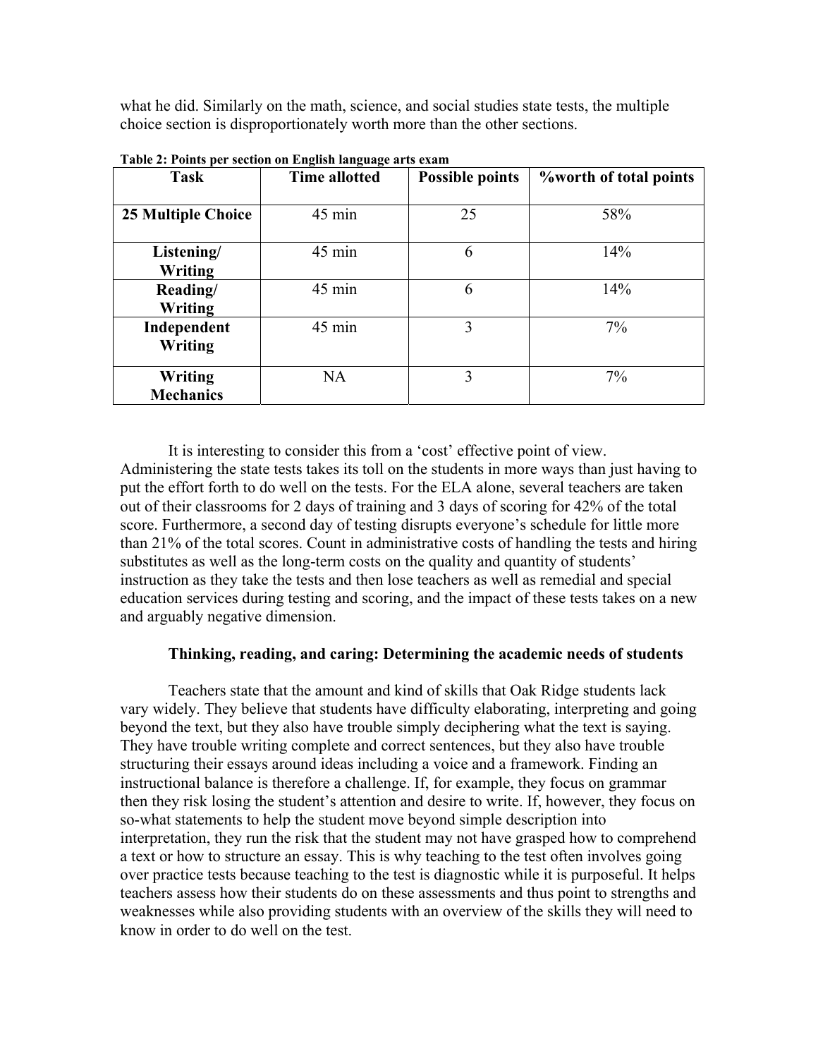what he did. Similarly on the math, science, and social studies state tests, the multiple choice section is disproportionately worth more than the other sections.

**Table 2: Points per section on English language arts exam**

| Task | Time allotted | Possible points | %worth of total points |
|---|---|---|---|
| **25 Multiple Choice** | 45 min | 25 | 58% |
| **Listening/ Writing** | 45 min | 6 | 14% |
| **Reading/ Writing** | 45 min | 6 | 14% |
| **Independent Writing** | 45 min | 3 | 7% |
| **Writing Mechanics** | NA | 3 | 7% |

It is interesting to consider this from a 'cost' effective point of view. Administering the state tests takes its toll on the students in more ways than just having to put the effort forth to do well on the tests. For the ELA alone, several teachers are taken out of their classrooms for 2 days of training and 3 days of scoring for 42% of the total score. Furthermore, a second day of testing disrupts everyone's schedule for little more than 21% of the total scores. Count in administrative costs of handling the tests and hiring substitutes as well as the long-term costs on the quality and quantity of students' instruction as they take the tests and then lose teachers as well as remedial and special education services during testing and scoring, and the impact of these tests takes on a new and arguably negative dimension.

### Thinking, reading, and caring: Determining the academic needs of students

Teachers state that the amount and kind of skills that Oak Ridge students lack vary widely. They believe that students have difficulty elaborating, interpreting and going beyond the text, but they also have trouble simply deciphering what the text is saying. They have trouble writing complete and correct sentences, but they also have trouble structuring their essays around ideas including a voice and a framework. Finding an instructional balance is therefore a challenge. If, for example, they focus on grammar then they risk losing the student's attention and desire to write. If, however, they focus on so-what statements to help the student move beyond simple description into interpretation, they run the risk that the student may not have grasped how to comprehend a text or how to structure an essay. This is why teaching to the test often involves going over practice tests because teaching to the test is diagnostic while it is purposeful. It helps teachers assess how their students do on these assessments and thus point to strengths and weaknesses while also providing students with an overview of the skills they will need to know in order to do well on the test.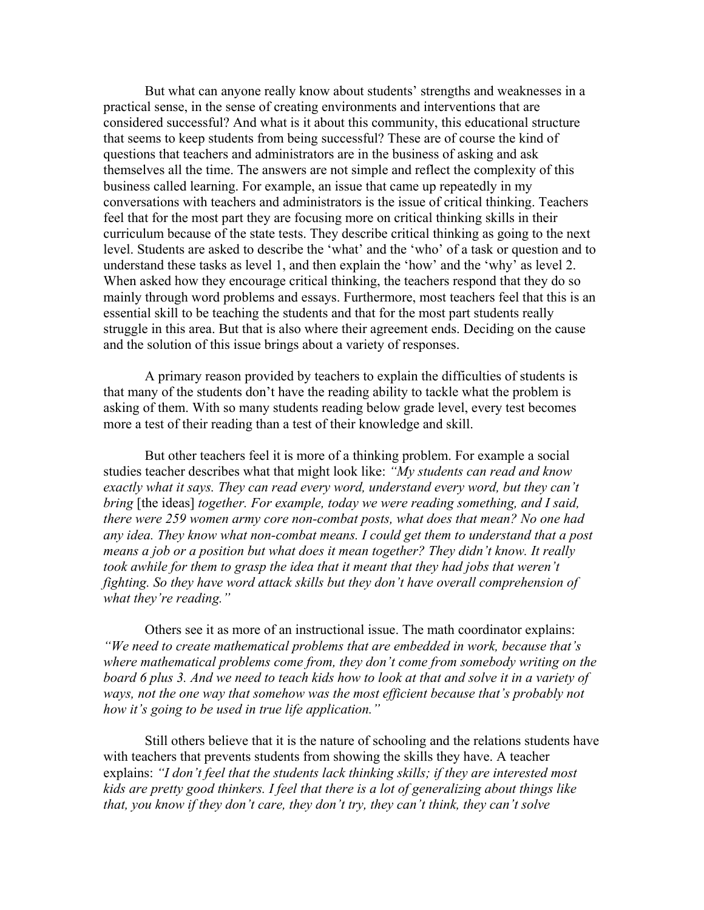But what can anyone really know about students' strengths and weaknesses in a practical sense, in the sense of creating environments and interventions that are considered successful? And what is it about this community, this educational structure that seems to keep students from being successful? These are of course the kind of questions that teachers and administrators are in the business of asking and ask themselves all the time. The answers are not simple and reflect the complexity of this business called learning. For example, an issue that came up repeatedly in my conversations with teachers and administrators is the issue of critical thinking. Teachers feel that for the most part they are focusing more on critical thinking skills in their curriculum because of the state tests. They describe critical thinking as going to the next level. Students are asked to describe the 'what' and the 'who' of a task or question and to understand these tasks as level 1, and then explain the 'how' and the 'why' as level 2. When asked how they encourage critical thinking, the teachers respond that they do so mainly through word problems and essays. Furthermore, most teachers feel that this is an essential skill to be teaching the students and that for the most part students really struggle in this area. But that is also where their agreement ends. Deciding on the cause and the solution of this issue brings about a variety of responses.

A primary reason provided by teachers to explain the difficulties of students is that many of the students don't have the reading ability to tackle what the problem is asking of them. With so many students reading below grade level, every test becomes more a test of their reading than a test of their knowledge and skill.

But other teachers feel it is more of a thinking problem. For example a social studies teacher describes what that might look like: *"My students can read and know exactly what it says. They can read every word, understand every word, but they can't bring* [the ideas] *together. For example, today we were reading something, and I said, there were 259 women army core non-combat posts, what does that mean? No one had any idea. They know what non-combat means. I could get them to understand that a post means a job or a position but what does it mean together? They didn't know. It really took awhile for them to grasp the idea that it meant that they had jobs that weren't fighting. So they have word attack skills but they don't have overall comprehension of what they're reading."*

Others see it as more of an instructional issue. The math coordinator explains: *"We need to create mathematical problems that are embedded in work, because that's where mathematical problems come from, they don't come from somebody writing on the board 6 plus 3. And we need to teach kids how to look at that and solve it in a variety of ways, not the one way that somehow was the most efficient because that's probably not how it's going to be used in true life application."*

Still others believe that it is the nature of schooling and the relations students have with teachers that prevents students from showing the skills they have. A teacher explains: *"I don't feel that the students lack thinking skills; if they are interested most kids are pretty good thinkers. I feel that there is a lot of generalizing about things like that, you know if they don't care, they don't try, they can't think, they can't solve*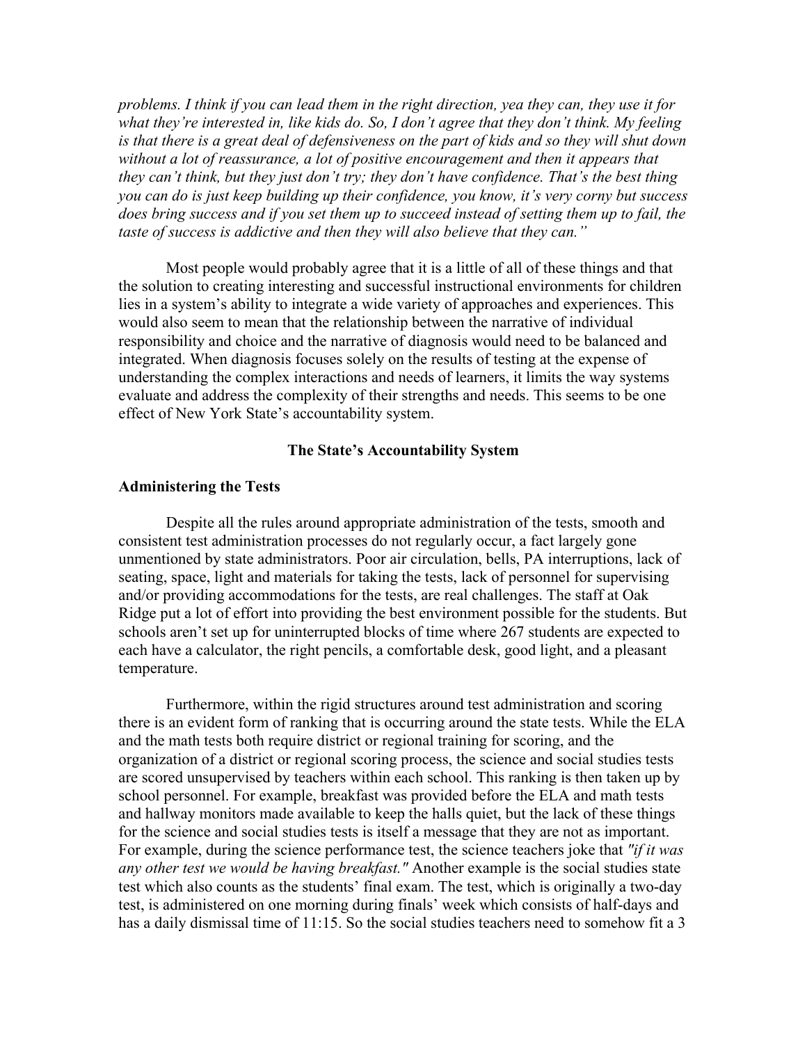*problems. I think if you can lead them in the right direction, yea they can, they use it for what they're interested in, like kids do. So, I don't agree that they don't think. My feeling is that there is a great deal of defensiveness on the part of kids and so they will shut down without a lot of reassurance, a lot of positive encouragement and then it appears that they can't think, but they just don't try; they don't have confidence. That's the best thing you can do is just keep building up their confidence, you know, it's very corny but success does bring success and if you set them up to succeed instead of setting them up to fail, the taste of success is addictive and then they will also believe that they can."*

Most people would probably agree that it is a little of all of these things and that the solution to creating interesting and successful instructional environments for children lies in a system's ability to integrate a wide variety of approaches and experiences. This would also seem to mean that the relationship between the narrative of individual responsibility and choice and the narrative of diagnosis would need to be balanced and integrated. When diagnosis focuses solely on the results of testing at the expense of understanding the complex interactions and needs of learners, it limits the way systems evaluate and address the complexity of their strengths and needs. This seems to be one effect of New York State's accountability system.

## The State's Accountability System

### Administering the Tests

Despite all the rules around appropriate administration of the tests, smooth and consistent test administration processes do not regularly occur, a fact largely gone unmentioned by state administrators. Poor air circulation, bells, PA interruptions, lack of seating, space, light and materials for taking the tests, lack of personnel for supervising and/or providing accommodations for the tests, are real challenges. The staff at Oak Ridge put a lot of effort into providing the best environment possible for the students. But schools aren't set up for uninterrupted blocks of time where 267 students are expected to each have a calculator, the right pencils, a comfortable desk, good light, and a pleasant temperature.

Furthermore, within the rigid structures around test administration and scoring there is an evident form of ranking that is occurring around the state tests. While the ELA and the math tests both require district or regional training for scoring, and the organization of a district or regional scoring process, the science and social studies tests are scored unsupervised by teachers within each school. This ranking is then taken up by school personnel. For example, breakfast was provided before the ELA and math tests and hallway monitors made available to keep the halls quiet, but the lack of these things for the science and social studies tests is itself a message that they are not as important. For example, during the science performance test, the science teachers joke that *"if it was any other test we would be having breakfast."* Another example is the social studies state test which also counts as the students' final exam. The test, which is originally a two-day test, is administered on one morning during finals' week which consists of half-days and has a daily dismissal time of 11:15. So the social studies teachers need to somehow fit a 3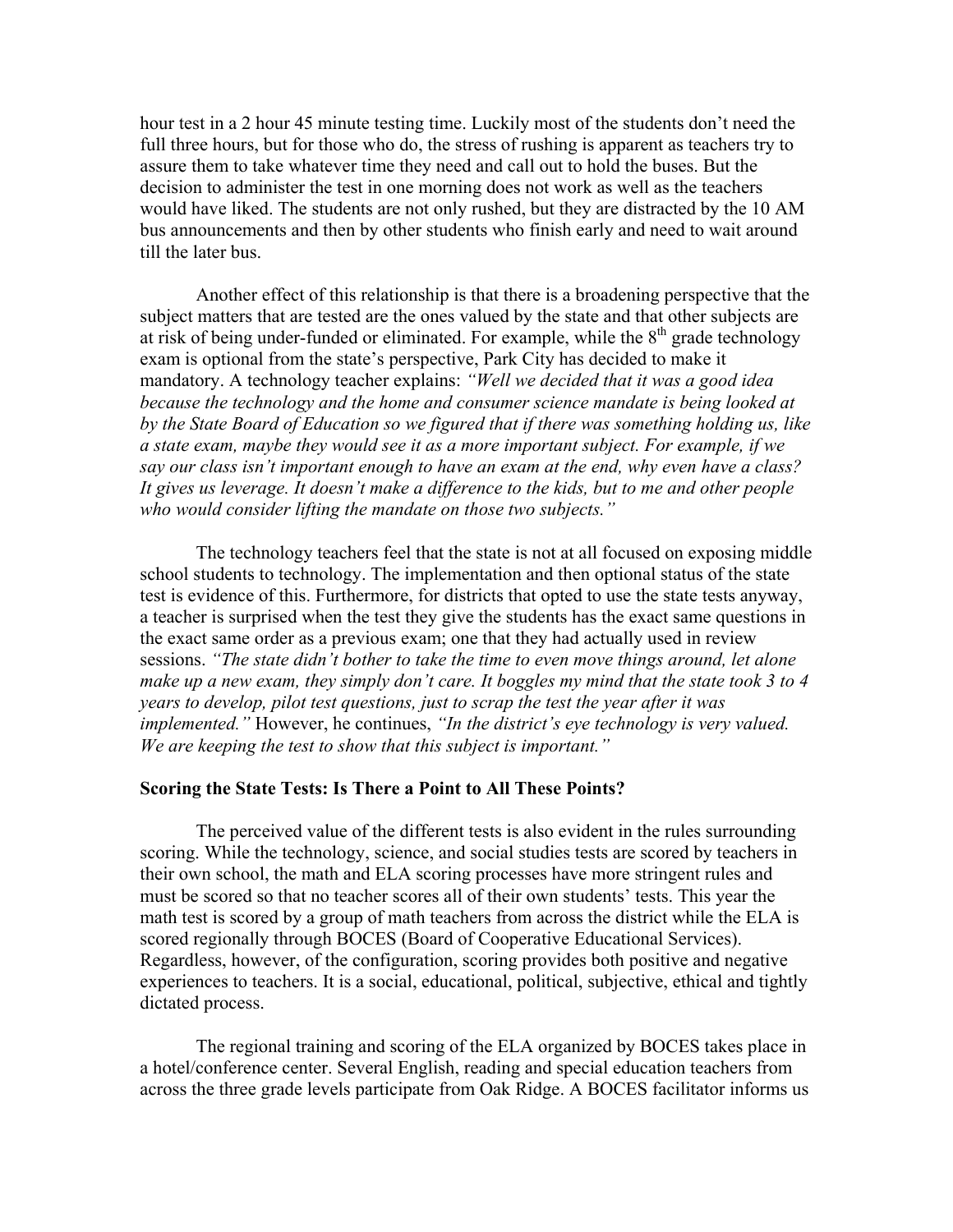hour test in a 2 hour 45 minute testing time. Luckily most of the students don't need the full three hours, but for those who do, the stress of rushing is apparent as teachers try to assure them to take whatever time they need and call out to hold the buses. But the decision to administer the test in one morning does not work as well as the teachers would have liked. The students are not only rushed, but they are distracted by the 10 AM bus announcements and then by other students who finish early and need to wait around till the later bus.

Another effect of this relationship is that there is a broadening perspective that the subject matters that are tested are the ones valued by the state and that other subjects are at risk of being under-funded or eliminated. For example, while the 8th grade technology exam is optional from the state's perspective, Park City has decided to make it mandatory. A technology teacher explains: *"Well we decided that it was a good idea because the technology and the home and consumer science mandate is being looked at by the State Board of Education so we figured that if there was something holding us, like a state exam, maybe they would see it as a more important subject. For example, if we say our class isn't important enough to have an exam at the end, why even have a class? It gives us leverage. It doesn't make a difference to the kids, but to me and other people who would consider lifting the mandate on those two subjects."*

The technology teachers feel that the state is not at all focused on exposing middle school students to technology. The implementation and then optional status of the state test is evidence of this. Furthermore, for districts that opted to use the state tests anyway, a teacher is surprised when the test they give the students has the exact same questions in the exact same order as a previous exam; one that they had actually used in review sessions. *"The state didn't bother to take the time to even move things around, let alone make up a new exam, they simply don't care. It boggles my mind that the state took 3 to 4 years to develop, pilot test questions, just to scrap the test the year after it was implemented."* However, he continues, *"In the district's eye technology is very valued. We are keeping the test to show that this subject is important."*

**Scoring the State Tests: Is There a Point to All These Points?**

The perceived value of the different tests is also evident in the rules surrounding scoring. While the technology, science, and social studies tests are scored by teachers in their own school, the math and ELA scoring processes have more stringent rules and must be scored so that no teacher scores all of their own students' tests. This year the math test is scored by a group of math teachers from across the district while the ELA is scored regionally through BOCES (Board of Cooperative Educational Services). Regardless, however, of the configuration, scoring provides both positive and negative experiences to teachers. It is a social, educational, political, subjective, ethical and tightly dictated process.

The regional training and scoring of the ELA organized by BOCES takes place in a hotel/conference center. Several English, reading and special education teachers from across the three grade levels participate from Oak Ridge. A BOCES facilitator informs us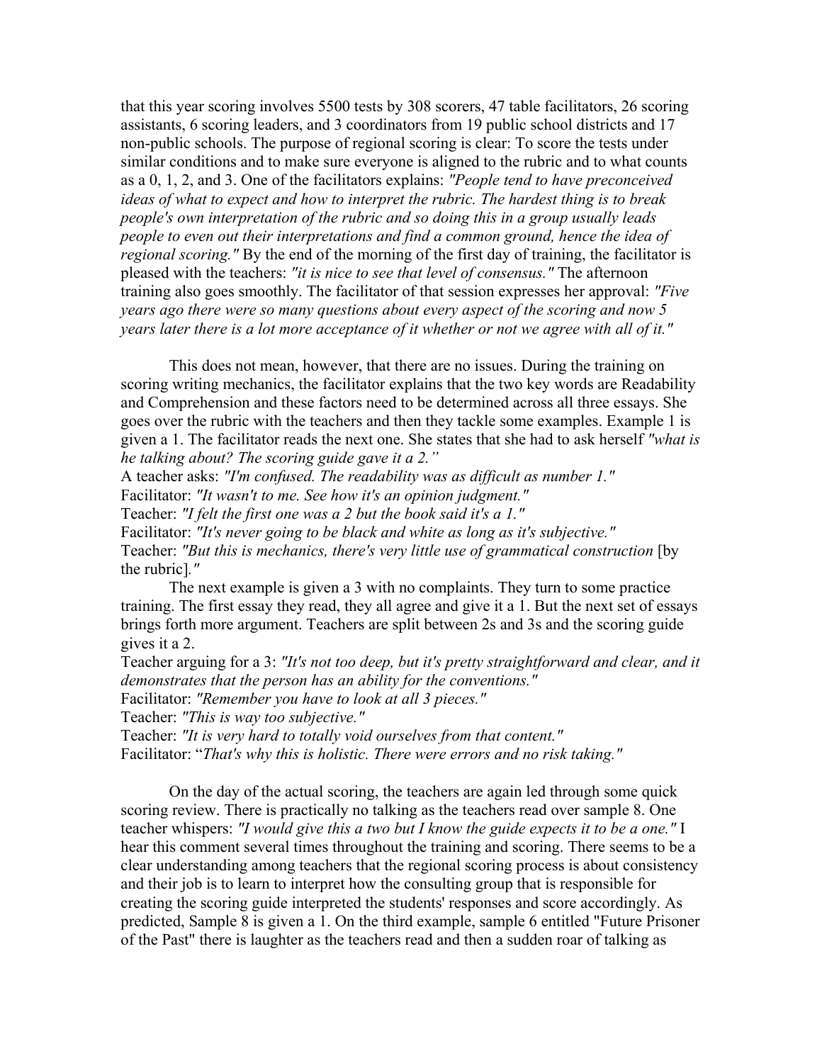that this year scoring involves 5500 tests by 308 scorers, 47 table facilitators, 26 scoring assistants, 6 scoring leaders, and 3 coordinators from 19 public school districts and 17 non-public schools. The purpose of regional scoring is clear: To score the tests under similar conditions and to make sure everyone is aligned to the rubric and to what counts as a 0, 1, 2, and 3. One of the facilitators explains: *"People tend to have preconceived ideas of what to expect and how to interpret the rubric. The hardest thing is to break people's own interpretation of the rubric and so doing this in a group usually leads people to even out their interpretations and find a common ground, hence the idea of regional scoring."* By the end of the morning of the first day of training, the facilitator is pleased with the teachers: *"it is nice to see that level of consensus."* The afternoon training also goes smoothly. The facilitator of that session expresses her approval: *"Five years ago there were so many questions about every aspect of the scoring and now 5 years later there is a lot more acceptance of it whether or not we agree with all of it."*

This does not mean, however, that there are no issues. During the training on scoring writing mechanics, the facilitator explains that the two key words are Readability and Comprehension and these factors need to be determined across all three essays. She goes over the rubric with the teachers and then they tackle some examples. Example 1 is given a 1. The facilitator reads the next one. She states that she had to ask herself *"what is he talking about? The scoring guide gave it a 2."*

A teacher asks: *"I'm confused. The readability was as difficult as number 1."*
Facilitator: *"It wasn't to me. See how it's an opinion judgment."*
Teacher: *"I felt the first one was a 2 but the book said it's a 1."*
Facilitator: *"It's never going to be black and white as long as it's subjective."*
Teacher: *"But this is mechanics, there's very little use of grammatical construction* [by the rubric]*."*

The next example is given a 3 with no complaints. They turn to some practice training. The first essay they read, they all agree and give it a 1. But the next set of essays brings forth more argument. Teachers are split between 2s and 3s and the scoring guide gives it a 2.

Teacher arguing for a 3: *"It's not too deep, but it's pretty straightforward and clear, and it demonstrates that the person has an ability for the conventions."*
Facilitator: *"Remember you have to look at all 3 pieces."*
Teacher: *"This is way too subjective."*
Teacher: *"It is very hard to totally void ourselves from that content."*
Facilitator: "*That's why this is holistic. There were errors and no risk taking."*

On the day of the actual scoring, the teachers are again led through some quick scoring review. There is practically no talking as the teachers read over sample 8. One teacher whispers: *"I would give this a two but I know the guide expects it to be a one."* I hear this comment several times throughout the training and scoring. There seems to be a clear understanding among teachers that the regional scoring process is about consistency and their job is to learn to interpret how the consulting group that is responsible for creating the scoring guide interpreted the students' responses and score accordingly. As predicted, Sample 8 is given a 1. On the third example, sample 6 entitled "Future Prisoner of the Past" there is laughter as the teachers read and then a sudden roar of talking as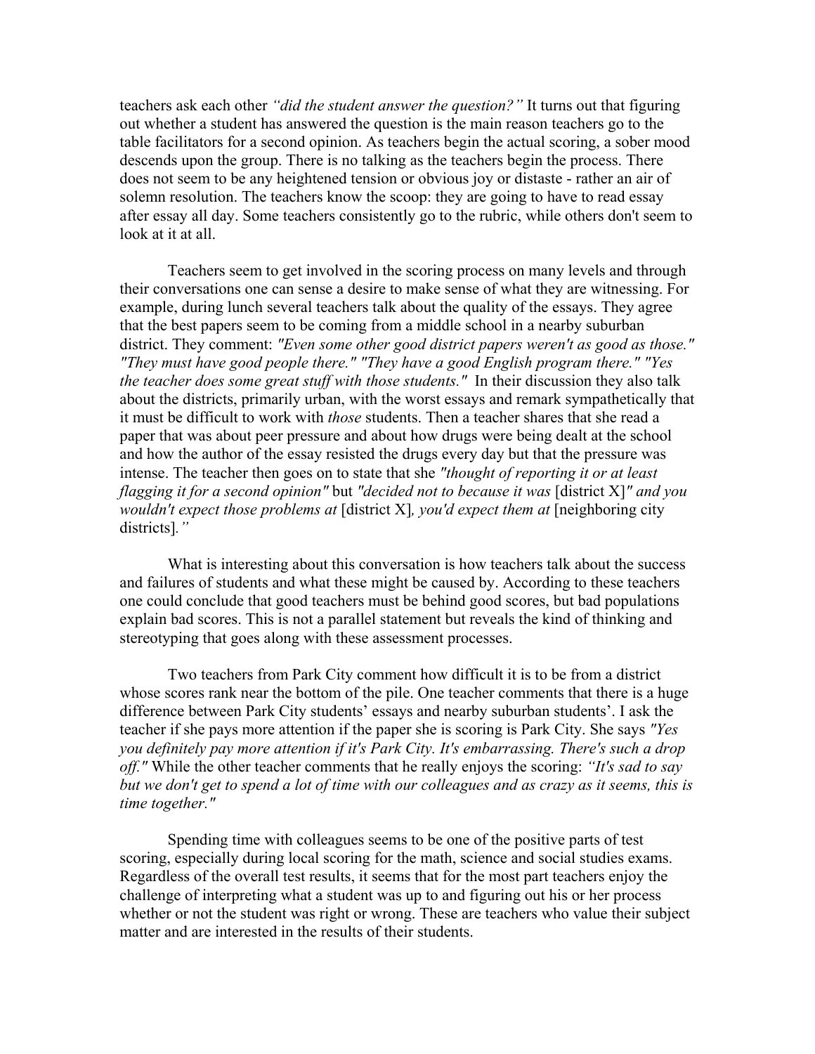teachers ask each other *"did the student answer the question?"* It turns out that figuring out whether a student has answered the question is the main reason teachers go to the table facilitators for a second opinion. As teachers begin the actual scoring, a sober mood descends upon the group. There is no talking as the teachers begin the process. There does not seem to be any heightened tension or obvious joy or distaste - rather an air of solemn resolution. The teachers know the scoop: they are going to have to read essay after essay all day. Some teachers consistently go to the rubric, while others don't seem to look at it at all.

Teachers seem to get involved in the scoring process on many levels and through their conversations one can sense a desire to make sense of what they are witnessing. For example, during lunch several teachers talk about the quality of the essays. They agree that the best papers seem to be coming from a middle school in a nearby suburban district. They comment: *"Even some other good district papers weren't as good as those." "They must have good people there." "They have a good English program there." "Yes the teacher does some great stuff with those students."* In their discussion they also talk about the districts, primarily urban, with the worst essays and remark sympathetically that it must be difficult to work with *those* students. Then a teacher shares that she read a paper that was about peer pressure and about how drugs were being dealt at the school and how the author of the essay resisted the drugs every day but that the pressure was intense. The teacher then goes on to state that she *"thought of reporting it or at least flagging it for a second opinion"* but *"decided not to because it was* [district X]*" and you wouldn't expect those problems at* [district X]*, you'd expect them at* [neighboring city districts]*."*

What is interesting about this conversation is how teachers talk about the success and failures of students and what these might be caused by. According to these teachers one could conclude that good teachers must be behind good scores, but bad populations explain bad scores. This is not a parallel statement but reveals the kind of thinking and stereotyping that goes along with these assessment processes.

Two teachers from Park City comment how difficult it is to be from a district whose scores rank near the bottom of the pile. One teacher comments that there is a huge difference between Park City students' essays and nearby suburban students'. I ask the teacher if she pays more attention if the paper she is scoring is Park City. She says *"Yes you definitely pay more attention if it's Park City. It's embarrassing. There's such a drop off."* While the other teacher comments that he really enjoys the scoring: *"It's sad to say but we don't get to spend a lot of time with our colleagues and as crazy as it seems, this is time together."*

Spending time with colleagues seems to be one of the positive parts of test scoring, especially during local scoring for the math, science and social studies exams. Regardless of the overall test results, it seems that for the most part teachers enjoy the challenge of interpreting what a student was up to and figuring out his or her process whether or not the student was right or wrong. These are teachers who value their subject matter and are interested in the results of their students.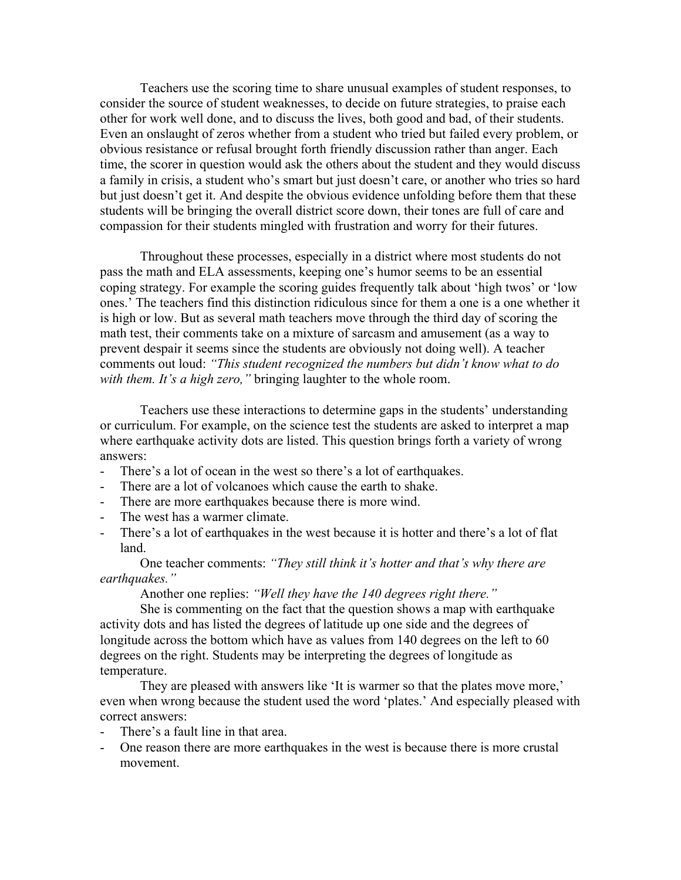Teachers use the scoring time to share unusual examples of student responses, to consider the source of student weaknesses, to decide on future strategies, to praise each other for work well done, and to discuss the lives, both good and bad, of their students. Even an onslaught of zeros whether from a student who tried but failed every problem, or obvious resistance or refusal brought forth friendly discussion rather than anger. Each time, the scorer in question would ask the others about the student and they would discuss a family in crisis, a student who's smart but just doesn't care, or another who tries so hard but just doesn't get it. And despite the obvious evidence unfolding before them that these students will be bringing the overall district score down, their tones are full of care and compassion for their students mingled with frustration and worry for their futures.

Throughout these processes, especially in a district where most students do not pass the math and ELA assessments, keeping one's humor seems to be an essential coping strategy. For example the scoring guides frequently talk about 'high twos' or 'low ones.' The teachers find this distinction ridiculous since for them a one is a one whether it is high or low. But as several math teachers move through the third day of scoring the math test, their comments take on a mixture of sarcasm and amusement (as a way to prevent despair it seems since the students are obviously not doing well). A teacher comments out loud: *"This student recognized the numbers but didn't know what to do with them. It's a high zero,"* bringing laughter to the whole room.

Teachers use these interactions to determine gaps in the students' understanding or curriculum. For example, on the science test the students are asked to interpret a map where earthquake activity dots are listed. This question brings forth a variety of wrong answers:

- There's a lot of ocean in the west so there's a lot of earthquakes.
- There are a lot of volcanoes which cause the earth to shake.
- There are more earthquakes because there is more wind.
- The west has a warmer climate.
- There's a lot of earthquakes in the west because it is hotter and there's a lot of flat land.

One teacher comments: *"They still think it's hotter and that's why there are earthquakes."*

Another one replies: *"Well they have the 140 degrees right there."*

She is commenting on the fact that the question shows a map with earthquake activity dots and has listed the degrees of latitude up one side and the degrees of longitude across the bottom which have as values from 140 degrees on the left to 60 degrees on the right. Students may be interpreting the degrees of longitude as temperature.

They are pleased with answers like 'It is warmer so that the plates move more,' even when wrong because the student used the word 'plates.' And especially pleased with correct answers:

- There's a fault line in that area.
- One reason there are more earthquakes in the west is because there is more crustal movement.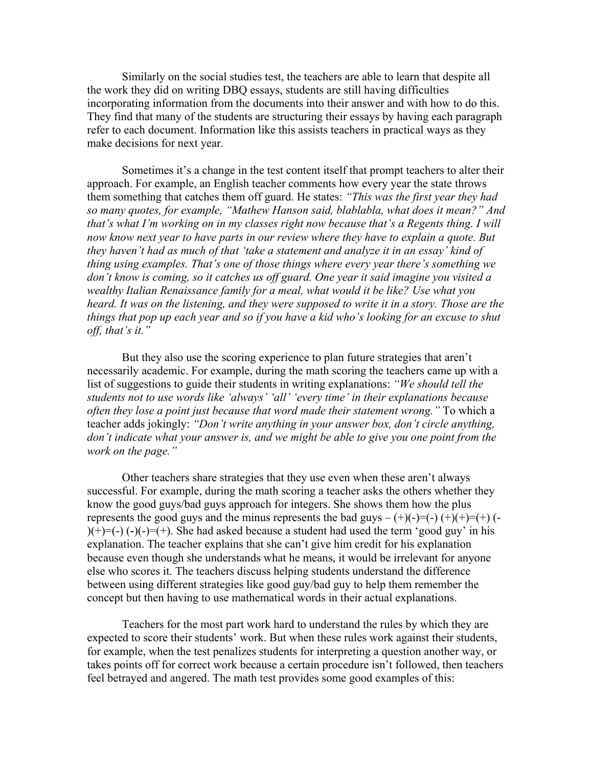Similarly on the social studies test, the teachers are able to learn that despite all the work they did on writing DBQ essays, students are still having difficulties incorporating information from the documents into their answer and with how to do this. They find that many of the students are structuring their essays by having each paragraph refer to each document. Information like this assists teachers in practical ways as they make decisions for next year.

Sometimes it's a change in the test content itself that prompt teachers to alter their approach. For example, an English teacher comments how every year the state throws them something that catches them off guard. He states: *"This was the first year they had so many quotes, for example, "Mathew Hanson said, blablabla, what does it mean?" And that's what I'm working on in my classes right now because that's a Regents thing. I will now know next year to have parts in our review where they have to explain a quote. But they haven't had as much of that 'take a statement and analyze it in an essay' kind of thing using examples. That's one of those things where every year there's something we don't know is coming, so it catches us off guard. One year it said imagine you visited a wealthy Italian Renaissance family for a meal, what would it be like? Use what you heard. It was on the listening, and they were supposed to write it in a story. Those are the things that pop up each year and so if you have a kid who's looking for an excuse to shut off, that's it."*

But they also use the scoring experience to plan future strategies that aren't necessarily academic. For example, during the math scoring the teachers came up with a list of suggestions to guide their students in writing explanations: *"We should tell the students not to use words like 'always' 'all' 'every time' in their explanations because often they lose a point just because that word made their statement wrong."* To which a teacher adds jokingly: *"Don't write anything in your answer box, don't circle anything, don't indicate what your answer is, and we might be able to give you one point from the work on the page."*

Other teachers share strategies that they use even when these aren't always successful. For example, during the math scoring a teacher asks the others whether they know the good guys/bad guys approach for integers. She shows them how the plus represents the good guys and the minus represents the bad guys – (+)(-)=(-) (+)(+)=(+) (-)(+)=(-) (-)(-)=(+). She had asked because a student had used the term 'good guy' in his explanation. The teacher explains that she can't give him credit for his explanation because even though she understands what he means, it would be irrelevant for anyone else who scores it. The teachers discuss helping students understand the difference between using different strategies like good guy/bad guy to help them remember the concept but then having to use mathematical words in their actual explanations.

Teachers for the most part work hard to understand the rules by which they are expected to score their students' work. But when these rules work against their students, for example, when the test penalizes students for interpreting a question another way, or takes points off for correct work because a certain procedure isn't followed, then teachers feel betrayed and angered. The math test provides some good examples of this: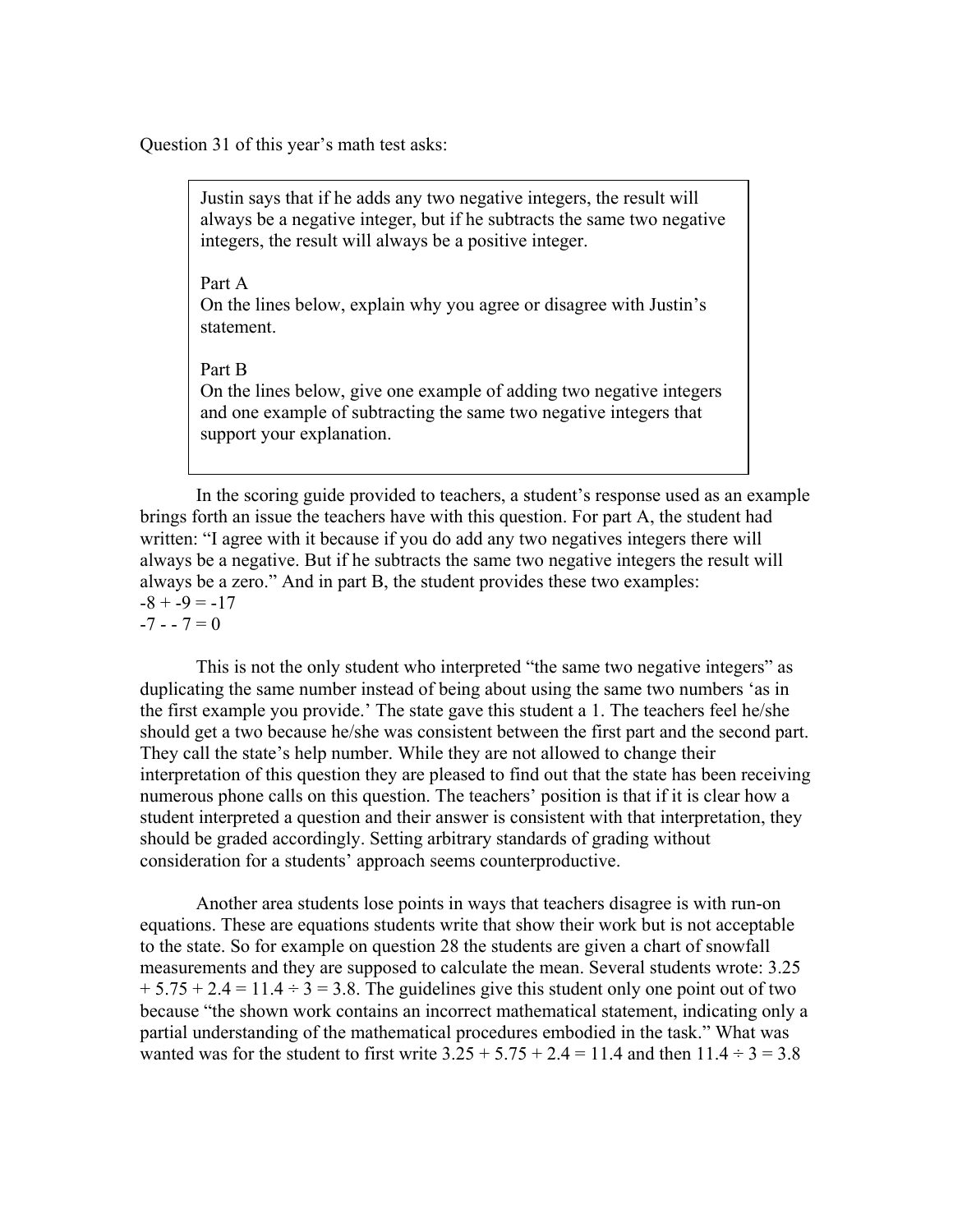Question 31 of this year's math test asks:

> Justin says that if he adds any two negative integers, the result will always be a negative integer, but if he subtracts the same two negative integers, the result will always be a positive integer.
>
> Part A
> On the lines below, explain why you agree or disagree with Justin's statement.
>
> Part B
> On the lines below, give one example of adding two negative integers and one example of subtracting the same two negative integers that support your explanation.

In the scoring guide provided to teachers, a student's response used as an example brings forth an issue the teachers have with this question. For part A, the student had written: "I agree with it because if you do add any two negatives integers there will always be a negative. But if he subtracts the same two negative integers the result will always be a zero." And in part B, the student provides these two examples:
$-8 + -9 = -17$
$-7 - - 7 = 0$

This is not the only student who interpreted "the same two negative integers" as duplicating the same number instead of being about using the same two numbers 'as in the first example you provide.' The state gave this student a 1. The teachers feel he/she should get a two because he/she was consistent between the first part and the second part. They call the state's help number. While they are not allowed to change their interpretation of this question they are pleased to find out that the state has been receiving numerous phone calls on this question. The teachers' position is that if it is clear how a student interpreted a question and their answer is consistent with that interpretation, they should be graded accordingly. Setting arbitrary standards of grading without consideration for a students' approach seems counterproductive.

Another area students lose points in ways that teachers disagree is with run-on equations. These are equations students write that show their work but is not acceptable to the state. So for example on question 28 the students are given a chart of snowfall measurements and they are supposed to calculate the mean. Several students wrote: $3.25 + 5.75 + 2.4 = 11.4 \div 3 = 3.8$. The guidelines give this student only one point out of two because "the shown work contains an incorrect mathematical statement, indicating only a partial understanding of the mathematical procedures embodied in the task." What was wanted was for the student to first write $3.25 + 5.75 + 2.4 = 11.4$ and then $11.4 \div 3 = 3.8$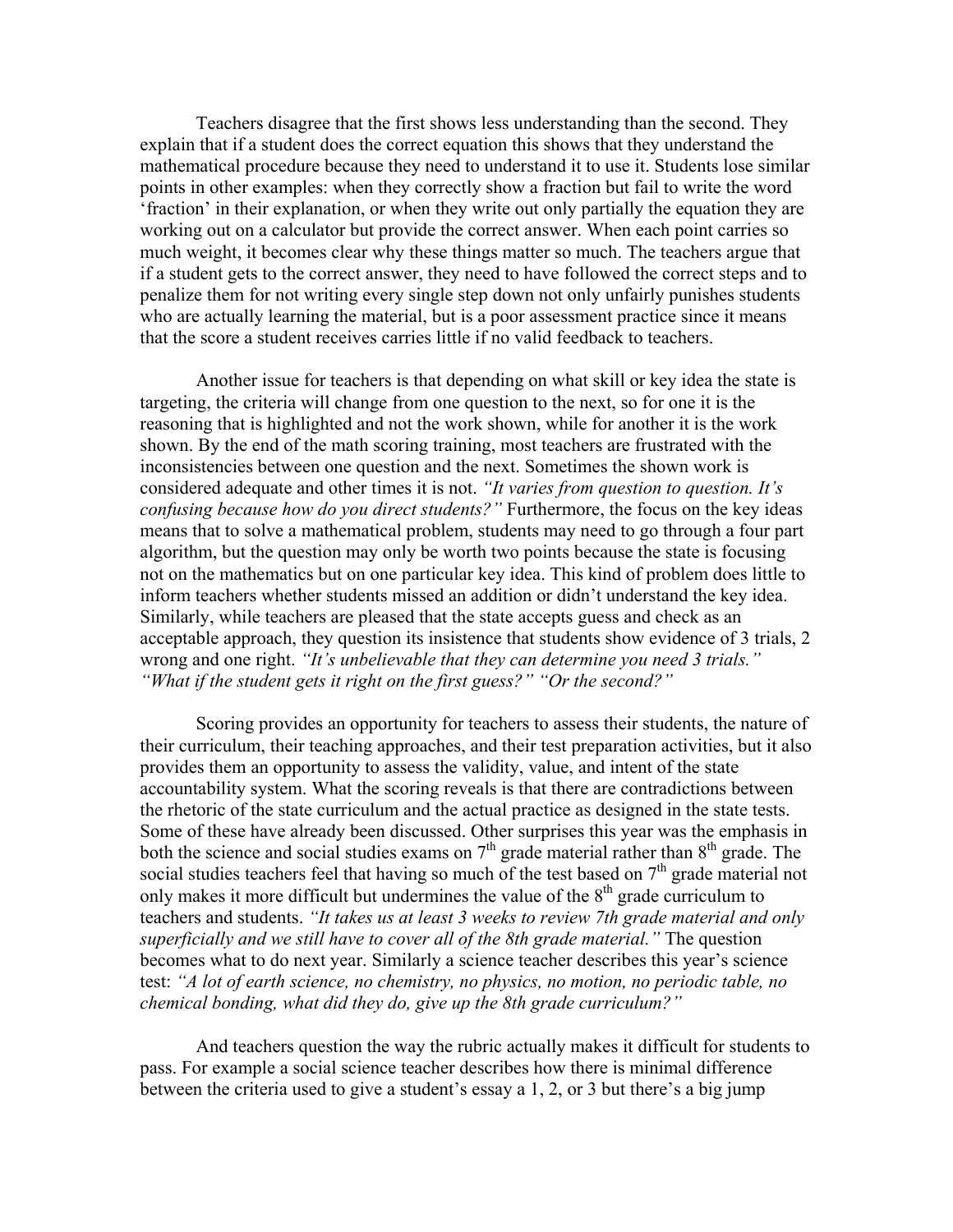Teachers disagree that the first shows less understanding than the second. They explain that if a student does the correct equation this shows that they understand the mathematical procedure because they need to understand it to use it. Students lose similar points in other examples: when they correctly show a fraction but fail to write the word 'fraction' in their explanation, or when they write out only partially the equation they are working out on a calculator but provide the correct answer. When each point carries so much weight, it becomes clear why these things matter so much. The teachers argue that if a student gets to the correct answer, they need to have followed the correct steps and to penalize them for not writing every single step down not only unfairly punishes students who are actually learning the material, but is a poor assessment practice since it means that the score a student receives carries little if no valid feedback to teachers.

Another issue for teachers is that depending on what skill or key idea the state is targeting, the criteria will change from one question to the next, so for one it is the reasoning that is highlighted and not the work shown, while for another it is the work shown. By the end of the math scoring training, most teachers are frustrated with the inconsistencies between one question and the next. Sometimes the shown work is considered adequate and other times it is not. *"It varies from question to question. It's confusing because how do you direct students?"* Furthermore, the focus on the key ideas means that to solve a mathematical problem, students may need to go through a four part algorithm, but the question may only be worth two points because the state is focusing not on the mathematics but on one particular key idea. This kind of problem does little to inform teachers whether students missed an addition or didn't understand the key idea. Similarly, while teachers are pleased that the state accepts guess and check as an acceptable approach, they question its insistence that students show evidence of 3 trials, 2 wrong and one right. *"It's unbelievable that they can determine you need 3 trials." "What if the student gets it right on the first guess?" "Or the second?"*

Scoring provides an opportunity for teachers to assess their students, the nature of their curriculum, their teaching approaches, and their test preparation activities, but it also provides them an opportunity to assess the validity, value, and intent of the state accountability system. What the scoring reveals is that there are contradictions between the rhetoric of the state curriculum and the actual practice as designed in the state tests. Some of these have already been discussed. Other surprises this year was the emphasis in both the science and social studies exams on 7th grade material rather than 8th grade. The social studies teachers feel that having so much of the test based on 7th grade material not only makes it more difficult but undermines the value of the 8th grade curriculum to teachers and students. *"It takes us at least 3 weeks to review 7th grade material and only superficially and we still have to cover all of the 8th grade material."* The question becomes what to do next year. Similarly a science teacher describes this year's science test: *"A lot of earth science, no chemistry, no physics, no motion, no periodic table, no chemical bonding, what did they do, give up the 8th grade curriculum?"*

And teachers question the way the rubric actually makes it difficult for students to pass. For example a social science teacher describes how there is minimal difference between the criteria used to give a student's essay a 1, 2, or 3 but there's a big jump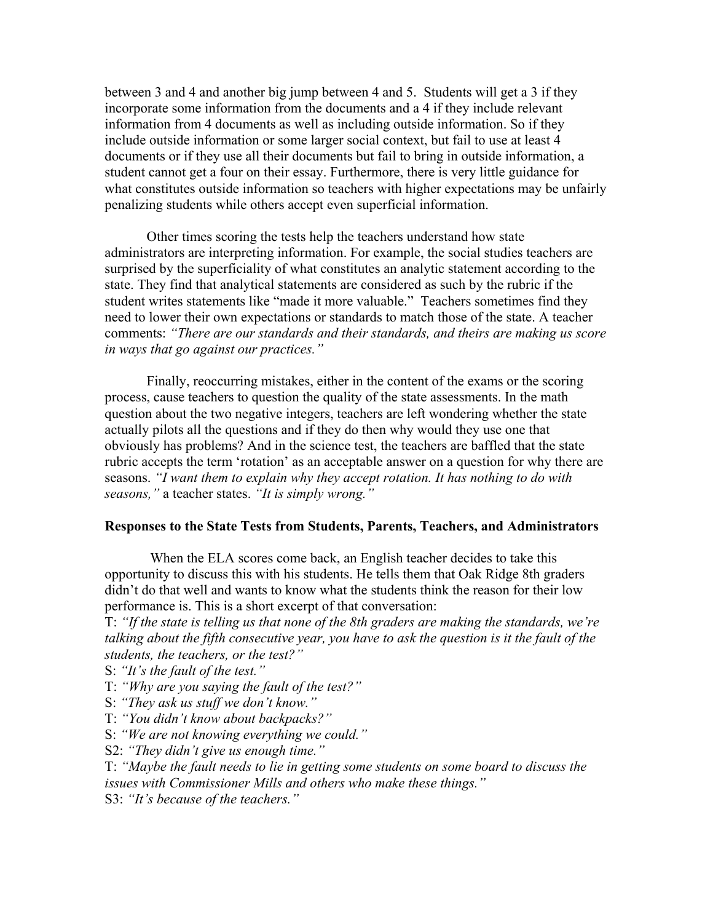between 3 and 4 and another big jump between 4 and 5. Students will get a 3 if they incorporate some information from the documents and a 4 if they include relevant information from 4 documents as well as including outside information. So if they include outside information or some larger social context, but fail to use at least 4 documents or if they use all their documents but fail to bring in outside information, a student cannot get a four on their essay. Furthermore, there is very little guidance for what constitutes outside information so teachers with higher expectations may be unfairly penalizing students while others accept even superficial information.

Other times scoring the tests help the teachers understand how state administrators are interpreting information. For example, the social studies teachers are surprised by the superficiality of what constitutes an analytic statement according to the state. They find that analytical statements are considered as such by the rubric if the student writes statements like "made it more valuable." Teachers sometimes find they need to lower their own expectations or standards to match those of the state. A teacher comments: *"There are our standards and their standards, and theirs are making us score in ways that go against our practices."*

Finally, reoccurring mistakes, either in the content of the exams or the scoring process, cause teachers to question the quality of the state assessments. In the math question about the two negative integers, teachers are left wondering whether the state actually pilots all the questions and if they do then why would they use one that obviously has problems? And in the science test, the teachers are baffled that the state rubric accepts the term 'rotation' as an acceptable answer on a question for why there are seasons. *"I want them to explain why they accept rotation. It has nothing to do with seasons,"* a teacher states. *"It is simply wrong."*

**Responses to the State Tests from Students, Parents, Teachers, and Administrators**

When the ELA scores come back, an English teacher decides to take this opportunity to discuss this with his students. He tells them that Oak Ridge 8th graders didn't do that well and wants to know what the students think the reason for their low performance is. This is a short excerpt of that conversation:

T: *"If the state is telling us that none of the 8th graders are making the standards, we're talking about the fifth consecutive year, you have to ask the question is it the fault of the students, the teachers, or the test?"*
S: *"It's the fault of the test."*
T: *"Why are you saying the fault of the test?"*
S: *"They ask us stuff we don't know."*
T: *"You didn't know about backpacks?"*
S: *"We are not knowing everything we could."*
S2: *"They didn't give us enough time."*
T: *"Maybe the fault needs to lie in getting some students on some board to discuss the issues with Commissioner Mills and others who make these things."*
S3: *"It's because of the teachers."*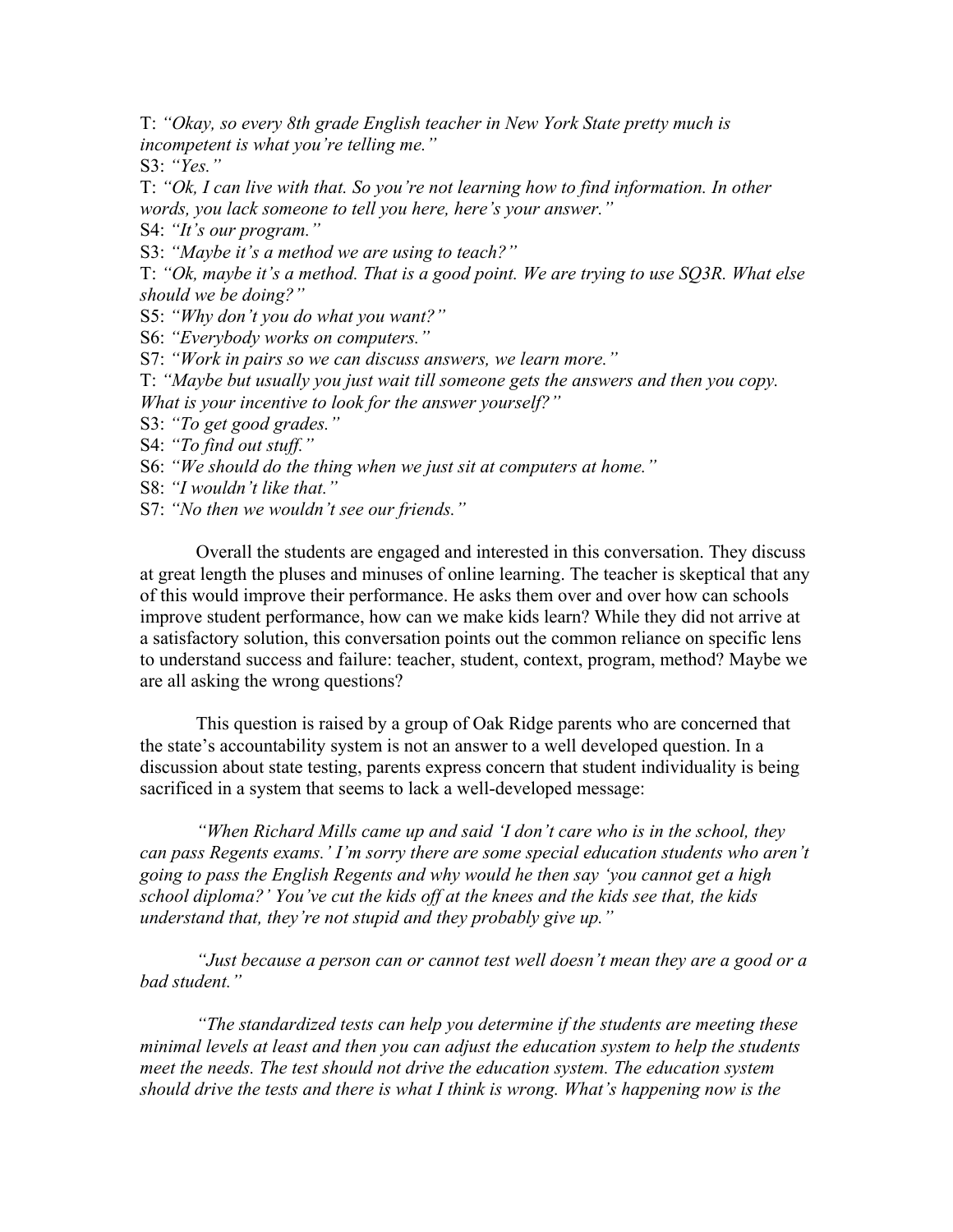T: *"Okay, so every 8th grade English teacher in New York State pretty much is incompetent is what you're telling me."*
S3: *"Yes."*
T: *"Ok, I can live with that. So you're not learning how to find information. In other words, you lack someone to tell you here, here's your answer."*
S4: *"It's our program."*
S3: *"Maybe it's a method we are using to teach?"*
T: *"Ok, maybe it's a method. That is a good point. We are trying to use SQ3R. What else should we be doing?"*
S5: *"Why don't you do what you want?"*
S6: *"Everybody works on computers."*
S7: *"Work in pairs so we can discuss answers, we learn more."*
T: *"Maybe but usually you just wait till someone gets the answers and then you copy. What is your incentive to look for the answer yourself?"*
S3: *"To get good grades."*
S4: *"To find out stuff."*
S6: *"We should do the thing when we just sit at computers at home."*
S8: *"I wouldn't like that."*
S7: *"No then we wouldn't see our friends."*

Overall the students are engaged and interested in this conversation. They discuss at great length the pluses and minuses of online learning. The teacher is skeptical that any of this would improve their performance. He asks them over and over how can schools improve student performance, how can we make kids learn? While they did not arrive at a satisfactory solution, this conversation points out the common reliance on specific lens to understand success and failure: teacher, student, context, program, method? Maybe we are all asking the wrong questions?

This question is raised by a group of Oak Ridge parents who are concerned that the state's accountability system is not an answer to a well developed question. In a discussion about state testing, parents express concern that student individuality is being sacrificed in a system that seems to lack a well-developed message:

*"When Richard Mills came up and said 'I don't care who is in the school, they can pass Regents exams.' I'm sorry there are some special education students who aren't going to pass the English Regents and why would he then say 'you cannot get a high school diploma?' You've cut the kids off at the knees and the kids see that, the kids understand that, they're not stupid and they probably give up."*

*"Just because a person can or cannot test well doesn't mean they are a good or a bad student."*

*"The standardized tests can help you determine if the students are meeting these minimal levels at least and then you can adjust the education system to help the students meet the needs. The test should not drive the education system. The education system should drive the tests and there is what I think is wrong. What's happening now is the*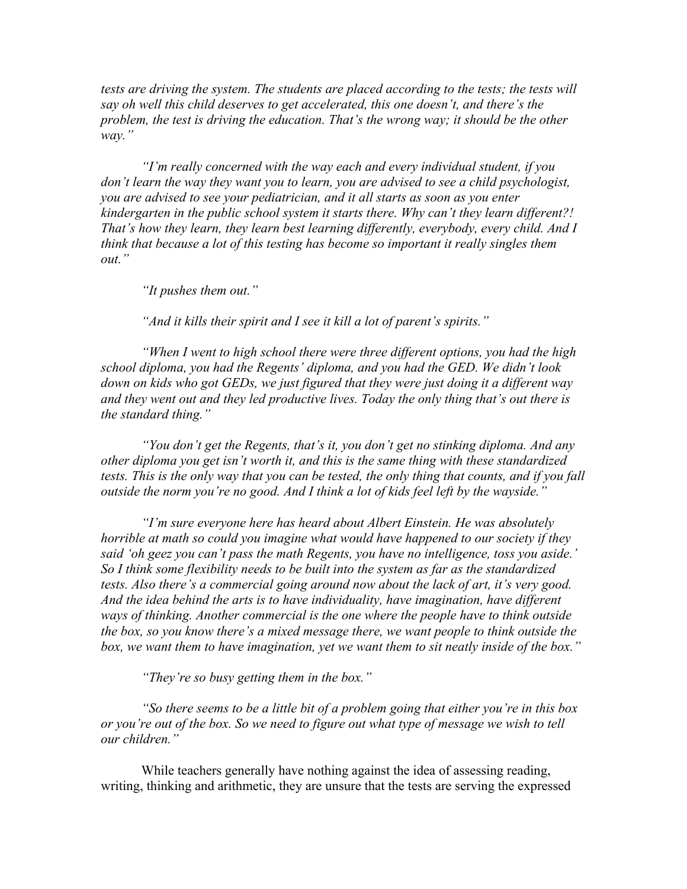*tests are driving the system. The students are placed according to the tests; the tests will say oh well this child deserves to get accelerated, this one doesn't, and there's the problem, the test is driving the education. That's the wrong way; it should be the other way."*

*"I'm really concerned with the way each and every individual student, if you don't learn the way they want you to learn, you are advised to see a child psychologist, you are advised to see your pediatrician, and it all starts as soon as you enter kindergarten in the public school system it starts there. Why can't they learn different?! That's how they learn, they learn best learning differently, everybody, every child. And I think that because a lot of this testing has become so important it really singles them out."*

*"It pushes them out."*

*"And it kills their spirit and I see it kill a lot of parent's spirits."*

*"When I went to high school there were three different options, you had the high school diploma, you had the Regents' diploma, and you had the GED. We didn't look down on kids who got GEDs, we just figured that they were just doing it a different way and they went out and they led productive lives. Today the only thing that's out there is the standard thing."*

*"You don't get the Regents, that's it, you don't get no stinking diploma. And any other diploma you get isn't worth it, and this is the same thing with these standardized tests. This is the only way that you can be tested, the only thing that counts, and if you fall outside the norm you're no good. And I think a lot of kids feel left by the wayside."*

*"I'm sure everyone here has heard about Albert Einstein. He was absolutely horrible at math so could you imagine what would have happened to our society if they said 'oh geez you can't pass the math Regents, you have no intelligence, toss you aside.' So I think some flexibility needs to be built into the system as far as the standardized tests. Also there's a commercial going around now about the lack of art, it's very good. And the idea behind the arts is to have individuality, have imagination, have different ways of thinking. Another commercial is the one where the people have to think outside the box, so you know there's a mixed message there, we want people to think outside the box, we want them to have imagination, yet we want them to sit neatly inside of the box."*

*"They're so busy getting them in the box."*

*"So there seems to be a little bit of a problem going that either you're in this box or you're out of the box. So we need to figure out what type of message we wish to tell our children."*

While teachers generally have nothing against the idea of assessing reading, writing, thinking and arithmetic, they are unsure that the tests are serving the expressed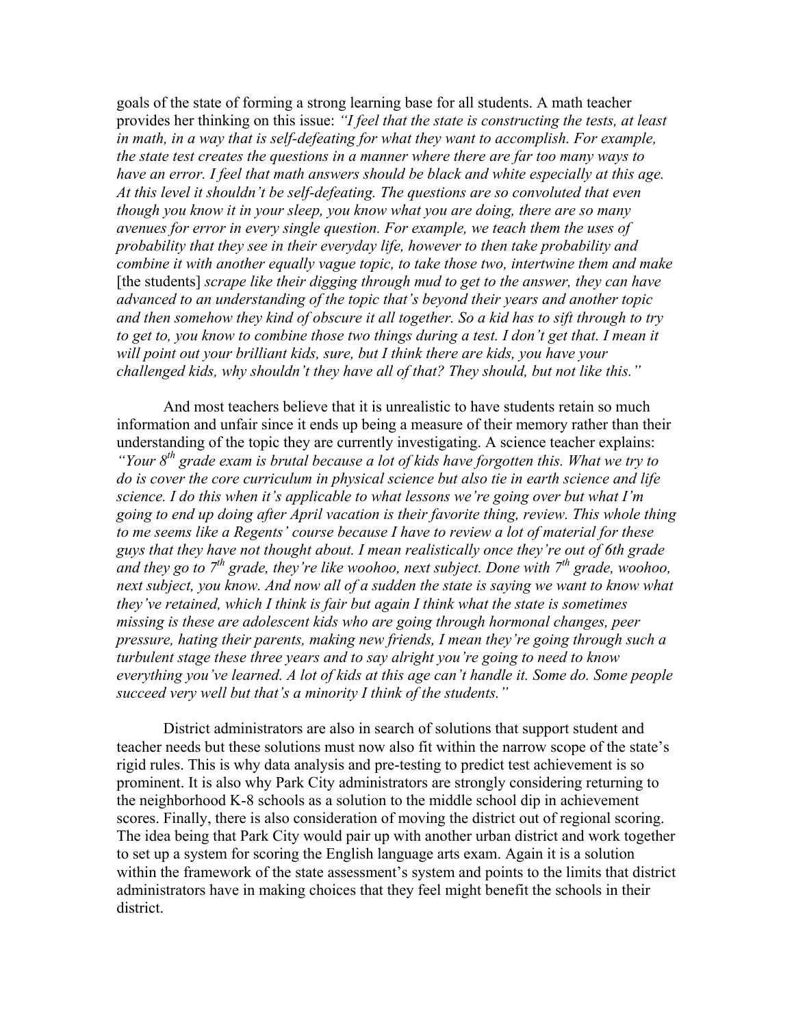goals of the state of forming a strong learning base for all students. A math teacher provides her thinking on this issue: *"I feel that the state is constructing the tests, at least in math, in a way that is self-defeating for what they want to accomplish. For example, the state test creates the questions in a manner where there are far too many ways to have an error. I feel that math answers should be black and white especially at this age. At this level it shouldn't be self-defeating. The questions are so convoluted that even though you know it in your sleep, you know what you are doing, there are so many avenues for error in every single question. For example, we teach them the uses of probability that they see in their everyday life, however to then take probability and combine it with another equally vague topic, to take those two, intertwine them and make* [the students] *scrape like their digging through mud to get to the answer, they can have advanced to an understanding of the topic that's beyond their years and another topic and then somehow they kind of obscure it all together. So a kid has to sift through to try to get to, you know to combine those two things during a test. I don't get that. I mean it will point out your brilliant kids, sure, but I think there are kids, you have your challenged kids, why shouldn't they have all of that? They should, but not like this."*

And most teachers believe that it is unrealistic to have students retain so much information and unfair since it ends up being a measure of their memory rather than their understanding of the topic they are currently investigating. A science teacher explains: *"Your 8th grade exam is brutal because a lot of kids have forgotten this. What we try to do is cover the core curriculum in physical science but also tie in earth science and life science. I do this when it's applicable to what lessons we're going over but what I'm going to end up doing after April vacation is their favorite thing, review. This whole thing to me seems like a Regents' course because I have to review a lot of material for these guys that they have not thought about. I mean realistically once they're out of 6th grade and they go to 7th grade, they're like woohoo, next subject. Done with 7th grade, woohoo, next subject, you know. And now all of a sudden the state is saying we want to know what they've retained, which I think is fair but again I think what the state is sometimes missing is these are adolescent kids who are going through hormonal changes, peer pressure, hating their parents, making new friends, I mean they're going through such a turbulent stage these three years and to say alright you're going to need to know everything you've learned. A lot of kids at this age can't handle it. Some do. Some people succeed very well but that's a minority I think of the students."*

District administrators are also in search of solutions that support student and teacher needs but these solutions must now also fit within the narrow scope of the state's rigid rules. This is why data analysis and pre-testing to predict test achievement is so prominent. It is also why Park City administrators are strongly considering returning to the neighborhood K-8 schools as a solution to the middle school dip in achievement scores. Finally, there is also consideration of moving the district out of regional scoring. The idea being that Park City would pair up with another urban district and work together to set up a system for scoring the English language arts exam. Again it is a solution within the framework of the state assessment's system and points to the limits that district administrators have in making choices that they feel might benefit the schools in their district.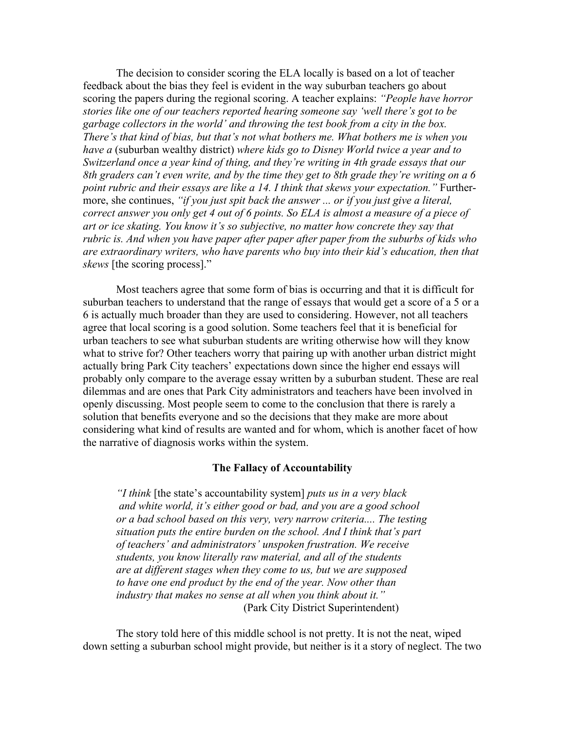The decision to consider scoring the ELA locally is based on a lot of teacher feedback about the bias they feel is evident in the way suburban teachers go about scoring the papers during the regional scoring. A teacher explains: *"People have horror stories like one of our teachers reported hearing someone say 'well there's got to be garbage collectors in the world' and throwing the test book from a city in the box. There's that kind of bias, but that's not what bothers me. What bothers me is when you have a* (suburban wealthy district) *where kids go to Disney World twice a year and to Switzerland once a year kind of thing, and they're writing in 4th grade essays that our 8th graders can't even write, and by the time they get to 8th grade they're writing on a 6 point rubric and their essays are like a 14. I think that skews your expectation."* Furthermore, she continues, *"if you just spit back the answer ... or if you just give a literal, correct answer you only get 4 out of 6 points. So ELA is almost a measure of a piece of art or ice skating. You know it's so subjective, no matter how concrete they say that rubric is. And when you have paper after paper after paper from the suburbs of kids who are extraordinary writers, who have parents who buy into their kid's education, then that skews* [the scoring process]."

Most teachers agree that some form of bias is occurring and that it is difficult for suburban teachers to understand that the range of essays that would get a score of a 5 or a 6 is actually much broader than they are used to considering. However, not all teachers agree that local scoring is a good solution. Some teachers feel that it is beneficial for urban teachers to see what suburban students are writing otherwise how will they know what to strive for? Other teachers worry that pairing up with another urban district might actually bring Park City teachers' expectations down since the higher end essays will probably only compare to the average essay written by a suburban student. These are real dilemmas and are ones that Park City administrators and teachers have been involved in openly discussing. Most people seem to come to the conclusion that there is rarely a solution that benefits everyone and so the decisions that they make are more about considering what kind of results are wanted and for whom, which is another facet of how the narrative of diagnosis works within the system.

## The Fallacy of Accountability

> *"I think* [the state's accountability system] *puts us in a very black and white world, it's either good or bad, and you are a good school or a bad school based on this very, very narrow criteria.... The testing situation puts the entire burden on the school. And I think that's part of teachers' and administrators' unspoken frustration. We receive students, you know literally raw material, and all of the students are at different stages when they come to us, but we are supposed to have one end product by the end of the year. Now other than industry that makes no sense at all when you think about it."*
>
> (Park City District Superintendent)

The story told here of this middle school is not pretty. It is not the neat, wiped down setting a suburban school might provide, but neither is it a story of neglect. The two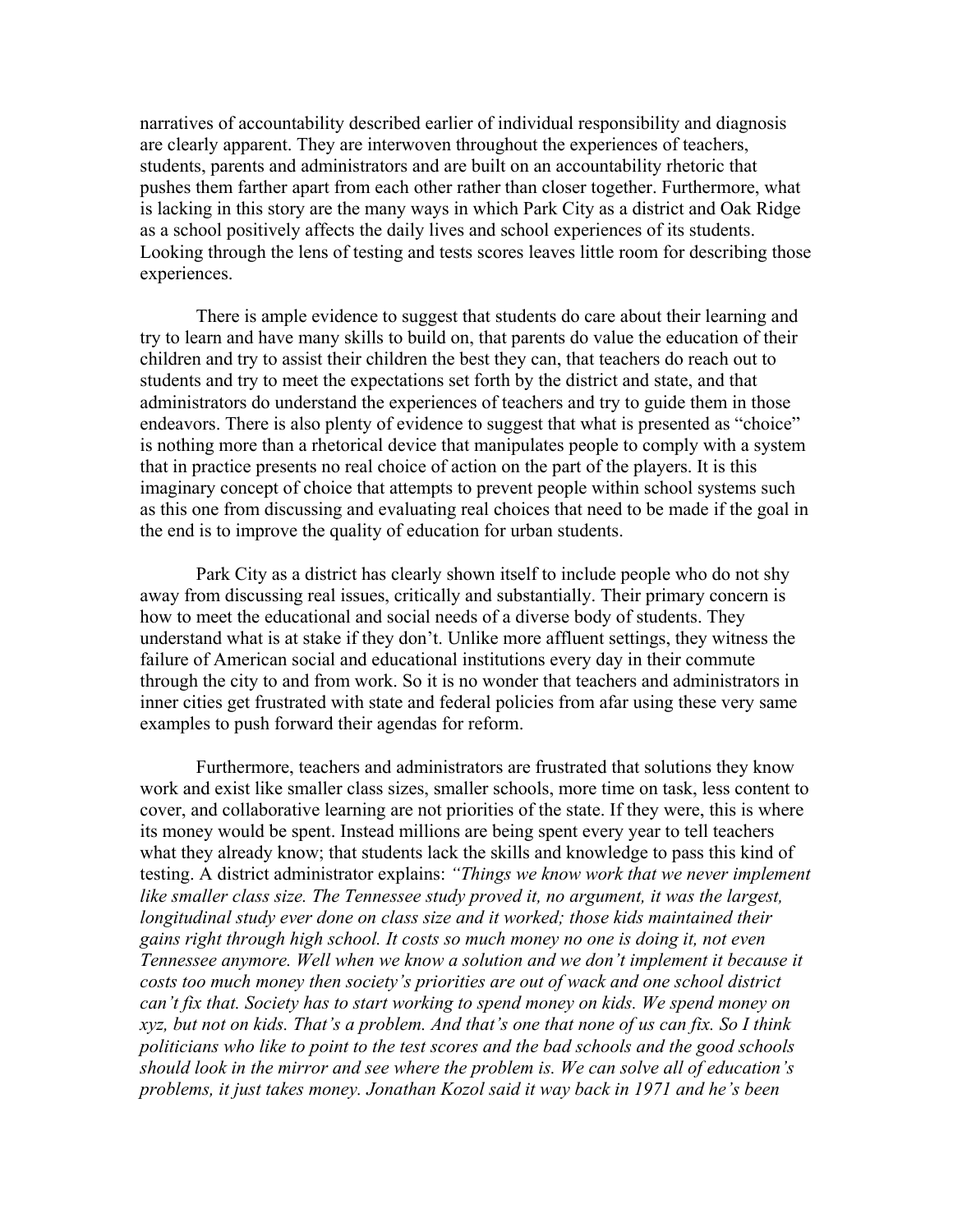narratives of accountability described earlier of individual responsibility and diagnosis are clearly apparent. They are interwoven throughout the experiences of teachers, students, parents and administrators and are built on an accountability rhetoric that pushes them farther apart from each other rather than closer together. Furthermore, what is lacking in this story are the many ways in which Park City as a district and Oak Ridge as a school positively affects the daily lives and school experiences of its students. Looking through the lens of testing and tests scores leaves little room for describing those experiences.

There is ample evidence to suggest that students do care about their learning and try to learn and have many skills to build on, that parents do value the education of their children and try to assist their children the best they can, that teachers do reach out to students and try to meet the expectations set forth by the district and state, and that administrators do understand the experiences of teachers and try to guide them in those endeavors. There is also plenty of evidence to suggest that what is presented as "choice" is nothing more than a rhetorical device that manipulates people to comply with a system that in practice presents no real choice of action on the part of the players. It is this imaginary concept of choice that attempts to prevent people within school systems such as this one from discussing and evaluating real choices that need to be made if the goal in the end is to improve the quality of education for urban students.

Park City as a district has clearly shown itself to include people who do not shy away from discussing real issues, critically and substantially. Their primary concern is how to meet the educational and social needs of a diverse body of students. They understand what is at stake if they don't. Unlike more affluent settings, they witness the failure of American social and educational institutions every day in their commute through the city to and from work. So it is no wonder that teachers and administrators in inner cities get frustrated with state and federal policies from afar using these very same examples to push forward their agendas for reform.

Furthermore, teachers and administrators are frustrated that solutions they know work and exist like smaller class sizes, smaller schools, more time on task, less content to cover, and collaborative learning are not priorities of the state. If they were, this is where its money would be spent. Instead millions are being spent every year to tell teachers what they already know; that students lack the skills and knowledge to pass this kind of testing. A district administrator explains: *"Things we know work that we never implement like smaller class size. The Tennessee study proved it, no argument, it was the largest, longitudinal study ever done on class size and it worked; those kids maintained their gains right through high school. It costs so much money no one is doing it, not even Tennessee anymore. Well when we know a solution and we don't implement it because it costs too much money then society's priorities are out of wack and one school district can't fix that. Society has to start working to spend money on kids. We spend money on xyz, but not on kids. That's a problem. And that's one that none of us can fix. So I think politicians who like to point to the test scores and the bad schools and the good schools should look in the mirror and see where the problem is. We can solve all of education's problems, it just takes money. Jonathan Kozol said it way back in 1971 and he's been*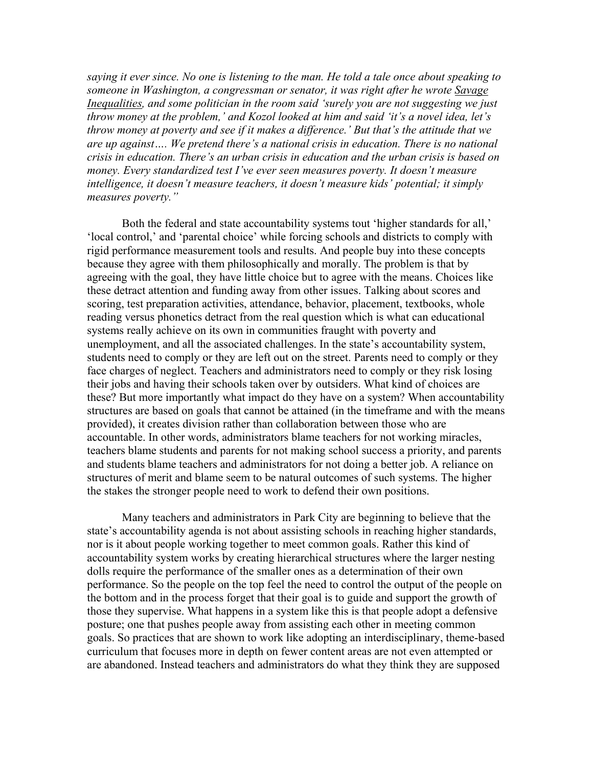*saying it ever since. No one is listening to the man. He told a tale once about speaking to someone in Washington, a congressman or senator, it was right after he wrote Savage Inequalities, and some politician in the room said 'surely you are not suggesting we just throw money at the problem,' and Kozol looked at him and said 'it's a novel idea, let's throw money at poverty and see if it makes a difference.' But that's the attitude that we are up against…. We pretend there's a national crisis in education. There is no national crisis in education. There's an urban crisis in education and the urban crisis is based on money. Every standardized test I've ever seen measures poverty. It doesn't measure intelligence, it doesn't measure teachers, it doesn't measure kids' potential; it simply measures poverty."*

Both the federal and state accountability systems tout 'higher standards for all,' 'local control,' and 'parental choice' while forcing schools and districts to comply with rigid performance measurement tools and results. And people buy into these concepts because they agree with them philosophically and morally. The problem is that by agreeing with the goal, they have little choice but to agree with the means. Choices like these detract attention and funding away from other issues. Talking about scores and scoring, test preparation activities, attendance, behavior, placement, textbooks, whole reading versus phonetics detract from the real question which is what can educational systems really achieve on its own in communities fraught with poverty and unemployment, and all the associated challenges. In the state's accountability system, students need to comply or they are left out on the street. Parents need to comply or they face charges of neglect. Teachers and administrators need to comply or they risk losing their jobs and having their schools taken over by outsiders. What kind of choices are these? But more importantly what impact do they have on a system? When accountability structures are based on goals that cannot be attained (in the timeframe and with the means provided), it creates division rather than collaboration between those who are accountable. In other words, administrators blame teachers for not working miracles, teachers blame students and parents for not making school success a priority, and parents and students blame teachers and administrators for not doing a better job. A reliance on structures of merit and blame seem to be natural outcomes of such systems. The higher the stakes the stronger people need to work to defend their own positions.

Many teachers and administrators in Park City are beginning to believe that the state's accountability agenda is not about assisting schools in reaching higher standards, nor is it about people working together to meet common goals. Rather this kind of accountability system works by creating hierarchical structures where the larger nesting dolls require the performance of the smaller ones as a determination of their own performance. So the people on the top feel the need to control the output of the people on the bottom and in the process forget that their goal is to guide and support the growth of those they supervise. What happens in a system like this is that people adopt a defensive posture; one that pushes people away from assisting each other in meeting common goals. So practices that are shown to work like adopting an interdisciplinary, theme-based curriculum that focuses more in depth on fewer content areas are not even attempted or are abandoned. Instead teachers and administrators do what they think they are supposed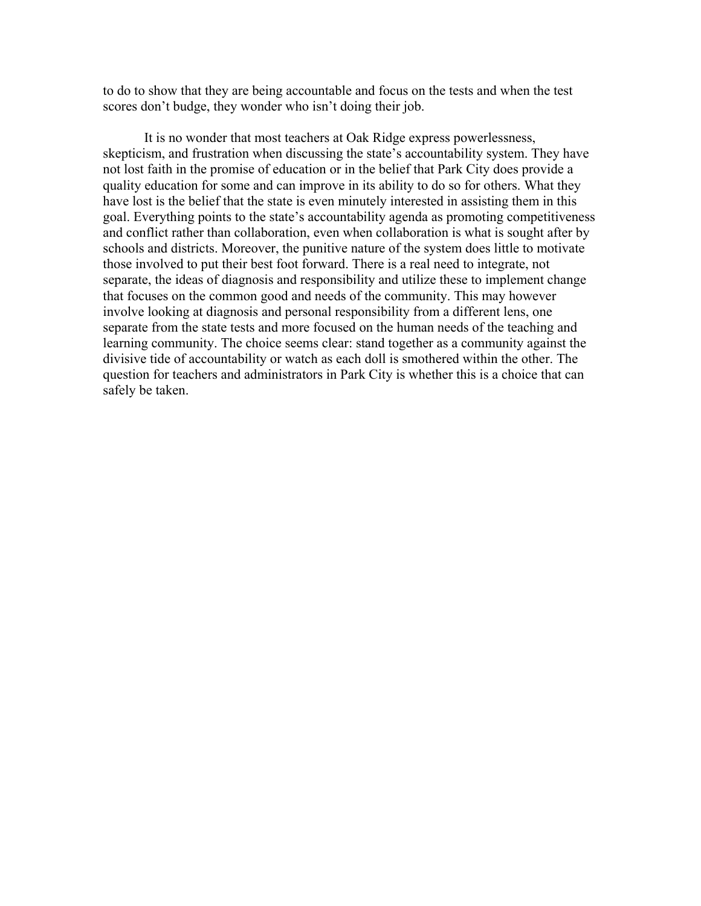to do to show that they are being accountable and focus on the tests and when the test scores don't budge, they wonder who isn't doing their job.

It is no wonder that most teachers at Oak Ridge express powerlessness, skepticism, and frustration when discussing the state's accountability system. They have not lost faith in the promise of education or in the belief that Park City does provide a quality education for some and can improve in its ability to do so for others. What they have lost is the belief that the state is even minutely interested in assisting them in this goal. Everything points to the state's accountability agenda as promoting competitiveness and conflict rather than collaboration, even when collaboration is what is sought after by schools and districts. Moreover, the punitive nature of the system does little to motivate those involved to put their best foot forward. There is a real need to integrate, not separate, the ideas of diagnosis and responsibility and utilize these to implement change that focuses on the common good and needs of the community. This may however involve looking at diagnosis and personal responsibility from a different lens, one separate from the state tests and more focused on the human needs of the teaching and learning community. The choice seems clear: stand together as a community against the divisive tide of accountability or watch as each doll is smothered within the other. The question for teachers and administrators in Park City is whether this is a choice that can safely be taken.